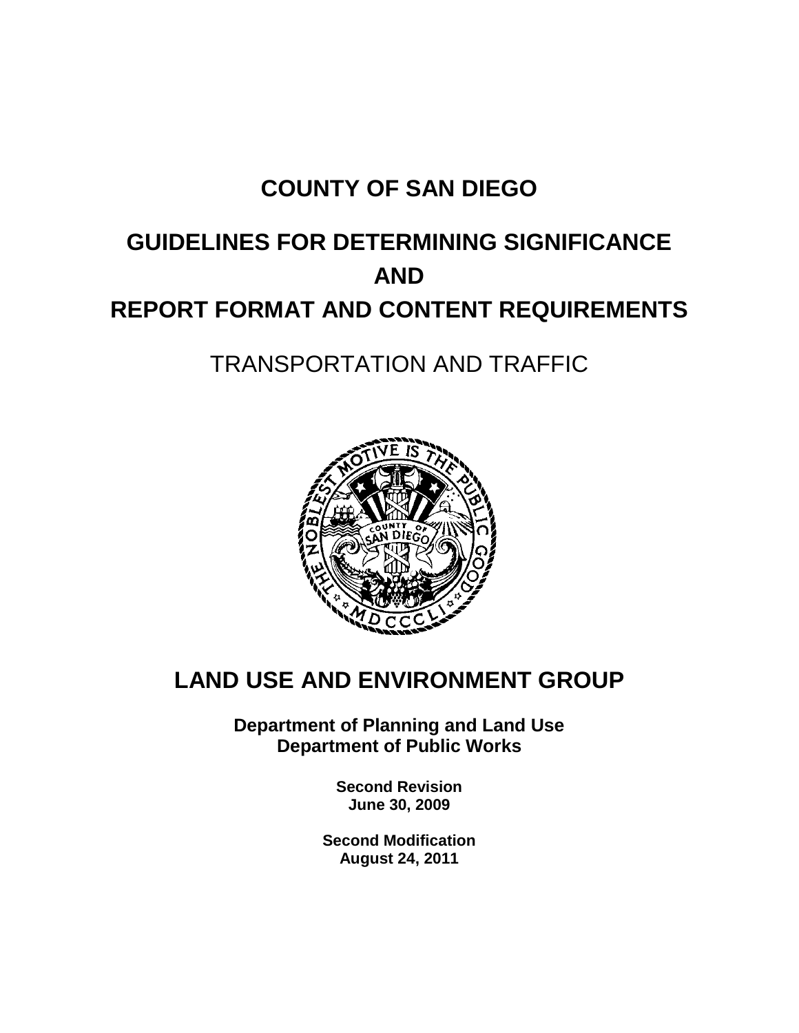# COUNTY OF SAN DIEGO

# GUIDELINES FOR DETERMINING SIGNIFICANCE AND REPORT FORMAT AND CONTENT REQUIREMENTS

## TRANSPORTATION AND TRAFFIC

## LAND USE AND ENVIRONMENT GROUP

**Department of Planning and Land Use**
**Department of Public Works**

**Second Revision**
**June 30, 2009**

**Second Modification**
**August 24, 2011**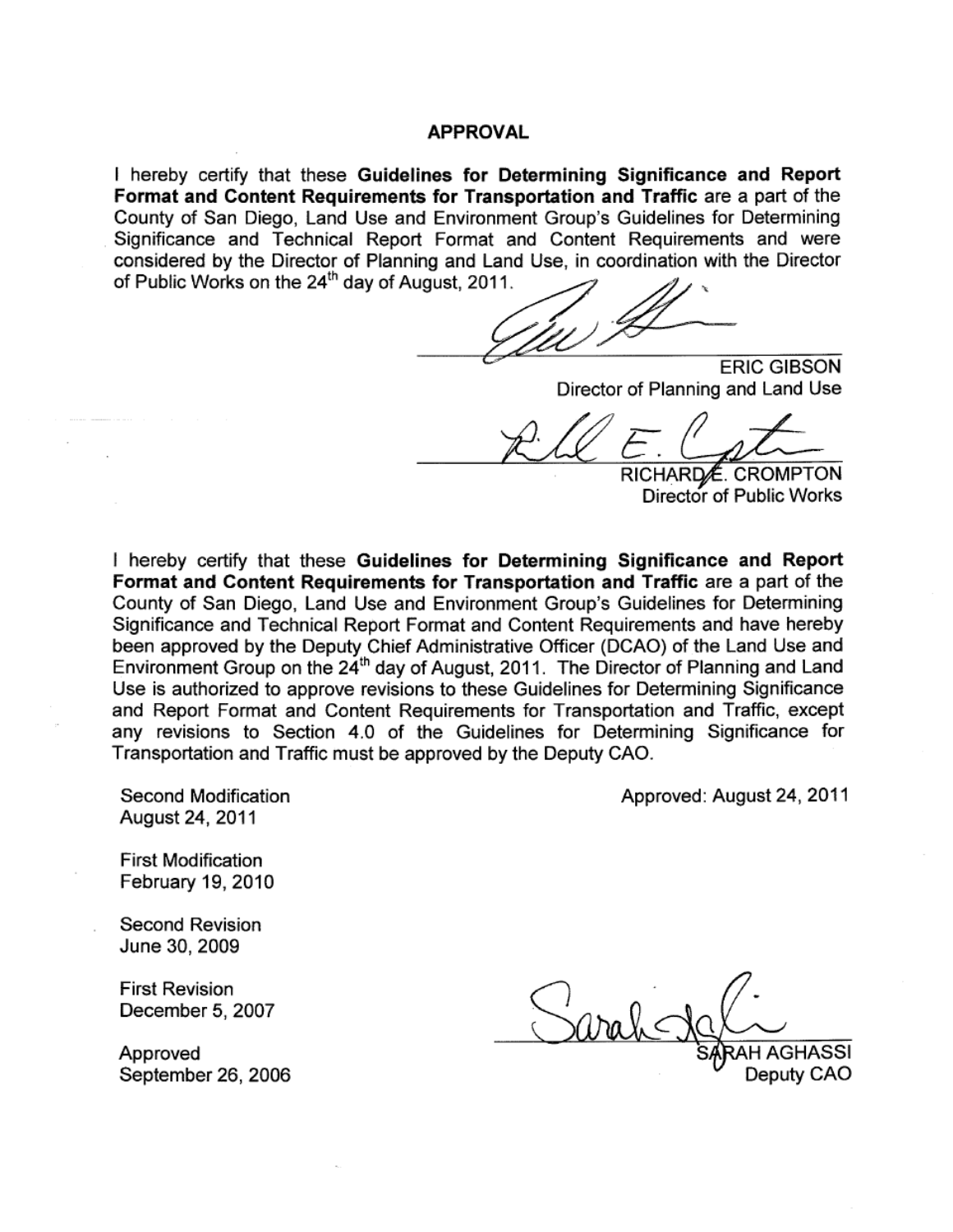# APPROVAL

I hereby certify that these **Guidelines for Determining Significance and Report Format and Content Requirements for Transportation and Traffic** are a part of the County of San Diego, Land Use and Environment Group's Guidelines for Determining Significance and Technical Report Format and Content Requirements and were considered by the Director of Planning and Land Use, in coordination with the Director of Public Works on the 24th day of August, 2011.

ERIC GIBSON
Director of Planning and Land Use

RICHARD E. CROMPTON
Director of Public Works

I hereby certify that these **Guidelines for Determining Significance and Report Format and Content Requirements for Transportation and Traffic** are a part of the County of San Diego, Land Use and Environment Group's Guidelines for Determining Significance and Technical Report Format and Content Requirements and have hereby been approved by the Deputy Chief Administrative Officer (DCAO) of the Land Use and Environment Group on the 24th day of August, 2011. The Director of Planning and Land Use is authorized to approve revisions to these Guidelines for Determining Significance and Report Format and Content Requirements for Transportation and Traffic, except any revisions to Section 4.0 of the Guidelines for Determining Significance for Transportation and Traffic must be approved by the Deputy CAO.

Approved: August 24, 2011

Second Modification
August 24, 2011

First Modification
February 19, 2010

Second Revision
June 30, 2009

First Revision
December 5, 2007

Approved
September 26, 2006

SARAH AGHASSI
Deputy CAO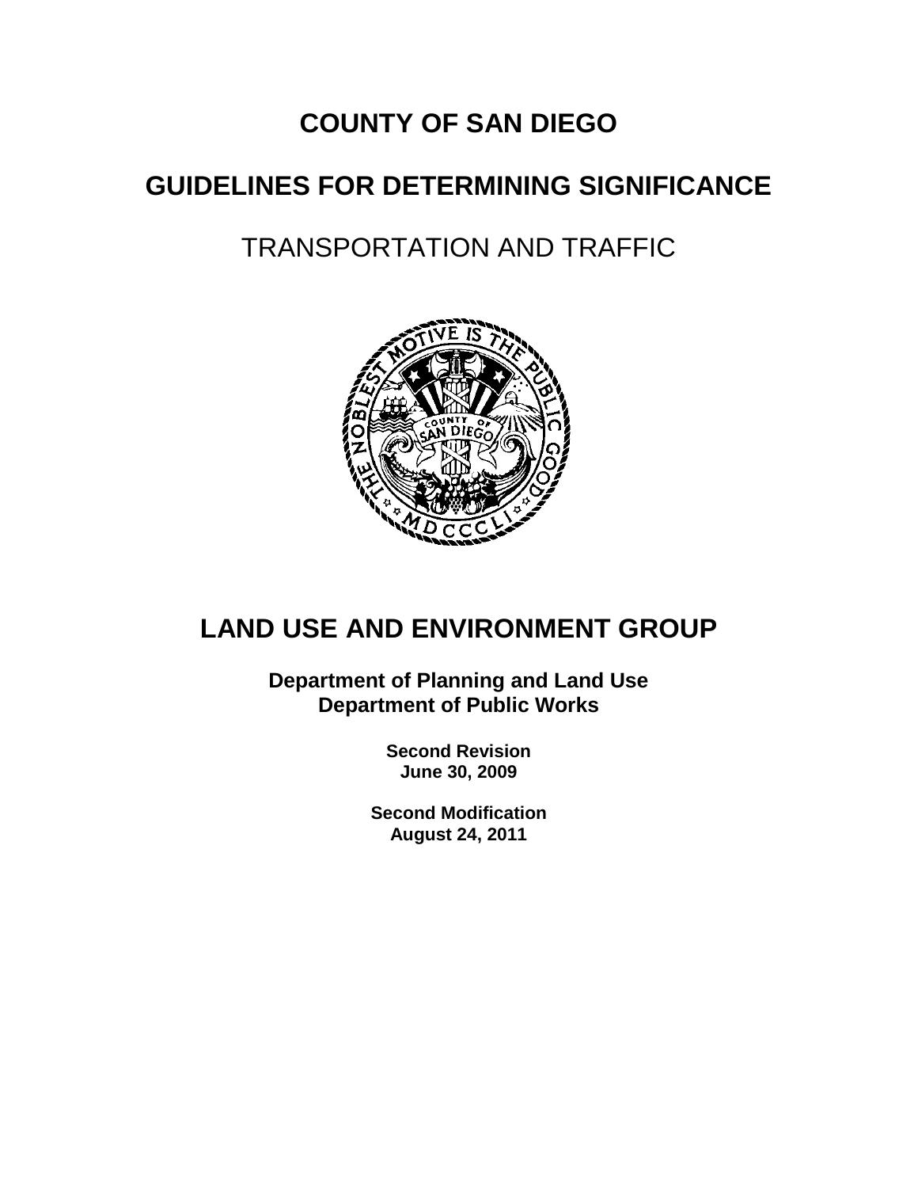# COUNTY OF SAN DIEGO

# GUIDELINES FOR DETERMINING SIGNIFICANCE

## TRANSPORTATION AND TRAFFIC

# LAND USE AND ENVIRONMENT GROUP

**Department of Planning and Land Use**
**Department of Public Works**

**Second Revision**
**June 30, 2009**

**Second Modification**
**August 24, 2011**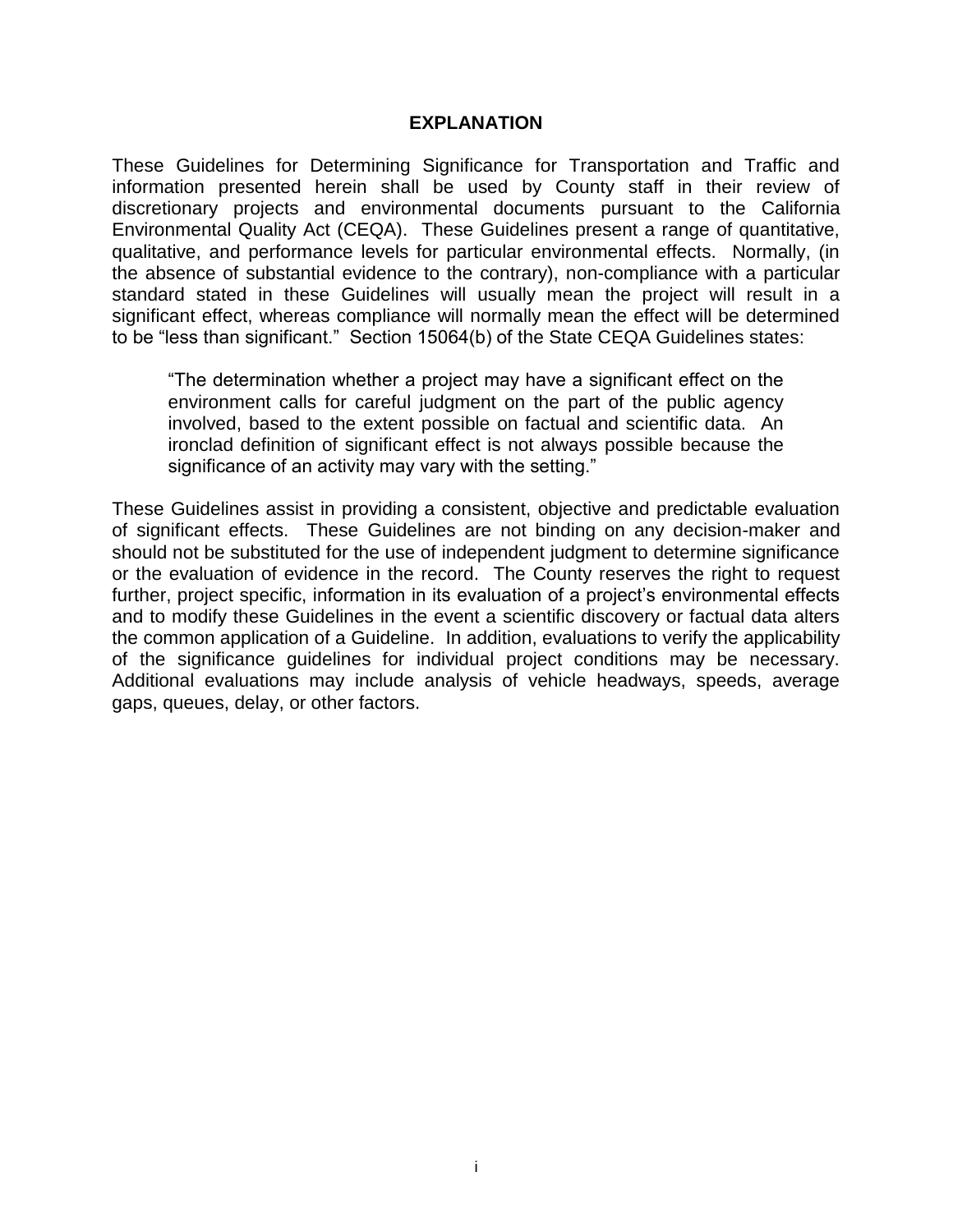## EXPLANATION

These Guidelines for Determining Significance for Transportation and Traffic and information presented herein shall be used by County staff in their review of discretionary projects and environmental documents pursuant to the California Environmental Quality Act (CEQA). These Guidelines present a range of quantitative, qualitative, and performance levels for particular environmental effects. Normally, (in the absence of substantial evidence to the contrary), non-compliance with a particular standard stated in these Guidelines will usually mean the project will result in a significant effect, whereas compliance will normally mean the effect will be determined to be "less than significant." Section 15064(b) of the State CEQA Guidelines states:

> "The determination whether a project may have a significant effect on the environment calls for careful judgment on the part of the public agency involved, based to the extent possible on factual and scientific data. An ironclad definition of significant effect is not always possible because the significance of an activity may vary with the setting."

These Guidelines assist in providing a consistent, objective and predictable evaluation of significant effects. These Guidelines are not binding on any decision-maker and should not be substituted for the use of independent judgment to determine significance or the evaluation of evidence in the record. The County reserves the right to request further, project specific, information in its evaluation of a project's environmental effects and to modify these Guidelines in the event a scientific discovery or factual data alters the common application of a Guideline. In addition, evaluations to verify the applicability of the significance guidelines for individual project conditions may be necessary. Additional evaluations may include analysis of vehicle headways, speeds, average gaps, queues, delay, or other factors.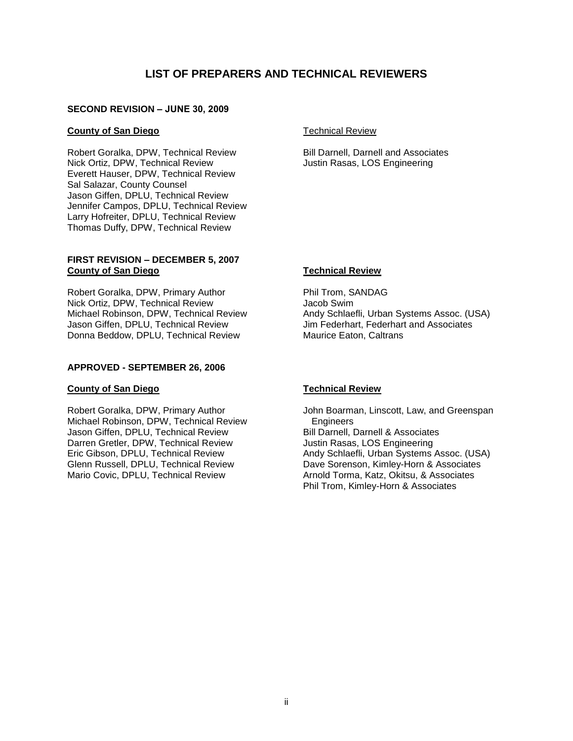# LIST OF PREPARERS AND TECHNICAL REVIEWERS

## SECOND REVISION – JUNE 30, 2009

**County of San Diego**

Robert Goralka, DPW, Technical Review
Nick Ortiz, DPW, Technical Review
Everett Hauser, DPW, Technical Review
Sal Salazar, County Counsel
Jason Giffen, DPLU, Technical Review
Jennifer Campos, DPLU, Technical Review
Larry Hofreiter, DPLU, Technical Review
Thomas Duffy, DPW, Technical Review

Technical Review

Bill Darnell, Darnell and Associates
Justin Rasas, LOS Engineering

## FIRST REVISION – DECEMBER 5, 2007

**County of San Diego**

Robert Goralka, DPW, Primary Author
Nick Ortiz, DPW, Technical Review
Michael Robinson, DPW, Technical Review
Jason Giffen, DPLU, Technical Review
Donna Beddow, DPLU, Technical Review

**Technical Review**

Phil Trom, SANDAG
Jacob Swim
Andy Schlaefli, Urban Systems Assoc. (USA)
Jim Federhart, Federhart and Associates
Maurice Eaton, Caltrans

## APPROVED - SEPTEMBER 26, 2006

**County of San Diego**

Robert Goralka, DPW, Primary Author
Michael Robinson, DPW, Technical Review
Jason Giffen, DPLU, Technical Review
Darren Gretler, DPW, Technical Review
Eric Gibson, DPLU, Technical Review
Glenn Russell, DPLU, Technical Review
Mario Covic, DPLU, Technical Review

**Technical Review**

John Boarman, Linscott, Law, and Greenspan Engineers
Bill Darnell, Darnell & Associates
Justin Rasas, LOS Engineering
Andy Schlaefli, Urban Systems Assoc. (USA)
Dave Sorenson, Kimley-Horn & Associates
Arnold Torma, Katz, Okitsu, & Associates
Phil Trom, Kimley-Horn & Associates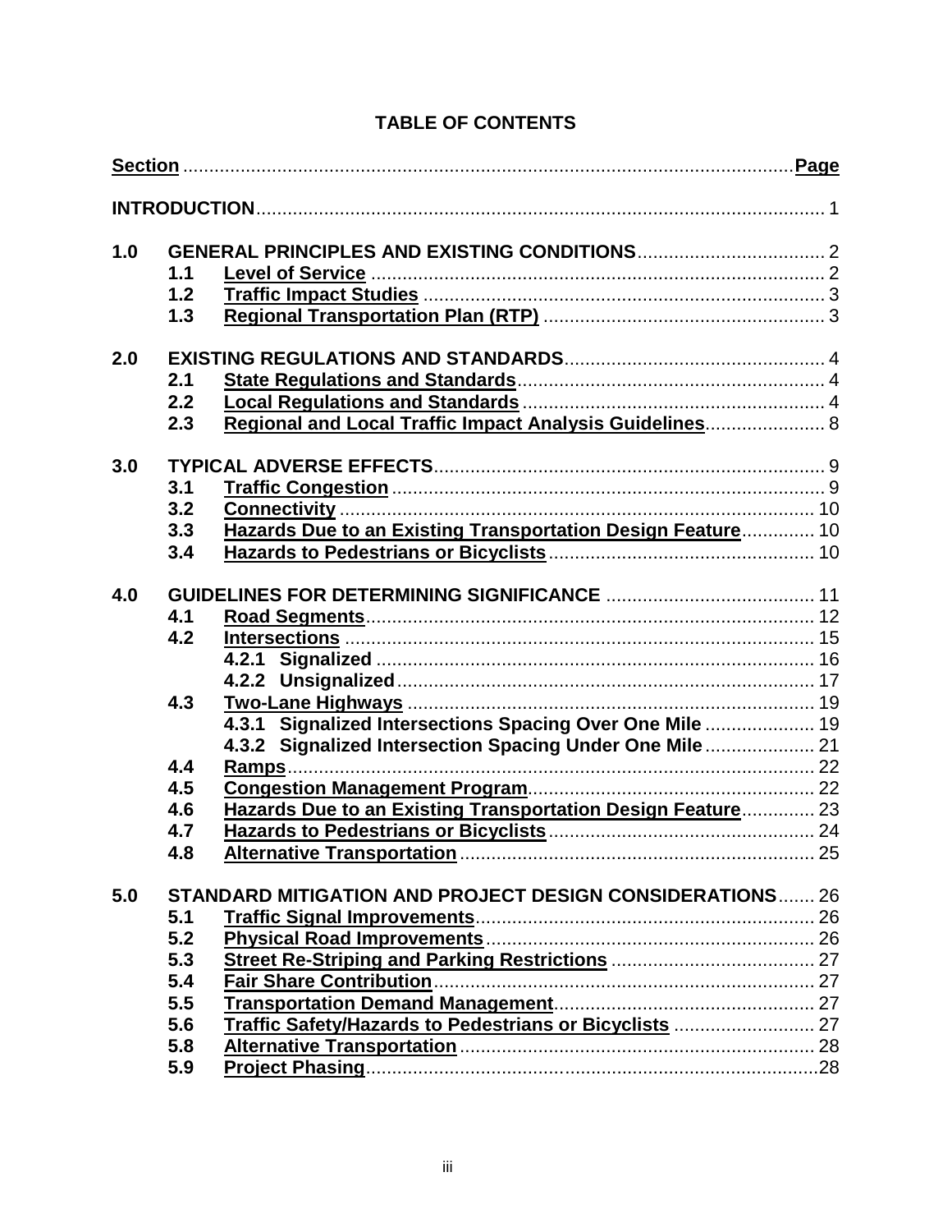# TABLE OF CONTENTS

| Section | | Page |
|---|---|---|
| **INTRODUCTION** | | 1 |
| **1.0** | **GENERAL PRINCIPLES AND EXISTING CONDITIONS** | 2 |
| 1.1 | Level of Service | 2 |
| 1.2 | Traffic Impact Studies | 3 |
| 1.3 | Regional Transportation Plan (RTP) | 3 |
| **2.0** | **EXISTING REGULATIONS AND STANDARDS** | 4 |
| 2.1 | State Regulations and Standards | 4 |
| 2.2 | Local Regulations and Standards | 4 |
| 2.3 | Regional and Local Traffic Impact Analysis Guidelines | 8 |
| **3.0** | **TYPICAL ADVERSE EFFECTS** | 9 |
| 3.1 | Traffic Congestion | 9 |
| 3.2 | Connectivity | 10 |
| 3.3 | Hazards Due to an Existing Transportation Design Feature | 10 |
| 3.4 | Hazards to Pedestrians or Bicyclists | 10 |
| **4.0** | **GUIDELINES FOR DETERMINING SIGNIFICANCE** | 11 |
| 4.1 | Road Segments | 12 |
| 4.2 | Intersections | 15 |
| | 4.2.1 Signalized | 16 |
| | 4.2.2 Unsignalized | 17 |
| 4.3 | Two-Lane Highways | 19 |
| | 4.3.1 Signalized Intersections Spacing Over One Mile | 19 |
| | 4.3.2 Signalized Intersection Spacing Under One Mile | 21 |
| 4.4 | Ramps | 22 |
| 4.5 | Congestion Management Program | 22 |
| 4.6 | Hazards Due to an Existing Transportation Design Feature | 23 |
| 4.7 | Hazards to Pedestrians or Bicyclists | 24 |
| 4.8 | Alternative Transportation | 25 |
| **5.0** | **STANDARD MITIGATION AND PROJECT DESIGN CONSIDERATIONS** | 26 |
| 5.1 | Traffic Signal Improvements | 26 |
| 5.2 | Physical Road Improvements | 26 |
| 5.3 | Street Re-Striping and Parking Restrictions | 27 |
| 5.4 | Fair Share Contribution | 27 |
| 5.5 | Transportation Demand Management | 27 |
| 5.6 | Traffic Safety/Hazards to Pedestrians or Bicyclists | 27 |
| 5.8 | Alternative Transportation | 28 |
| 5.9 | Project Phasing | 28 |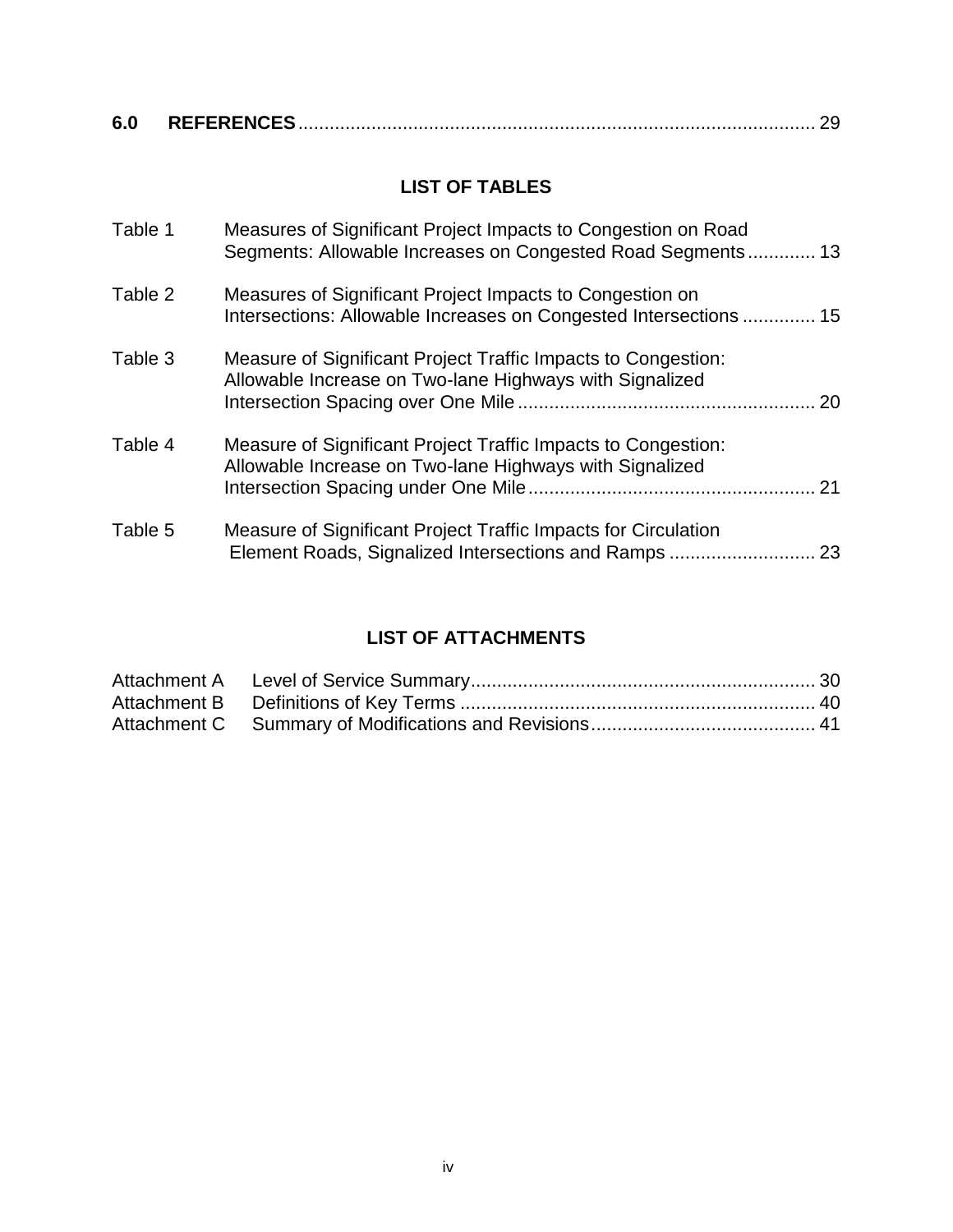**6.0 REFERENCES** .................................................................................................. 29

## LIST OF TABLES

Table 1 Measures of Significant Project Impacts to Congestion on Road Segments: Allowable Increases on Congested Road Segments ............. 13

Table 2 Measures of Significant Project Impacts to Congestion on Intersections: Allowable Increases on Congested Intersections ............. 15

Table 3 Measure of Significant Project Traffic Impacts to Congestion: Allowable Increase on Two-lane Highways with Signalized Intersection Spacing over One Mile ......................................................... 20

Table 4 Measure of Significant Project Traffic Impacts to Congestion: Allowable Increase on Two-lane Highways with Signalized Intersection Spacing under One Mile ....................................................... 21

Table 5 Measure of Significant Project Traffic Impacts for Circulation Element Roads, Signalized Intersections and Ramps ............................ 23

## LIST OF ATTACHMENTS

Attachment A Level of Service Summary.................................................................. 30
Attachment B Definitions of Key Terms .................................................................... 40
Attachment C Summary of Modifications and Revisions........................................... 41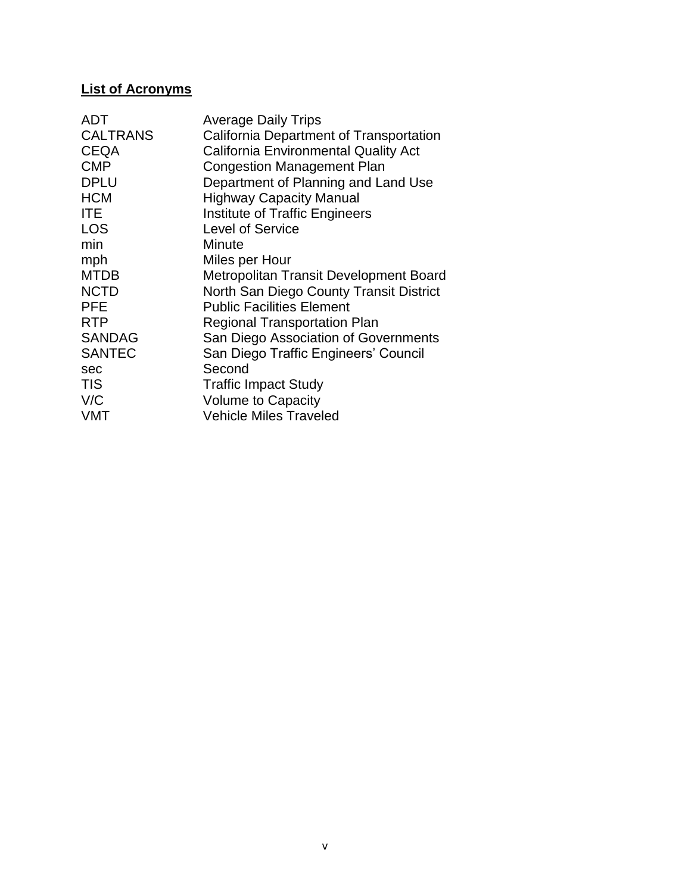**List of Acronyms**

| | |
|---|---|
| ADT | Average Daily Trips |
| CALTRANS | California Department of Transportation |
| CEQA | California Environmental Quality Act |
| CMP | Congestion Management Plan |
| DPLU | Department of Planning and Land Use |
| HCM | Highway Capacity Manual |
| ITE | Institute of Traffic Engineers |
| LOS | Level of Service |
| min | Minute |
| mph | Miles per Hour |
| MTDB | Metropolitan Transit Development Board |
| NCTD | North San Diego County Transit District |
| PFE | Public Facilities Element |
| RTP | Regional Transportation Plan |
| SANDAG | San Diego Association of Governments |
| SANTEC | San Diego Traffic Engineers' Council |
| sec | Second |
| TIS | Traffic Impact Study |
| V/C | Volume to Capacity |
| VMT | Vehicle Miles Traveled |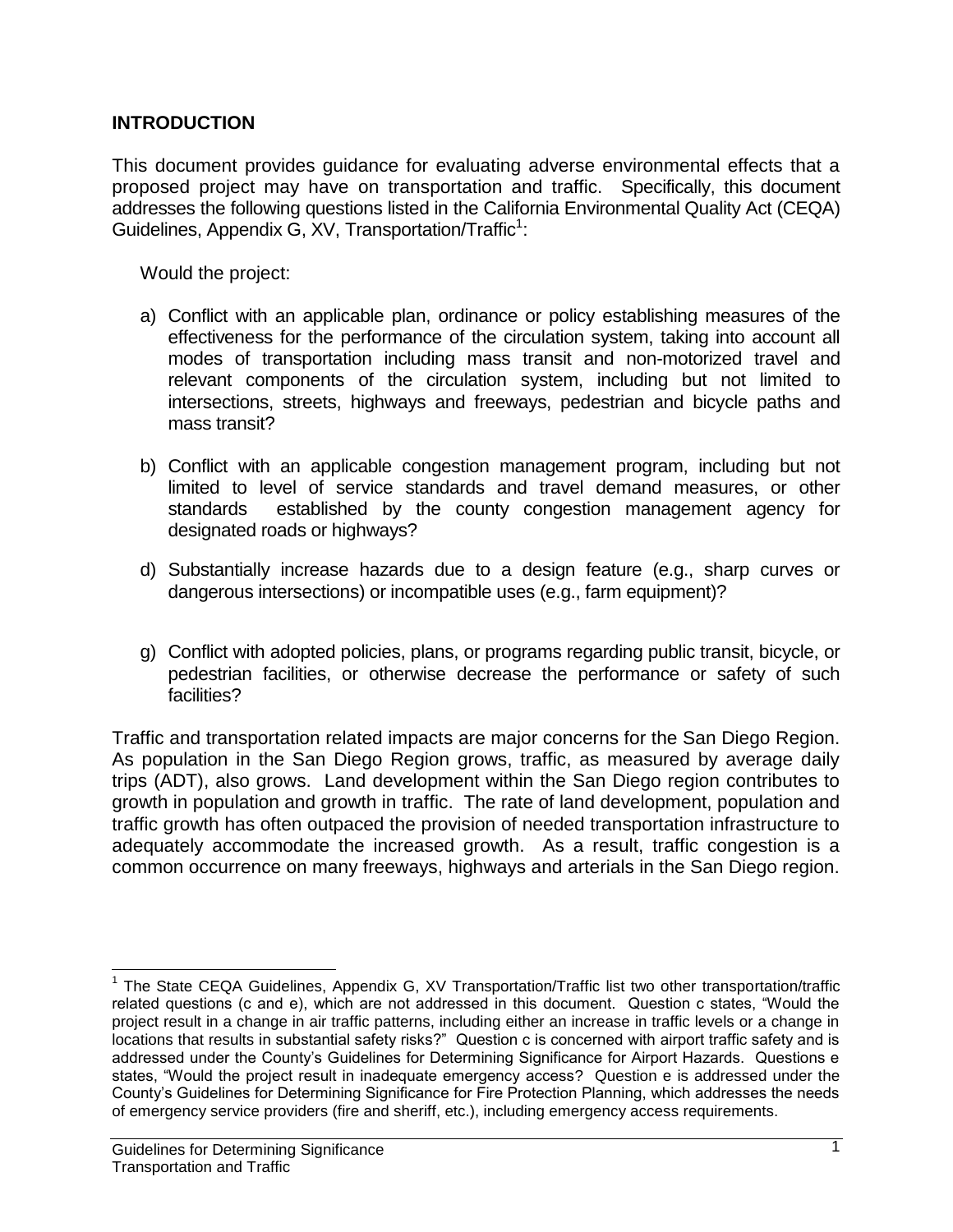## INTRODUCTION

This document provides guidance for evaluating adverse environmental effects that a proposed project may have on transportation and traffic. Specifically, this document addresses the following questions listed in the California Environmental Quality Act (CEQA) Guidelines, Appendix G, XV, Transportation/Traffic[1]:

Would the project:

a) Conflict with an applicable plan, ordinance or policy establishing measures of the effectiveness for the performance of the circulation system, taking into account all modes of transportation including mass transit and non-motorized travel and relevant components of the circulation system, including but not limited to intersections, streets, highways and freeways, pedestrian and bicycle paths and mass transit?

b) Conflict with an applicable congestion management program, including but not limited to level of service standards and travel demand measures, or other standards established by the county congestion management agency for designated roads or highways?

d) Substantially increase hazards due to a design feature (e.g., sharp curves or dangerous intersections) or incompatible uses (e.g., farm equipment)?

g) Conflict with adopted policies, plans, or programs regarding public transit, bicycle, or pedestrian facilities, or otherwise decrease the performance or safety of such facilities?

Traffic and transportation related impacts are major concerns for the San Diego Region. As population in the San Diego Region grows, traffic, as measured by average daily trips (ADT), also grows. Land development within the San Diego region contributes to growth in population and growth in traffic. The rate of land development, population and traffic growth has often outpaced the provision of needed transportation infrastructure to adequately accommodate the increased growth. As a result, traffic congestion is a common occurrence on many freeways, highways and arterials in the San Diego region.

---

[1] The State CEQA Guidelines, Appendix G, XV Transportation/Traffic list two other transportation/traffic related questions (c and e), which are not addressed in this document. Question c states, "Would the project result in a change in air traffic patterns, including either an increase in traffic levels or a change in locations that results in substantial safety risks?" Question c is concerned with airport traffic safety and is addressed under the County's Guidelines for Determining Significance for Airport Hazards. Questions e states, "Would the project result in inadequate emergency access? Question e is addressed under the County's Guidelines for Determining Significance for Fire Protection Planning, which addresses the needs of emergency service providers (fire and sheriff, etc.), including emergency access requirements.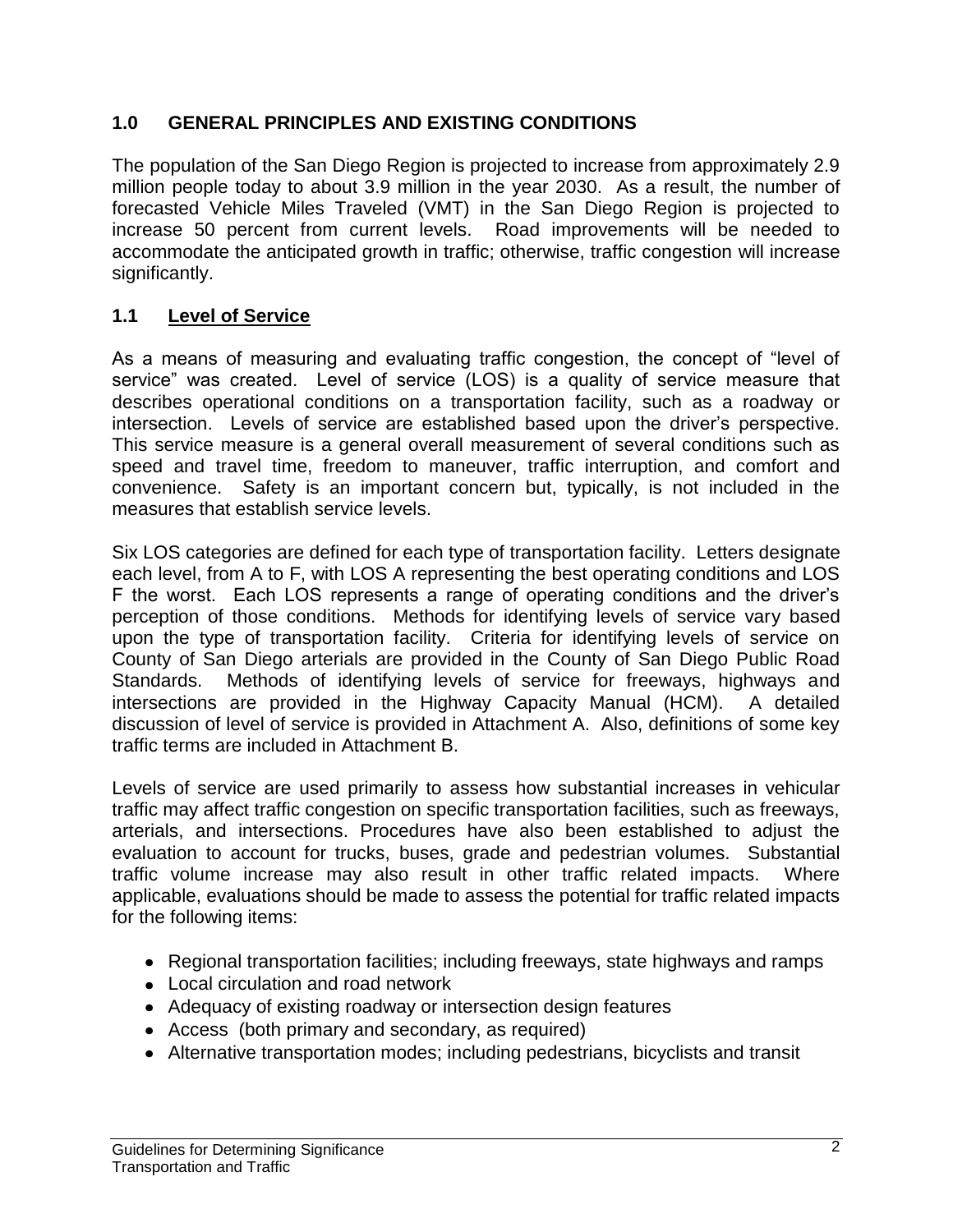## 1.0 GENERAL PRINCIPLES AND EXISTING CONDITIONS

The population of the San Diego Region is projected to increase from approximately 2.9 million people today to about 3.9 million in the year 2030. As a result, the number of forecasted Vehicle Miles Traveled (VMT) in the San Diego Region is projected to increase 50 percent from current levels. Road improvements will be needed to accommodate the anticipated growth in traffic; otherwise, traffic congestion will increase significantly.

### 1.1 Level of Service

As a means of measuring and evaluating traffic congestion, the concept of "level of service" was created. Level of service (LOS) is a quality of service measure that describes operational conditions on a transportation facility, such as a roadway or intersection. Levels of service are established based upon the driver's perspective. This service measure is a general overall measurement of several conditions such as speed and travel time, freedom to maneuver, traffic interruption, and comfort and convenience. Safety is an important concern but, typically, is not included in the measures that establish service levels.

Six LOS categories are defined for each type of transportation facility. Letters designate each level, from A to F, with LOS A representing the best operating conditions and LOS F the worst. Each LOS represents a range of operating conditions and the driver's perception of those conditions. Methods for identifying levels of service vary based upon the type of transportation facility. Criteria for identifying levels of service on County of San Diego arterials are provided in the County of San Diego Public Road Standards. Methods of identifying levels of service for freeways, highways and intersections are provided in the Highway Capacity Manual (HCM). A detailed discussion of level of service is provided in Attachment A. Also, definitions of some key traffic terms are included in Attachment B.

Levels of service are used primarily to assess how substantial increases in vehicular traffic may affect traffic congestion on specific transportation facilities, such as freeways, arterials, and intersections. Procedures have also been established to adjust the evaluation to account for trucks, buses, grade and pedestrian volumes. Substantial traffic volume increase may also result in other traffic related impacts. Where applicable, evaluations should be made to assess the potential for traffic related impacts for the following items:

- Regional transportation facilities; including freeways, state highways and ramps
- Local circulation and road network
- Adequacy of existing roadway or intersection design features
- Access (both primary and secondary, as required)
- Alternative transportation modes; including pedestrians, bicyclists and transit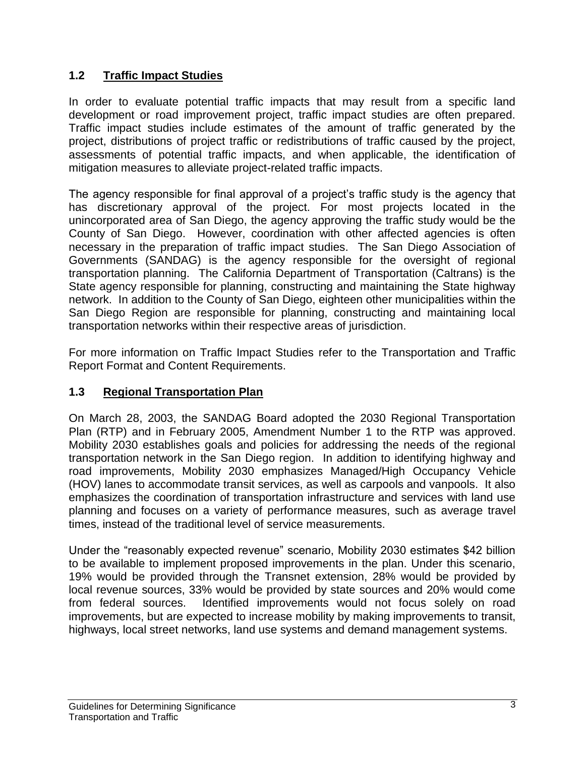## 1.2 Traffic Impact Studies

In order to evaluate potential traffic impacts that may result from a specific land development or road improvement project, traffic impact studies are often prepared. Traffic impact studies include estimates of the amount of traffic generated by the project, distributions of project traffic or redistributions of traffic caused by the project, assessments of potential traffic impacts, and when applicable, the identification of mitigation measures to alleviate project-related traffic impacts.

The agency responsible for final approval of a project's traffic study is the agency that has discretionary approval of the project. For most projects located in the unincorporated area of San Diego, the agency approving the traffic study would be the County of San Diego. However, coordination with other affected agencies is often necessary in the preparation of traffic impact studies. The San Diego Association of Governments (SANDAG) is the agency responsible for the oversight of regional transportation planning. The California Department of Transportation (Caltrans) is the State agency responsible for planning, constructing and maintaining the State highway network. In addition to the County of San Diego, eighteen other municipalities within the San Diego Region are responsible for planning, constructing and maintaining local transportation networks within their respective areas of jurisdiction.

For more information on Traffic Impact Studies refer to the Transportation and Traffic Report Format and Content Requirements.

## 1.3 Regional Transportation Plan

On March 28, 2003, the SANDAG Board adopted the 2030 Regional Transportation Plan (RTP) and in February 2005, Amendment Number 1 to the RTP was approved. Mobility 2030 establishes goals and policies for addressing the needs of the regional transportation network in the San Diego region. In addition to identifying highway and road improvements, Mobility 2030 emphasizes Managed/High Occupancy Vehicle (HOV) lanes to accommodate transit services, as well as carpools and vanpools. It also emphasizes the coordination of transportation infrastructure and services with land use planning and focuses on a variety of performance measures, such as average travel times, instead of the traditional level of service measurements.

Under the "reasonably expected revenue" scenario, Mobility 2030 estimates $42 billion to be available to implement proposed improvements in the plan. Under this scenario, 19% would be provided through the Transnet extension, 28% would be provided by local revenue sources, 33% would be provided by state sources and 20% would come from federal sources. Identified improvements would not focus solely on road improvements, but are expected to increase mobility by making improvements to transit, highways, local street networks, land use systems and demand management systems.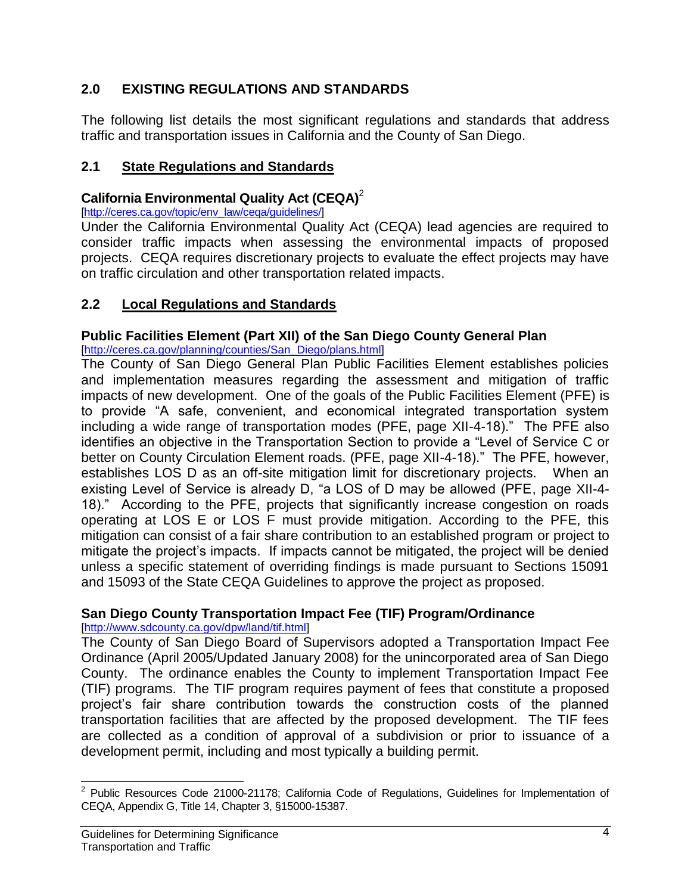## 2.0 EXISTING REGULATIONS AND STANDARDS

The following list details the most significant regulations and standards that address traffic and transportation issues in California and the County of San Diego.

### 2.1 State Regulations and Standards

**California Environmental Quality Act (CEQA)**[2]

[http://ceres.ca.gov/topic/env_law/ceqa/guidelines/]

Under the California Environmental Quality Act (CEQA) lead agencies are required to consider traffic impacts when assessing the environmental impacts of proposed projects. CEQA requires discretionary projects to evaluate the effect projects may have on traffic circulation and other transportation related impacts.

### 2.2 Local Regulations and Standards

**Public Facilities Element (Part XII) of the San Diego County General Plan**

[http://ceres.ca.gov/planning/counties/San_Diego/plans.html]

The County of San Diego General Plan Public Facilities Element establishes policies and implementation measures regarding the assessment and mitigation of traffic impacts of new development. One of the goals of the Public Facilities Element (PFE) is to provide "A safe, convenient, and economical integrated transportation system including a wide range of transportation modes (PFE, page XII-4-18)." The PFE also identifies an objective in the Transportation Section to provide a "Level of Service C or better on County Circulation Element roads. (PFE, page XII-4-18)." The PFE, however, establishes LOS D as an off-site mitigation limit for discretionary projects. When an existing Level of Service is already D, "a LOS of D may be allowed (PFE, page XII-4-18)." According to the PFE, projects that significantly increase congestion on roads operating at LOS E or LOS F must provide mitigation. According to the PFE, this mitigation can consist of a fair share contribution to an established program or project to mitigate the project's impacts. If impacts cannot be mitigated, the project will be denied unless a specific statement of overriding findings is made pursuant to Sections 15091 and 15093 of the State CEQA Guidelines to approve the project as proposed.

**San Diego County Transportation Impact Fee (TIF) Program/Ordinance**

[http://www.sdcounty.ca.gov/dpw/land/tif.html]

The County of San Diego Board of Supervisors adopted a Transportation Impact Fee Ordinance (April 2005/Updated January 2008) for the unincorporated area of San Diego County. The ordinance enables the County to implement Transportation Impact Fee (TIF) programs. The TIF program requires payment of fees that constitute a proposed project's fair share contribution towards the construction costs of the planned transportation facilities that are affected by the proposed development. The TIF fees are collected as a condition of approval of a subdivision or prior to issuance of a development permit, including and most typically a building permit.

---

[2] Public Resources Code 21000-21178; California Code of Regulations, Guidelines for Implementation of CEQA, Appendix G, Title 14, Chapter 3, §15000-15387.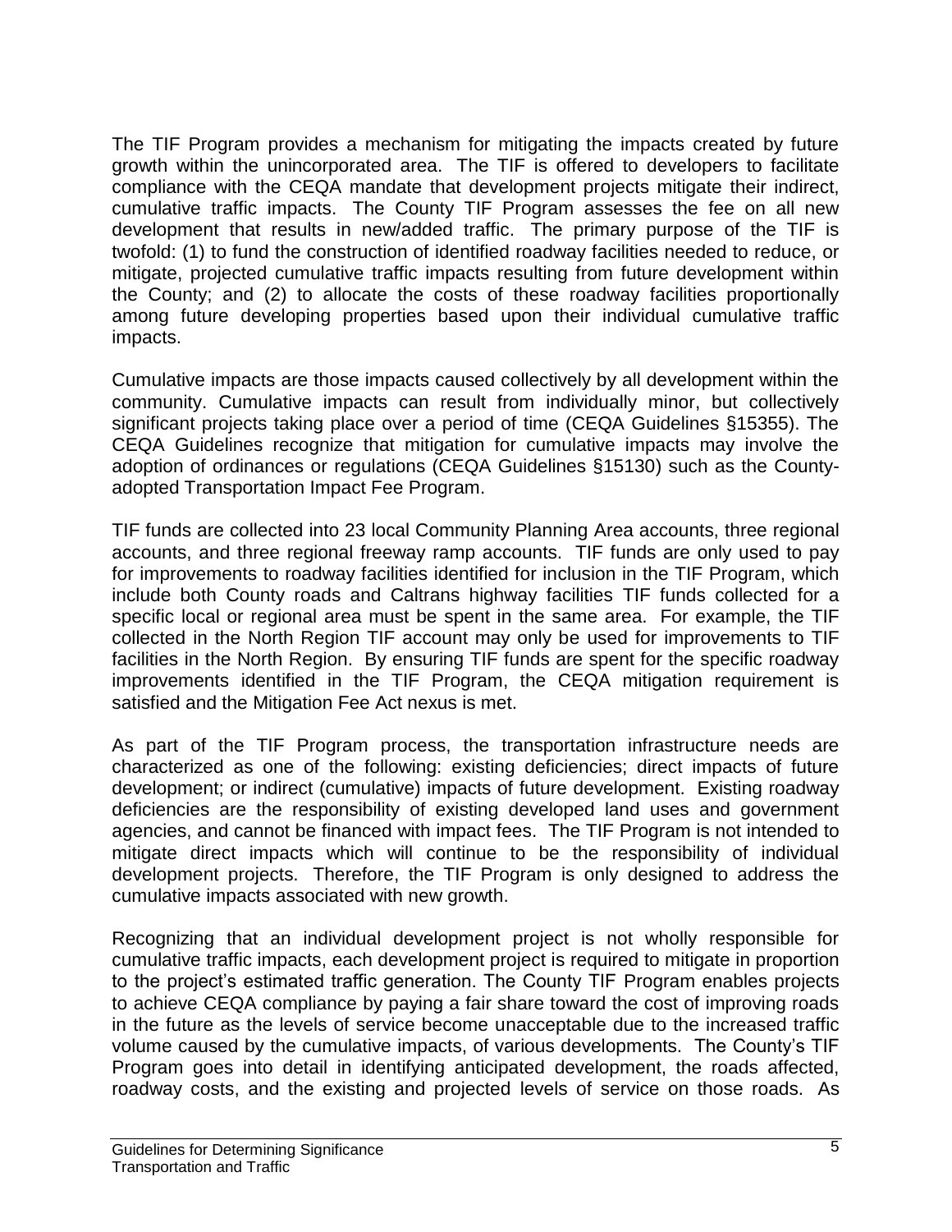The TIF Program provides a mechanism for mitigating the impacts created by future growth within the unincorporated area. The TIF is offered to developers to facilitate compliance with the CEQA mandate that development projects mitigate their indirect, cumulative traffic impacts. The County TIF Program assesses the fee on all new development that results in new/added traffic. The primary purpose of the TIF is twofold: (1) to fund the construction of identified roadway facilities needed to reduce, or mitigate, projected cumulative traffic impacts resulting from future development within the County; and (2) to allocate the costs of these roadway facilities proportionally among future developing properties based upon their individual cumulative traffic impacts.

Cumulative impacts are those impacts caused collectively by all development within the community. Cumulative impacts can result from individually minor, but collectively significant projects taking place over a period of time (CEQA Guidelines §15355). The CEQA Guidelines recognize that mitigation for cumulative impacts may involve the adoption of ordinances or regulations (CEQA Guidelines §15130) such as the County-adopted Transportation Impact Fee Program.

TIF funds are collected into 23 local Community Planning Area accounts, three regional accounts, and three regional freeway ramp accounts. TIF funds are only used to pay for improvements to roadway facilities identified for inclusion in the TIF Program, which include both County roads and Caltrans highway facilities TIF funds collected for a specific local or regional area must be spent in the same area. For example, the TIF collected in the North Region TIF account may only be used for improvements to TIF facilities in the North Region. By ensuring TIF funds are spent for the specific roadway improvements identified in the TIF Program, the CEQA mitigation requirement is satisfied and the Mitigation Fee Act nexus is met.

As part of the TIF Program process, the transportation infrastructure needs are characterized as one of the following: existing deficiencies; direct impacts of future development; or indirect (cumulative) impacts of future development. Existing roadway deficiencies are the responsibility of existing developed land uses and government agencies, and cannot be financed with impact fees. The TIF Program is not intended to mitigate direct impacts which will continue to be the responsibility of individual development projects. Therefore, the TIF Program is only designed to address the cumulative impacts associated with new growth.

Recognizing that an individual development project is not wholly responsible for cumulative traffic impacts, each development project is required to mitigate in proportion to the project's estimated traffic generation. The County TIF Program enables projects to achieve CEQA compliance by paying a fair share toward the cost of improving roads in the future as the levels of service become unacceptable due to the increased traffic volume caused by the cumulative impacts, of various developments. The County's TIF Program goes into detail in identifying anticipated development, the roads affected, roadway costs, and the existing and projected levels of service on those roads. As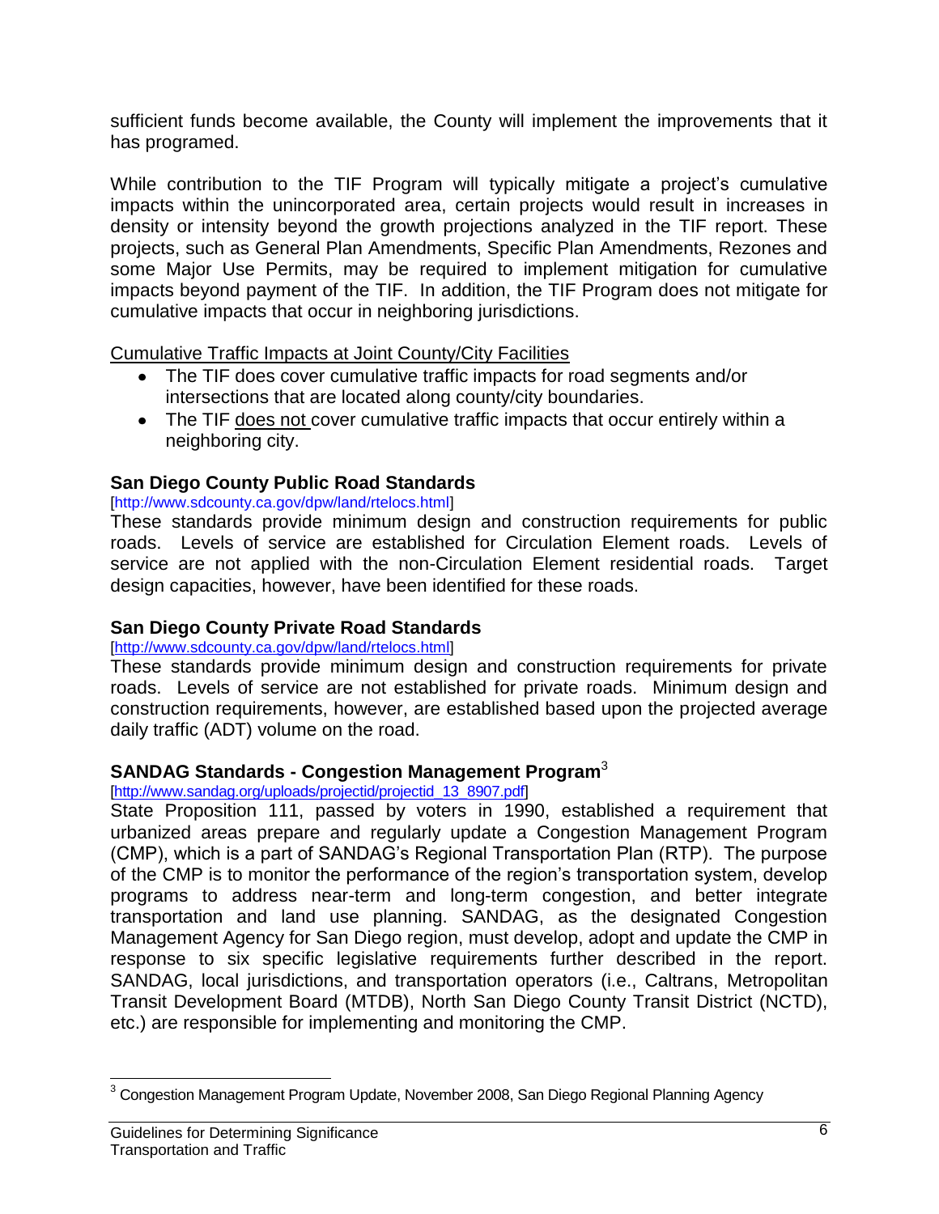sufficient funds become available, the County will implement the improvements that it has programed.

While contribution to the TIF Program will typically mitigate a project's cumulative impacts within the unincorporated area, certain projects would result in increases in density or intensity beyond the growth projections analyzed in the TIF report. These projects, such as General Plan Amendments, Specific Plan Amendments, Rezones and some Major Use Permits, may be required to implement mitigation for cumulative impacts beyond payment of the TIF. In addition, the TIF Program does not mitigate for cumulative impacts that occur in neighboring jurisdictions.

<u>Cumulative Traffic Impacts at Joint County/City Facilities</u>

- The TIF does cover cumulative traffic impacts for road segments and/or intersections that are located along county/city boundaries.
- The TIF <u>does not</u> cover cumulative traffic impacts that occur entirely within a neighboring city.

**San Diego County Public Road Standards**

[http://www.sdcounty.ca.gov/dpw/land/rtelocs.html]

These standards provide minimum design and construction requirements for public roads. Levels of service are established for Circulation Element roads. Levels of service are not applied with the non-Circulation Element residential roads. Target design capacities, however, have been identified for these roads.

**San Diego County Private Road Standards**

[http://www.sdcounty.ca.gov/dpw/land/rtelocs.html]

These standards provide minimum design and construction requirements for private roads. Levels of service are not established for private roads. Minimum design and construction requirements, however, are established based upon the projected average daily traffic (ADT) volume on the road.

**SANDAG Standards - Congestion Management Program**[3]

[http://www.sandag.org/uploads/projectid/projectid_13_8907.pdf]

State Proposition 111, passed by voters in 1990, established a requirement that urbanized areas prepare and regularly update a Congestion Management Program (CMP), which is a part of SANDAG's Regional Transportation Plan (RTP). The purpose of the CMP is to monitor the performance of the region's transportation system, develop programs to address near-term and long-term congestion, and better integrate transportation and land use planning. SANDAG, as the designated Congestion Management Agency for San Diego region, must develop, adopt and update the CMP in response to six specific legislative requirements further described in the report. SANDAG, local jurisdictions, and transportation operators (i.e., Caltrans, Metropolitan Transit Development Board (MTDB), North San Diego County Transit District (NCTD), etc.) are responsible for implementing and monitoring the CMP.

---

[3] Congestion Management Program Update, November 2008, San Diego Regional Planning Agency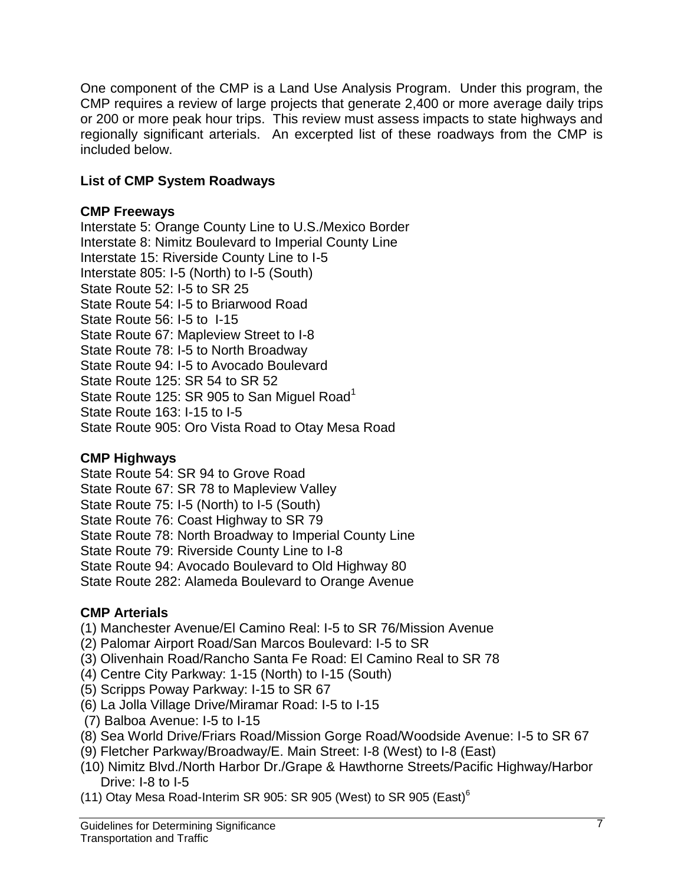One component of the CMP is a Land Use Analysis Program. Under this program, the CMP requires a review of large projects that generate 2,400 or more average daily trips or 200 or more peak hour trips. This review must assess impacts to state highways and regionally significant arterials. An excerpted list of these roadways from the CMP is included below.

**List of CMP System Roadways**

**CMP Freeways**

Interstate 5: Orange County Line to U.S./Mexico Border
Interstate 8: Nimitz Boulevard to Imperial County Line
Interstate 15: Riverside County Line to I-5
Interstate 805: I-5 (North) to I-5 (South)
State Route 52: I-5 to SR 25
State Route 54: I-5 to Briarwood Road
State Route 56: I-5 to I-15
State Route 67: Mapleview Street to I-8
State Route 78: I-5 to North Broadway
State Route 94: I-5 to Avocado Boulevard
State Route 125: SR 54 to SR 52
State Route 125: SR 905 to San Miguel Road[1]
State Route 163: I-15 to I-5
State Route 905: Oro Vista Road to Otay Mesa Road

**CMP Highways**

State Route 54: SR 94 to Grove Road
State Route 67: SR 78 to Mapleview Valley
State Route 75: I-5 (North) to I-5 (South)
State Route 76: Coast Highway to SR 79
State Route 78: North Broadway to Imperial County Line
State Route 79: Riverside County Line to I-8
State Route 94: Avocado Boulevard to Old Highway 80
State Route 282: Alameda Boulevard to Orange Avenue

**CMP Arterials**

(1) Manchester Avenue/El Camino Real: I-5 to SR 76/Mission Avenue
(2) Palomar Airport Road/San Marcos Boulevard: I-5 to SR
(3) Olivenhain Road/Rancho Santa Fe Road: El Camino Real to SR 78
(4) Centre City Parkway: 1-15 (North) to I-15 (South)
(5) Scripps Poway Parkway: I-15 to SR 67
(6) La Jolla Village Drive/Miramar Road: I-5 to I-15
(7) Balboa Avenue: I-5 to I-15
(8) Sea World Drive/Friars Road/Mission Gorge Road/Woodside Avenue: I-5 to SR 67
(9) Fletcher Parkway/Broadway/E. Main Street: I-8 (West) to I-8 (East)
(10) Nimitz Blvd./North Harbor Dr./Grape & Hawthorne Streets/Pacific Highway/Harbor Drive: I-8 to I-5
(11) Otay Mesa Road-Interim SR 905: SR 905 (West) to SR 905 (East)[6]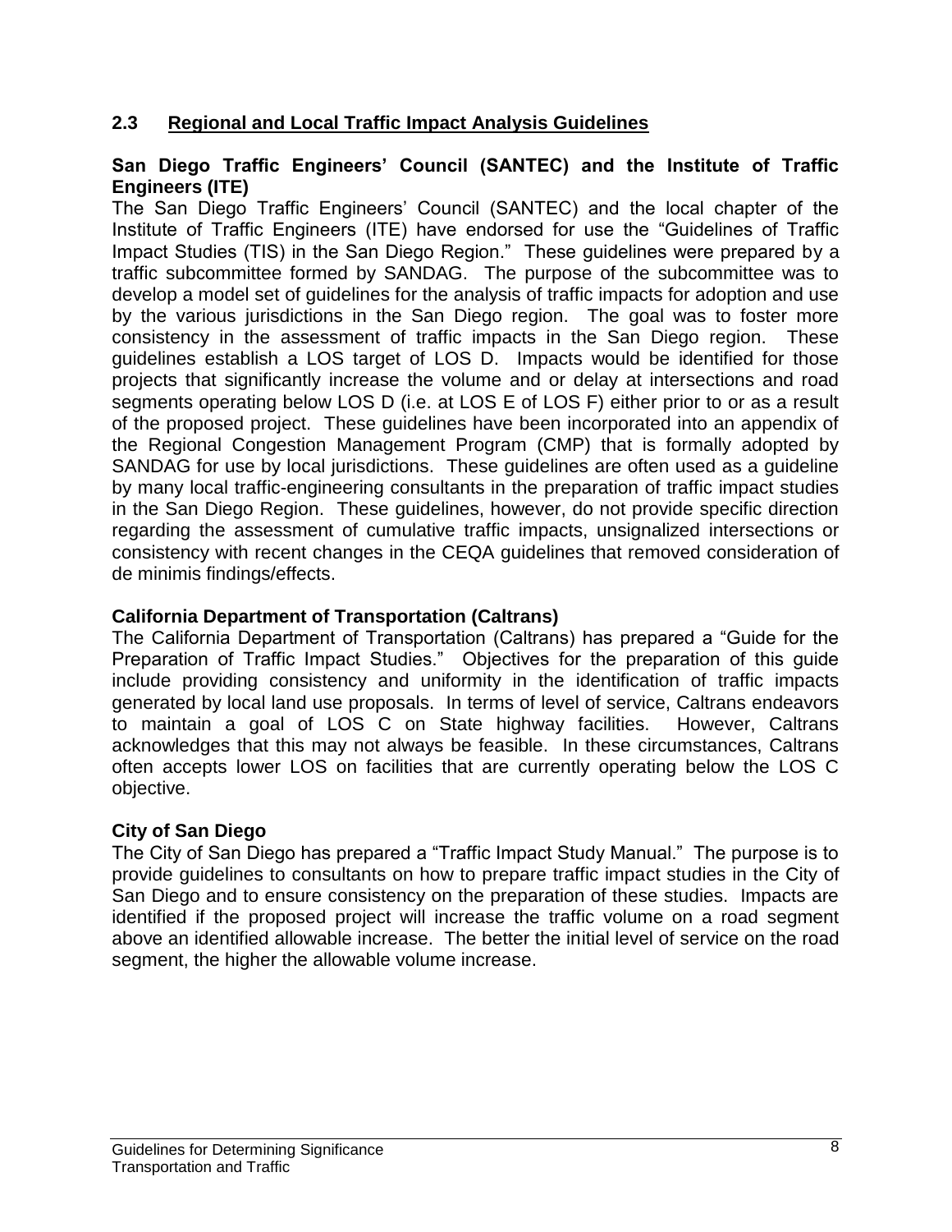## 2.3 Regional and Local Traffic Impact Analysis Guidelines

**San Diego Traffic Engineers' Council (SANTEC) and the Institute of Traffic Engineers (ITE)**

The San Diego Traffic Engineers' Council (SANTEC) and the local chapter of the Institute of Traffic Engineers (ITE) have endorsed for use the "Guidelines of Traffic Impact Studies (TIS) in the San Diego Region." These guidelines were prepared by a traffic subcommittee formed by SANDAG. The purpose of the subcommittee was to develop a model set of guidelines for the analysis of traffic impacts for adoption and use by the various jurisdictions in the San Diego region. The goal was to foster more consistency in the assessment of traffic impacts in the San Diego region. These guidelines establish a LOS target of LOS D. Impacts would be identified for those projects that significantly increase the volume and or delay at intersections and road segments operating below LOS D (i.e. at LOS E of LOS F) either prior to or as a result of the proposed project. These guidelines have been incorporated into an appendix of the Regional Congestion Management Program (CMP) that is formally adopted by SANDAG for use by local jurisdictions. These guidelines are often used as a guideline by many local traffic-engineering consultants in the preparation of traffic impact studies in the San Diego Region. These guidelines, however, do not provide specific direction regarding the assessment of cumulative traffic impacts, unsignalized intersections or consistency with recent changes in the CEQA guidelines that removed consideration of de minimis findings/effects.

**California Department of Transportation (Caltrans)**

The California Department of Transportation (Caltrans) has prepared a "Guide for the Preparation of Traffic Impact Studies." Objectives for the preparation of this guide include providing consistency and uniformity in the identification of traffic impacts generated by local land use proposals. In terms of level of service, Caltrans endeavors to maintain a goal of LOS C on State highway facilities. However, Caltrans acknowledges that this may not always be feasible. In these circumstances, Caltrans often accepts lower LOS on facilities that are currently operating below the LOS C objective.

**City of San Diego**

The City of San Diego has prepared a "Traffic Impact Study Manual." The purpose is to provide guidelines to consultants on how to prepare traffic impact studies in the City of San Diego and to ensure consistency on the preparation of these studies. Impacts are identified if the proposed project will increase the traffic volume on a road segment above an identified allowable increase. The better the initial level of service on the road segment, the higher the allowable volume increase.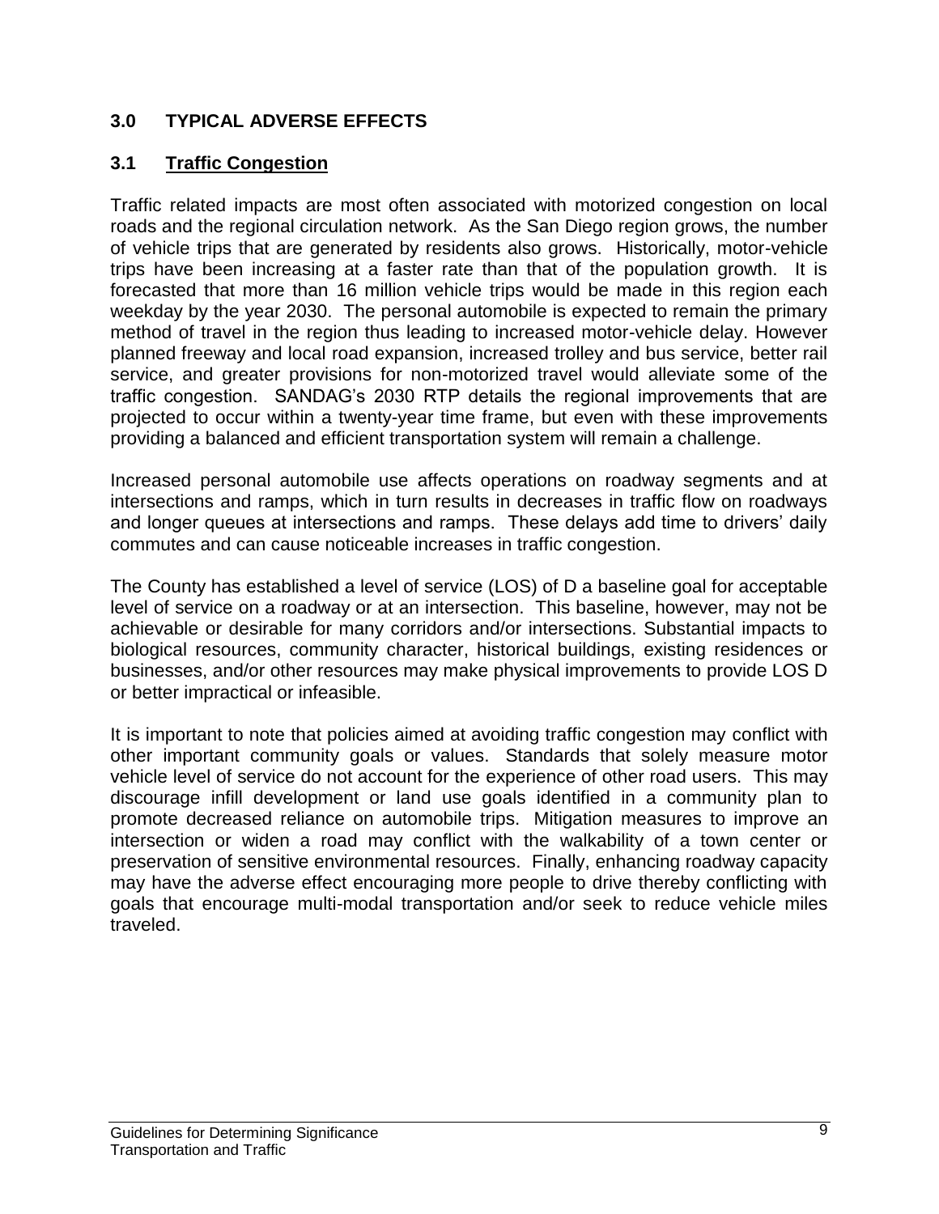## 3.0 TYPICAL ADVERSE EFFECTS

### 3.1 Traffic Congestion

Traffic related impacts are most often associated with motorized congestion on local roads and the regional circulation network. As the San Diego region grows, the number of vehicle trips that are generated by residents also grows. Historically, motor-vehicle trips have been increasing at a faster rate than that of the population growth. It is forecasted that more than 16 million vehicle trips would be made in this region each weekday by the year 2030. The personal automobile is expected to remain the primary method of travel in the region thus leading to increased motor-vehicle delay. However planned freeway and local road expansion, increased trolley and bus service, better rail service, and greater provisions for non-motorized travel would alleviate some of the traffic congestion. SANDAG's 2030 RTP details the regional improvements that are projected to occur within a twenty-year time frame, but even with these improvements providing a balanced and efficient transportation system will remain a challenge.

Increased personal automobile use affects operations on roadway segments and at intersections and ramps, which in turn results in decreases in traffic flow on roadways and longer queues at intersections and ramps. These delays add time to drivers' daily commutes and can cause noticeable increases in traffic congestion.

The County has established a level of service (LOS) of D a baseline goal for acceptable level of service on a roadway or at an intersection. This baseline, however, may not be achievable or desirable for many corridors and/or intersections. Substantial impacts to biological resources, community character, historical buildings, existing residences or businesses, and/or other resources may make physical improvements to provide LOS D or better impractical or infeasible.

It is important to note that policies aimed at avoiding traffic congestion may conflict with other important community goals or values. Standards that solely measure motor vehicle level of service do not account for the experience of other road users. This may discourage infill development or land use goals identified in a community plan to promote decreased reliance on automobile trips. Mitigation measures to improve an intersection or widen a road may conflict with the walkability of a town center or preservation of sensitive environmental resources. Finally, enhancing roadway capacity may have the adverse effect encouraging more people to drive thereby conflicting with goals that encourage multi-modal transportation and/or seek to reduce vehicle miles traveled.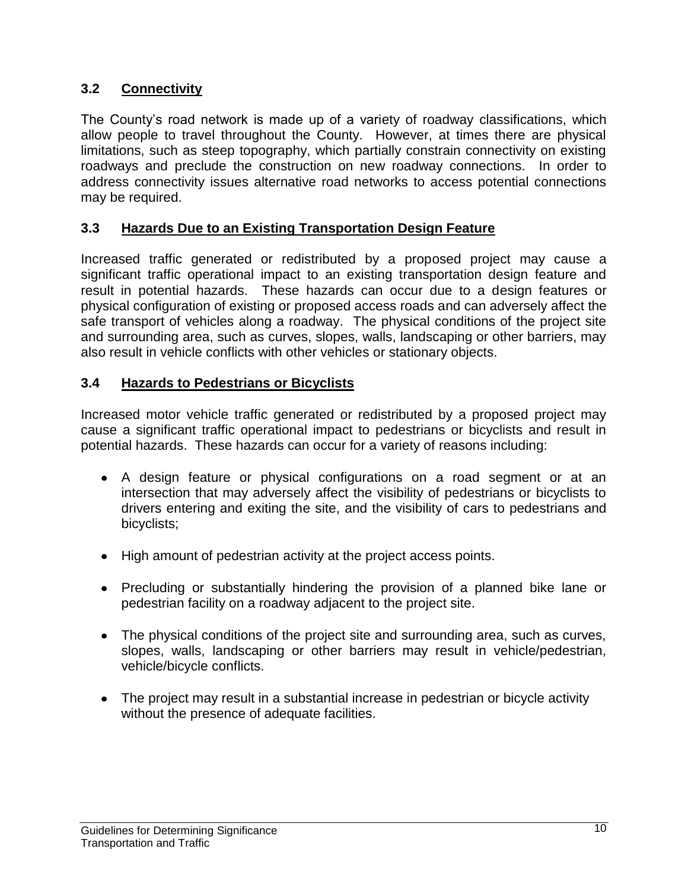### 3.2 Connectivity

The County's road network is made up of a variety of roadway classifications, which allow people to travel throughout the County. However, at times there are physical limitations, such as steep topography, which partially constrain connectivity on existing roadways and preclude the construction on new roadway connections. In order to address connectivity issues alternative road networks to access potential connections may be required.

### 3.3 Hazards Due to an Existing Transportation Design Feature

Increased traffic generated or redistributed by a proposed project may cause a significant traffic operational impact to an existing transportation design feature and result in potential hazards. These hazards can occur due to a design features or physical configuration of existing or proposed access roads and can adversely affect the safe transport of vehicles along a roadway. The physical conditions of the project site and surrounding area, such as curves, slopes, walls, landscaping or other barriers, may also result in vehicle conflicts with other vehicles or stationary objects.

### 3.4 Hazards to Pedestrians or Bicyclists

Increased motor vehicle traffic generated or redistributed by a proposed project may cause a significant traffic operational impact to pedestrians or bicyclists and result in potential hazards. These hazards can occur for a variety of reasons including:

- A design feature or physical configurations on a road segment or at an intersection that may adversely affect the visibility of pedestrians or bicyclists to drivers entering and exiting the site, and the visibility of cars to pedestrians and bicyclists;
- High amount of pedestrian activity at the project access points.
- Precluding or substantially hindering the provision of a planned bike lane or pedestrian facility on a roadway adjacent to the project site.
- The physical conditions of the project site and surrounding area, such as curves, slopes, walls, landscaping or other barriers may result in vehicle/pedestrian, vehicle/bicycle conflicts.
- The project may result in a substantial increase in pedestrian or bicycle activity without the presence of adequate facilities.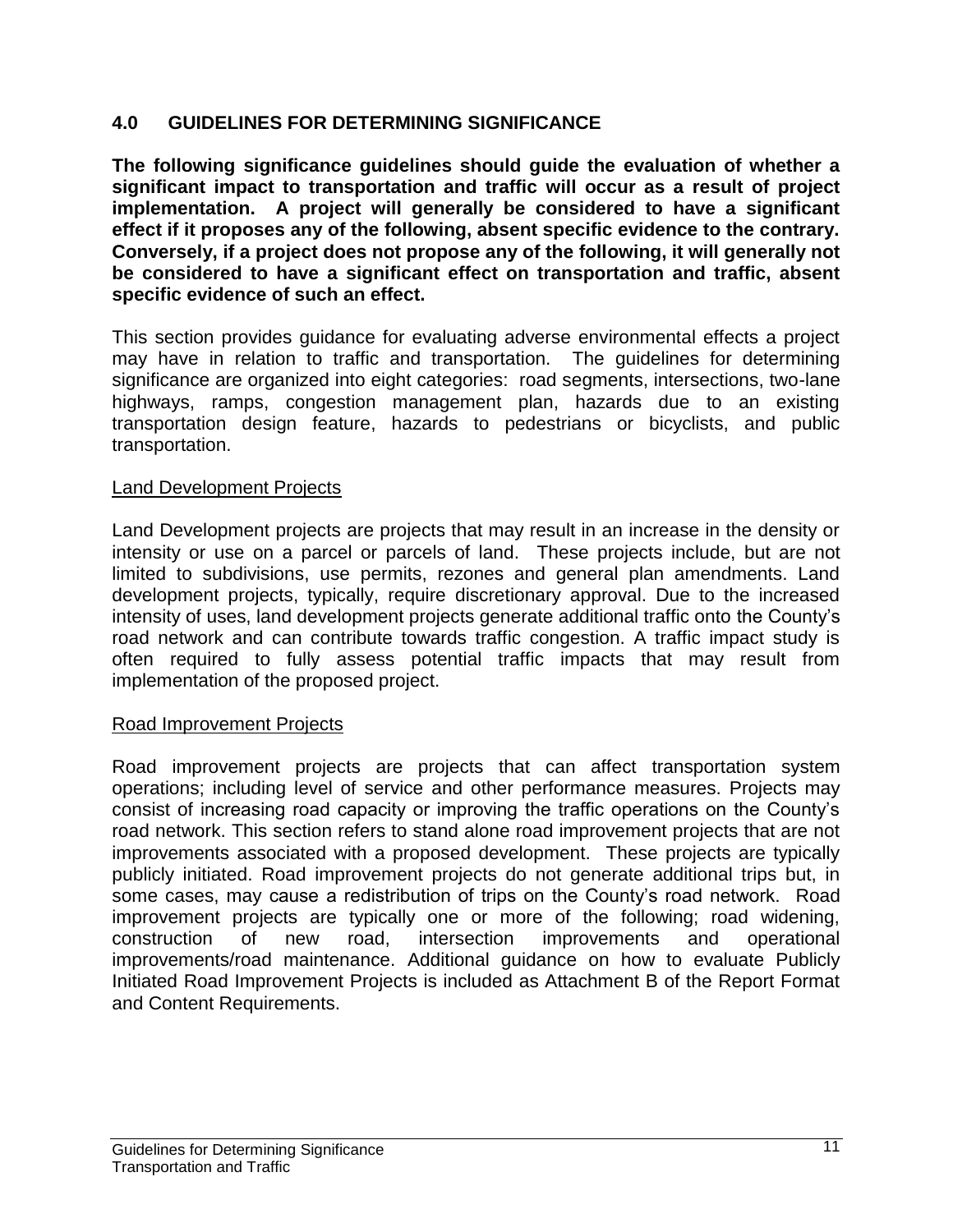## 4.0 GUIDELINES FOR DETERMINING SIGNIFICANCE

**The following significance guidelines should guide the evaluation of whether a significant impact to transportation and traffic will occur as a result of project implementation. A project will generally be considered to have a significant effect if it proposes any of the following, absent specific evidence to the contrary. Conversely, if a project does not propose any of the following, it will generally not be considered to have a significant effect on transportation and traffic, absent specific evidence of such an effect.**

This section provides guidance for evaluating adverse environmental effects a project may have in relation to traffic and transportation. The guidelines for determining significance are organized into eight categories: road segments, intersections, two-lane highways, ramps, congestion management plan, hazards due to an existing transportation design feature, hazards to pedestrians or bicyclists, and public transportation.

Land Development Projects

Land Development projects are projects that may result in an increase in the density or intensity or use on a parcel or parcels of land. These projects include, but are not limited to subdivisions, use permits, rezones and general plan amendments. Land development projects, typically, require discretionary approval. Due to the increased intensity of uses, land development projects generate additional traffic onto the County's road network and can contribute towards traffic congestion. A traffic impact study is often required to fully assess potential traffic impacts that may result from implementation of the proposed project.

Road Improvement Projects

Road improvement projects are projects that can affect transportation system operations; including level of service and other performance measures. Projects may consist of increasing road capacity or improving the traffic operations on the County's road network. This section refers to stand alone road improvement projects that are not improvements associated with a proposed development. These projects are typically publicly initiated. Road improvement projects do not generate additional trips but, in some cases, may cause a redistribution of trips on the County's road network. Road improvement projects are typically one or more of the following; road widening, construction of new road, intersection improvements and operational improvements/road maintenance. Additional guidance on how to evaluate Publicly Initiated Road Improvement Projects is included as Attachment B of the Report Format and Content Requirements.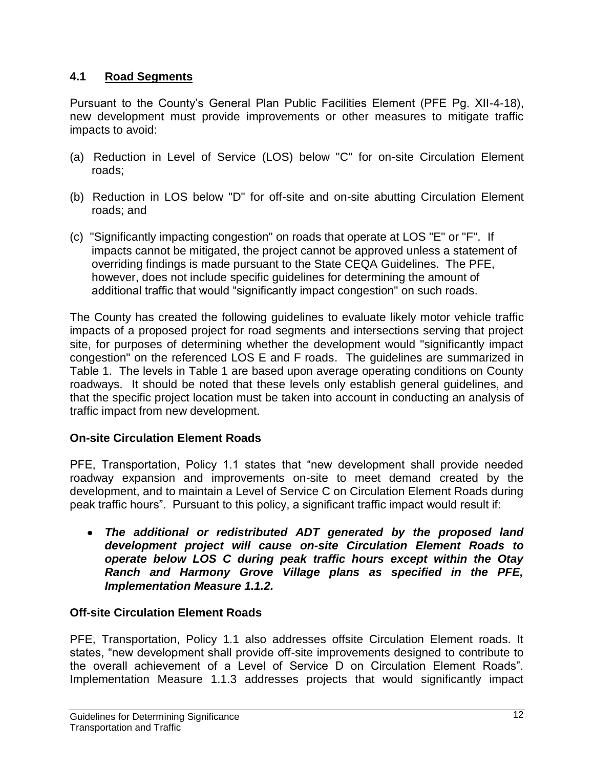## 4.1 Road Segments

Pursuant to the County's General Plan Public Facilities Element (PFE Pg. XII-4-18), new development must provide improvements or other measures to mitigate traffic impacts to avoid:

(a) Reduction in Level of Service (LOS) below "C" for on-site Circulation Element roads;

(b) Reduction in LOS below "D" for off-site and on-site abutting Circulation Element roads; and

(c) "Significantly impacting congestion" on roads that operate at LOS "E" or "F". If impacts cannot be mitigated, the project cannot be approved unless a statement of overriding findings is made pursuant to the State CEQA Guidelines. The PFE, however, does not include specific guidelines for determining the amount of additional traffic that would "significantly impact congestion" on such roads.

The County has created the following guidelines to evaluate likely motor vehicle traffic impacts of a proposed project for road segments and intersections serving that project site, for purposes of determining whether the development would "significantly impact congestion" on the referenced LOS E and F roads. The guidelines are summarized in Table 1. The levels in Table 1 are based upon average operating conditions on County roadways. It should be noted that these levels only establish general guidelines, and that the specific project location must be taken into account in conducting an analysis of traffic impact from new development.

### On-site Circulation Element Roads

PFE, Transportation, Policy 1.1 states that "new development shall provide needed roadway expansion and improvements on-site to meet demand created by the development, and to maintain a Level of Service C on Circulation Element Roads during peak traffic hours". Pursuant to this policy, a significant traffic impact would result if:

- ***The additional or redistributed ADT generated by the proposed land development project will cause on-site Circulation Element Roads to operate below LOS C during peak traffic hours except within the Otay Ranch and Harmony Grove Village plans as specified in the PFE, Implementation Measure 1.1.2.***

### Off-site Circulation Element Roads

PFE, Transportation, Policy 1.1 also addresses offsite Circulation Element roads. It states, "new development shall provide off-site improvements designed to contribute to the overall achievement of a Level of Service D on Circulation Element Roads". Implementation Measure 1.1.3 addresses projects that would significantly impact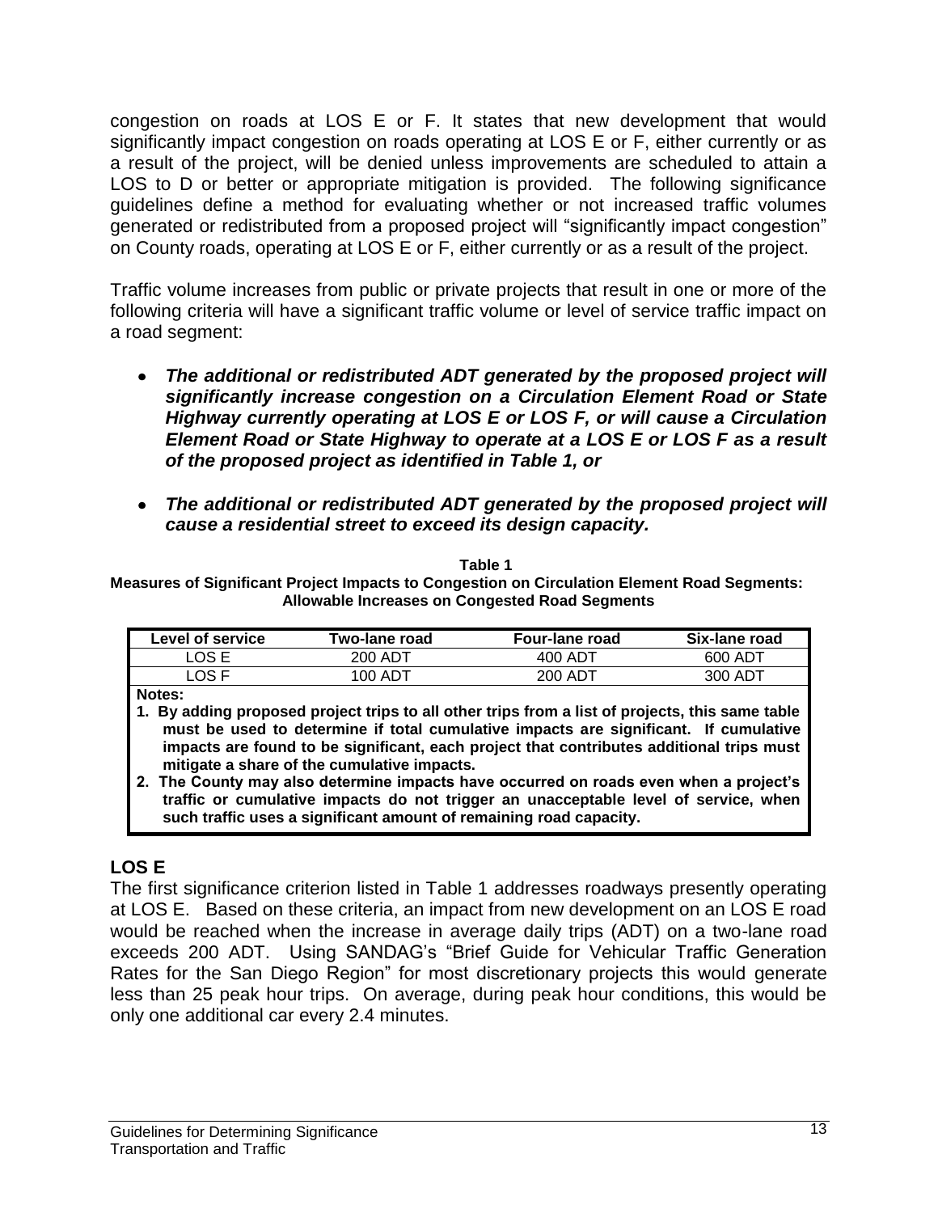congestion on roads at LOS E or F. It states that new development that would significantly impact congestion on roads operating at LOS E or F, either currently or as a result of the project, will be denied unless improvements are scheduled to attain a LOS to D or better or appropriate mitigation is provided. The following significance guidelines define a method for evaluating whether or not increased traffic volumes generated or redistributed from a proposed project will "significantly impact congestion" on County roads, operating at LOS E or F, either currently or as a result of the project.

Traffic volume increases from public or private projects that result in one or more of the following criteria will have a significant traffic volume or level of service traffic impact on a road segment:

- ***The additional or redistributed ADT generated by the proposed project will significantly increase congestion on a Circulation Element Road or State Highway currently operating at LOS E or LOS F, or will cause a Circulation Element Road or State Highway to operate at a LOS E or LOS F as a result of the proposed project as identified in Table 1, or***
- ***The additional or redistributed ADT generated by the proposed project will cause a residential street to exceed its design capacity.***

**Table 1**
**Measures of Significant Project Impacts to Congestion on Circulation Element Road Segments: Allowable Increases on Congested Road Segments**

| Level of service | Two-lane road | Four-lane road | Six-lane road |
|---|---|---|---|
| LOS E | 200 ADT | 400 ADT | 600 ADT |
| LOS F | 100 ADT | 200 ADT | 300 ADT |

**Notes:**

**1. By adding proposed project trips to all other trips from a list of projects, this same table must be used to determine if total cumulative impacts are significant. If cumulative impacts are found to be significant, each project that contributes additional trips must mitigate a share of the cumulative impacts.**

**2. The County may also determine impacts have occurred on roads even when a project's traffic or cumulative impacts do not trigger an unacceptable level of service, when such traffic uses a significant amount of remaining road capacity.**

## LOS E

The first significance criterion listed in Table 1 addresses roadways presently operating at LOS E. Based on these criteria, an impact from new development on an LOS E road would be reached when the increase in average daily trips (ADT) on a two-lane road exceeds 200 ADT. Using SANDAG's "Brief Guide for Vehicular Traffic Generation Rates for the San Diego Region" for most discretionary projects this would generate less than 25 peak hour trips. On average, during peak hour conditions, this would be only one additional car every 2.4 minutes.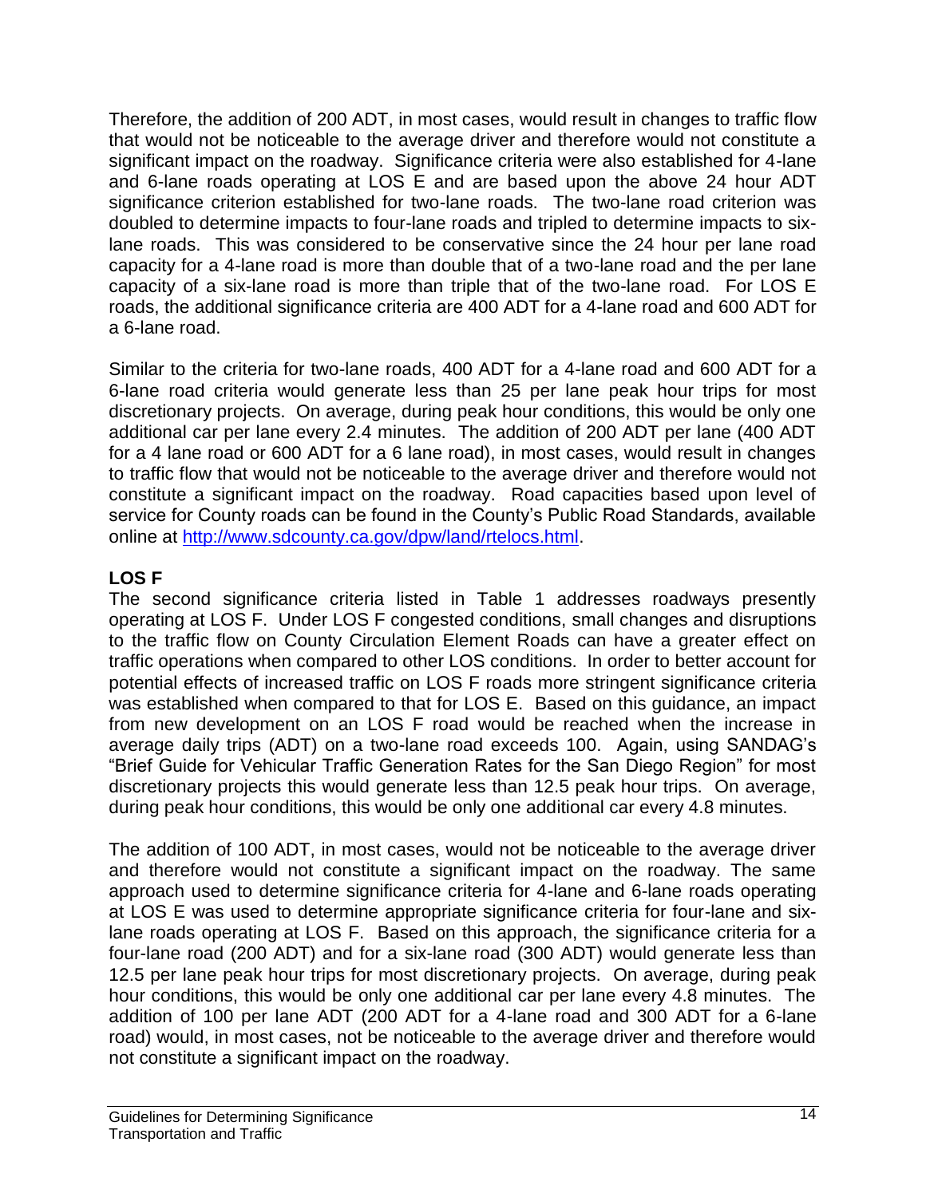Therefore, the addition of 200 ADT, in most cases, would result in changes to traffic flow that would not be noticeable to the average driver and therefore would not constitute a significant impact on the roadway. Significance criteria were also established for 4-lane and 6-lane roads operating at LOS E and are based upon the above 24 hour ADT significance criterion established for two-lane roads. The two-lane road criterion was doubled to determine impacts to four-lane roads and tripled to determine impacts to six-lane roads. This was considered to be conservative since the 24 hour per lane road capacity for a 4-lane road is more than double that of a two-lane road and the per lane capacity of a six-lane road is more than triple that of the two-lane road. For LOS E roads, the additional significance criteria are 400 ADT for a 4-lane road and 600 ADT for a 6-lane road.

Similar to the criteria for two-lane roads, 400 ADT for a 4-lane road and 600 ADT for a 6-lane road criteria would generate less than 25 per lane peak hour trips for most discretionary projects. On average, during peak hour conditions, this would be only one additional car per lane every 2.4 minutes. The addition of 200 ADT per lane (400 ADT for a 4 lane road or 600 ADT for a 6 lane road), in most cases, would result in changes to traffic flow that would not be noticeable to the average driver and therefore would not constitute a significant impact on the roadway. Road capacities based upon level of service for County roads can be found in the County's Public Road Standards, available online at http://www.sdcounty.ca.gov/dpw/land/rtelocs.html.

**LOS F**

The second significance criteria listed in Table 1 addresses roadways presently operating at LOS F. Under LOS F congested conditions, small changes and disruptions to the traffic flow on County Circulation Element Roads can have a greater effect on traffic operations when compared to other LOS conditions. In order to better account for potential effects of increased traffic on LOS F roads more stringent significance criteria was established when compared to that for LOS E. Based on this guidance, an impact from new development on an LOS F road would be reached when the increase in average daily trips (ADT) on a two-lane road exceeds 100. Again, using SANDAG's "Brief Guide for Vehicular Traffic Generation Rates for the San Diego Region" for most discretionary projects this would generate less than 12.5 peak hour trips. On average, during peak hour conditions, this would be only one additional car every 4.8 minutes.

The addition of 100 ADT, in most cases, would not be noticeable to the average driver and therefore would not constitute a significant impact on the roadway. The same approach used to determine significance criteria for 4-lane and 6-lane roads operating at LOS E was used to determine appropriate significance criteria for four-lane and six-lane roads operating at LOS F. Based on this approach, the significance criteria for a four-lane road (200 ADT) and for a six-lane road (300 ADT) would generate less than 12.5 per lane peak hour trips for most discretionary projects. On average, during peak hour conditions, this would be only one additional car per lane every 4.8 minutes. The addition of 100 per lane ADT (200 ADT for a 4-lane road and 300 ADT for a 6-lane road) would, in most cases, not be noticeable to the average driver and therefore would not constitute a significant impact on the roadway.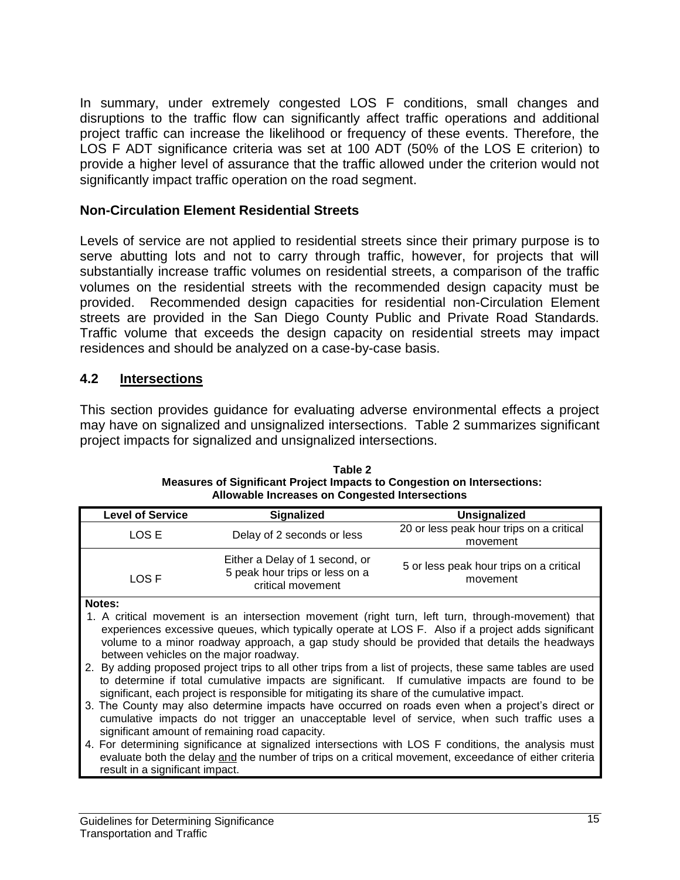In summary, under extremely congested LOS F conditions, small changes and disruptions to the traffic flow can significantly affect traffic operations and additional project traffic can increase the likelihood or frequency of these events. Therefore, the LOS F ADT significance criteria was set at 100 ADT (50% of the LOS E criterion) to provide a higher level of assurance that the traffic allowed under the criterion would not significantly impact traffic operation on the road segment.

### Non-Circulation Element Residential Streets

Levels of service are not applied to residential streets since their primary purpose is to serve abutting lots and not to carry through traffic, however, for projects that will substantially increase traffic volumes on residential streets, a comparison of the traffic volumes on the residential streets with the recommended design capacity must be provided. Recommended design capacities for residential non-Circulation Element streets are provided in the San Diego County Public and Private Road Standards. Traffic volume that exceeds the design capacity on residential streets may impact residences and should be analyzed on a case-by-case basis.

## 4.2 Intersections

This section provides guidance for evaluating adverse environmental effects a project may have on signalized and unsignalized intersections. Table 2 summarizes significant project impacts for signalized and unsignalized intersections.

**Table 2**
**Measures of Significant Project Impacts to Congestion on Intersections: Allowable Increases on Congested Intersections**

| Level of Service | Signalized | Unsignalized |
|---|---|---|
| LOS E | Delay of 2 seconds or less | 20 or less peak hour trips on a critical movement |
| LOS F | Either a Delay of 1 second, or 5 peak hour trips or less on a critical movement | 5 or less peak hour trips on a critical movement |

**Notes:**

1. A critical movement is an intersection movement (right turn, left turn, through-movement) that experiences excessive queues, which typically operate at LOS F. Also if a project adds significant volume to a minor roadway approach, a gap study should be provided that details the headways between vehicles on the major roadway.
2. By adding proposed project trips to all other trips from a list of projects, these same tables are used to determine if total cumulative impacts are significant. If cumulative impacts are found to be significant, each project is responsible for mitigating its share of the cumulative impact.
3. The County may also determine impacts have occurred on roads even when a project's direct or cumulative impacts do not trigger an unacceptable level of service, when such traffic uses a significant amount of remaining road capacity.
4. For determining significance at signalized intersections with LOS F conditions, the analysis must evaluate both the delay and the number of trips on a critical movement, exceedance of either criteria result in a significant impact.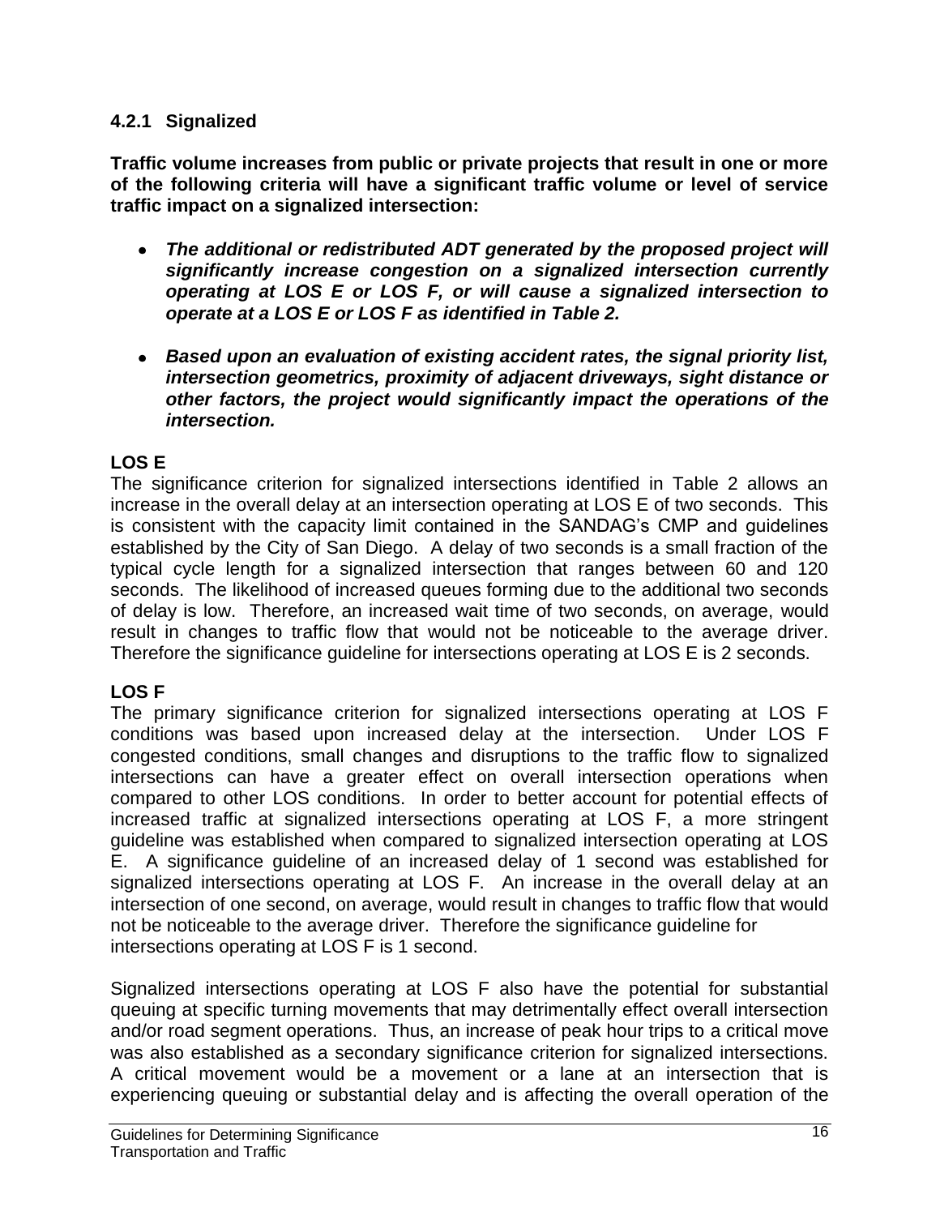### 4.2.1 Signalized

**Traffic volume increases from public or private projects that result in one or more of the following criteria will have a significant traffic volume or level of service traffic impact on a signalized intersection:**

- ***The additional or redistributed ADT generated by the proposed project will significantly increase congestion on a signalized intersection currently operating at LOS E or LOS F, or will cause a signalized intersection to operate at a LOS E or LOS F as identified in Table 2.***
- ***Based upon an evaluation of existing accident rates, the signal priority list, intersection geometrics, proximity of adjacent driveways, sight distance or other factors, the project would significantly impact the operations of the intersection.***

**LOS E**

The significance criterion for signalized intersections identified in Table 2 allows an increase in the overall delay at an intersection operating at LOS E of two seconds. This is consistent with the capacity limit contained in the SANDAG's CMP and guidelines established by the City of San Diego. A delay of two seconds is a small fraction of the typical cycle length for a signalized intersection that ranges between 60 and 120 seconds. The likelihood of increased queues forming due to the additional two seconds of delay is low. Therefore, an increased wait time of two seconds, on average, would result in changes to traffic flow that would not be noticeable to the average driver. Therefore the significance guideline for intersections operating at LOS E is 2 seconds.

**LOS F**

The primary significance criterion for signalized intersections operating at LOS F conditions was based upon increased delay at the intersection. Under LOS F congested conditions, small changes and disruptions to the traffic flow to signalized intersections can have a greater effect on overall intersection operations when compared to other LOS conditions. In order to better account for potential effects of increased traffic at signalized intersections operating at LOS F, a more stringent guideline was established when compared to signalized intersection operating at LOS E. A significance guideline of an increased delay of 1 second was established for signalized intersections operating at LOS F. An increase in the overall delay at an intersection of one second, on average, would result in changes to traffic flow that would not be noticeable to the average driver. Therefore the significance guideline for intersections operating at LOS F is 1 second.

Signalized intersections operating at LOS F also have the potential for substantial queuing at specific turning movements that may detrimentally effect overall intersection and/or road segment operations. Thus, an increase of peak hour trips to a critical move was also established as a secondary significance criterion for signalized intersections. A critical movement would be a movement or a lane at an intersection that is experiencing queuing or substantial delay and is affecting the overall operation of the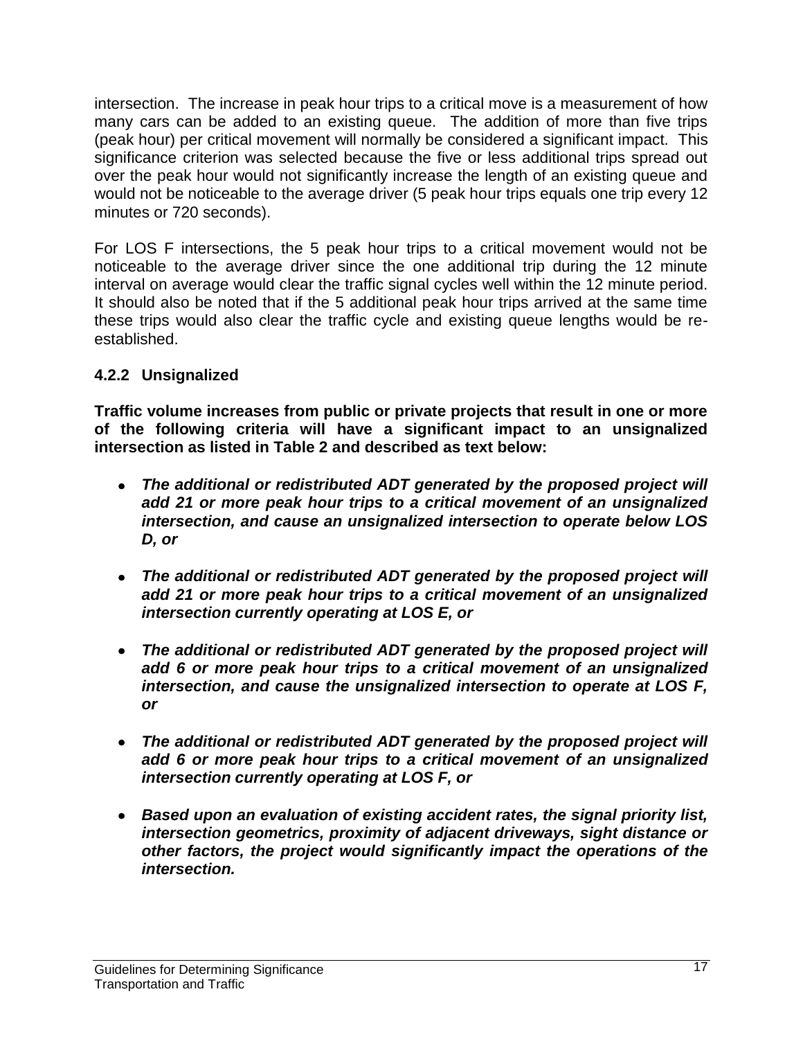intersection. The increase in peak hour trips to a critical move is a measurement of how many cars can be added to an existing queue. The addition of more than five trips (peak hour) per critical movement will normally be considered a significant impact. This significance criterion was selected because the five or less additional trips spread out over the peak hour would not significantly increase the length of an existing queue and would not be noticeable to the average driver (5 peak hour trips equals one trip every 12 minutes or 720 seconds).

For LOS F intersections, the 5 peak hour trips to a critical movement would not be noticeable to the average driver since the one additional trip during the 12 minute interval on average would clear the traffic signal cycles well within the 12 minute period. It should also be noted that if the 5 additional peak hour trips arrived at the same time these trips would also clear the traffic cycle and existing queue lengths would be re-established.

### 4.2.2 Unsignalized

**Traffic volume increases from public or private projects that result in one or more of the following criteria will have a significant impact to an unsignalized intersection as listed in Table 2 and described as text below:**

- ***The additional or redistributed ADT generated by the proposed project will add 21 or more peak hour trips to a critical movement of an unsignalized intersection, and cause an unsignalized intersection to operate below LOS D, or***

- ***The additional or redistributed ADT generated by the proposed project will add 21 or more peak hour trips to a critical movement of an unsignalized intersection currently operating at LOS E, or***

- ***The additional or redistributed ADT generated by the proposed project will add 6 or more peak hour trips to a critical movement of an unsignalized intersection, and cause the unsignalized intersection to operate at LOS F, or***

- ***The additional or redistributed ADT generated by the proposed project will add 6 or more peak hour trips to a critical movement of an unsignalized intersection currently operating at LOS F, or***

- ***Based upon an evaluation of existing accident rates, the signal priority list, intersection geometrics, proximity of adjacent driveways, sight distance or other factors, the project would significantly impact the operations of the intersection.***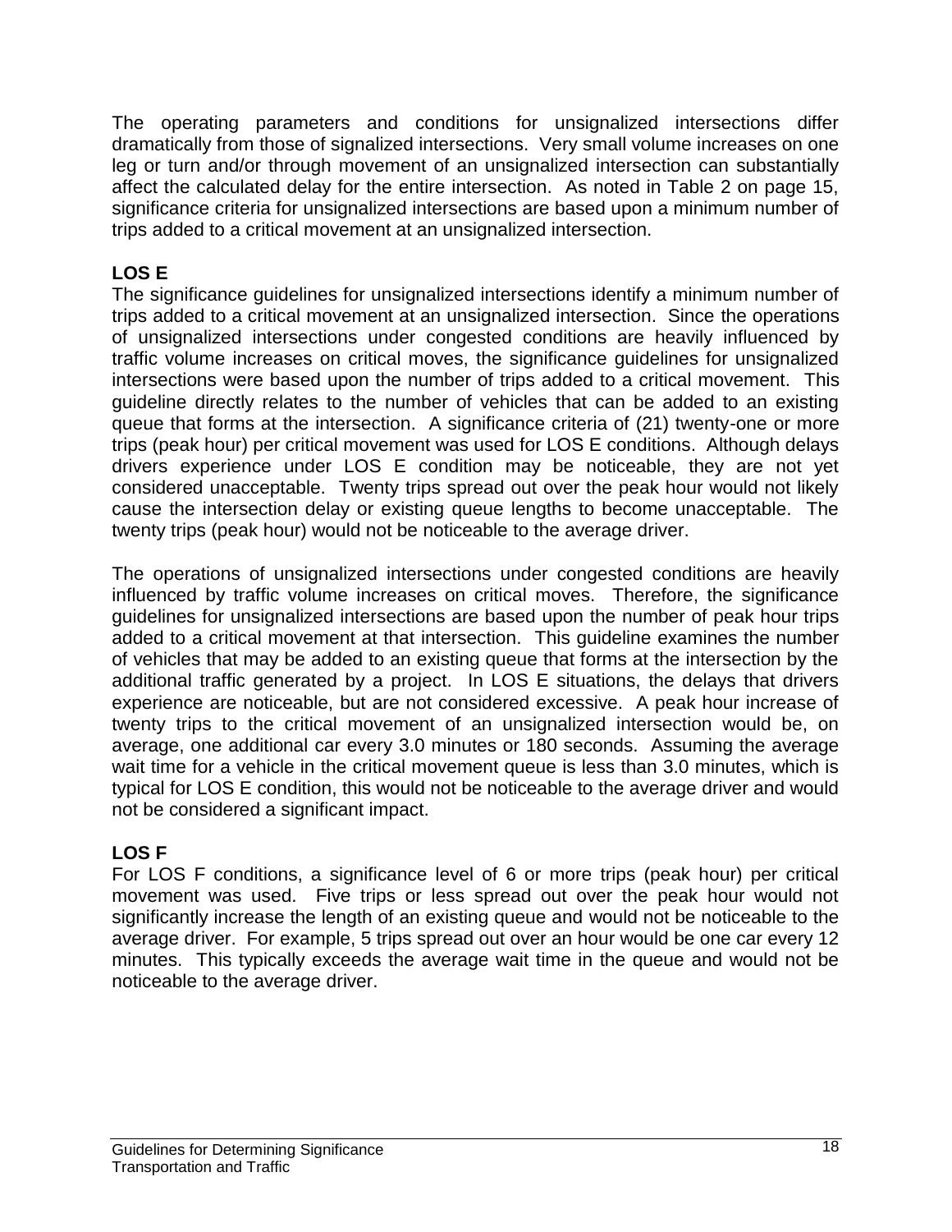The operating parameters and conditions for unsignalized intersections differ dramatically from those of signalized intersections. Very small volume increases on one leg or turn and/or through movement of an unsignalized intersection can substantially affect the calculated delay for the entire intersection. As noted in Table 2 on page 15, significance criteria for unsignalized intersections are based upon a minimum number of trips added to a critical movement at an unsignalized intersection.

**LOS E**

The significance guidelines for unsignalized intersections identify a minimum number of trips added to a critical movement at an unsignalized intersection. Since the operations of unsignalized intersections under congested conditions are heavily influenced by traffic volume increases on critical moves, the significance guidelines for unsignalized intersections were based upon the number of trips added to a critical movement. This guideline directly relates to the number of vehicles that can be added to an existing queue that forms at the intersection. A significance criteria of (21) twenty-one or more trips (peak hour) per critical movement was used for LOS E conditions. Although delays drivers experience under LOS E condition may be noticeable, they are not yet considered unacceptable. Twenty trips spread out over the peak hour would not likely cause the intersection delay or existing queue lengths to become unacceptable. The twenty trips (peak hour) would not be noticeable to the average driver.

The operations of unsignalized intersections under congested conditions are heavily influenced by traffic volume increases on critical moves. Therefore, the significance guidelines for unsignalized intersections are based upon the number of peak hour trips added to a critical movement at that intersection. This guideline examines the number of vehicles that may be added to an existing queue that forms at the intersection by the additional traffic generated by a project. In LOS E situations, the delays that drivers experience are noticeable, but are not considered excessive. A peak hour increase of twenty trips to the critical movement of an unsignalized intersection would be, on average, one additional car every 3.0 minutes or 180 seconds. Assuming the average wait time for a vehicle in the critical movement queue is less than 3.0 minutes, which is typical for LOS E condition, this would not be noticeable to the average driver and would not be considered a significant impact.

**LOS F**

For LOS F conditions, a significance level of 6 or more trips (peak hour) per critical movement was used. Five trips or less spread out over the peak hour would not significantly increase the length of an existing queue and would not be noticeable to the average driver. For example, 5 trips spread out over an hour would be one car every 12 minutes. This typically exceeds the average wait time in the queue and would not be noticeable to the average driver.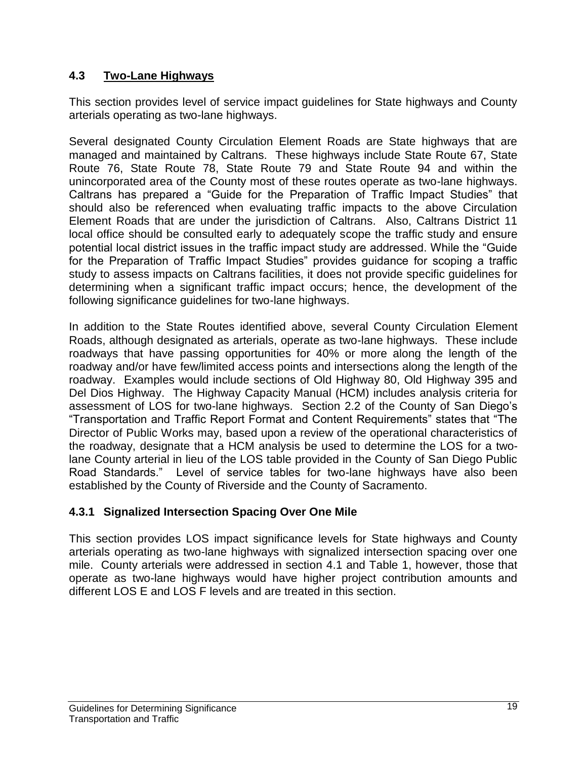## 4.3 Two-Lane Highways

This section provides level of service impact guidelines for State highways and County arterials operating as two-lane highways.

Several designated County Circulation Element Roads are State highways that are managed and maintained by Caltrans. These highways include State Route 67, State Route 76, State Route 78, State Route 79 and State Route 94 and within the unincorporated area of the County most of these routes operate as two-lane highways. Caltrans has prepared a "Guide for the Preparation of Traffic Impact Studies" that should also be referenced when evaluating traffic impacts to the above Circulation Element Roads that are under the jurisdiction of Caltrans. Also, Caltrans District 11 local office should be consulted early to adequately scope the traffic study and ensure potential local district issues in the traffic impact study are addressed. While the "Guide for the Preparation of Traffic Impact Studies" provides guidance for scoping a traffic study to assess impacts on Caltrans facilities, it does not provide specific guidelines for determining when a significant traffic impact occurs; hence, the development of the following significance guidelines for two-lane highways.

In addition to the State Routes identified above, several County Circulation Element Roads, although designated as arterials, operate as two-lane highways. These include roadways that have passing opportunities for 40% or more along the length of the roadway and/or have few/limited access points and intersections along the length of the roadway. Examples would include sections of Old Highway 80, Old Highway 395 and Del Dios Highway. The Highway Capacity Manual (HCM) includes analysis criteria for assessment of LOS for two-lane highways. Section 2.2 of the County of San Diego's "Transportation and Traffic Report Format and Content Requirements" states that "The Director of Public Works may, based upon a review of the operational characteristics of the roadway, designate that a HCM analysis be used to determine the LOS for a two-lane County arterial in lieu of the LOS table provided in the County of San Diego Public Road Standards." Level of service tables for two-lane highways have also been established by the County of Riverside and the County of Sacramento.

### 4.3.1 Signalized Intersection Spacing Over One Mile

This section provides LOS impact significance levels for State highways and County arterials operating as two-lane highways with signalized intersection spacing over one mile. County arterials were addressed in section 4.1 and Table 1, however, those that operate as two-lane highways would have higher project contribution amounts and different LOS E and LOS F levels and are treated in this section.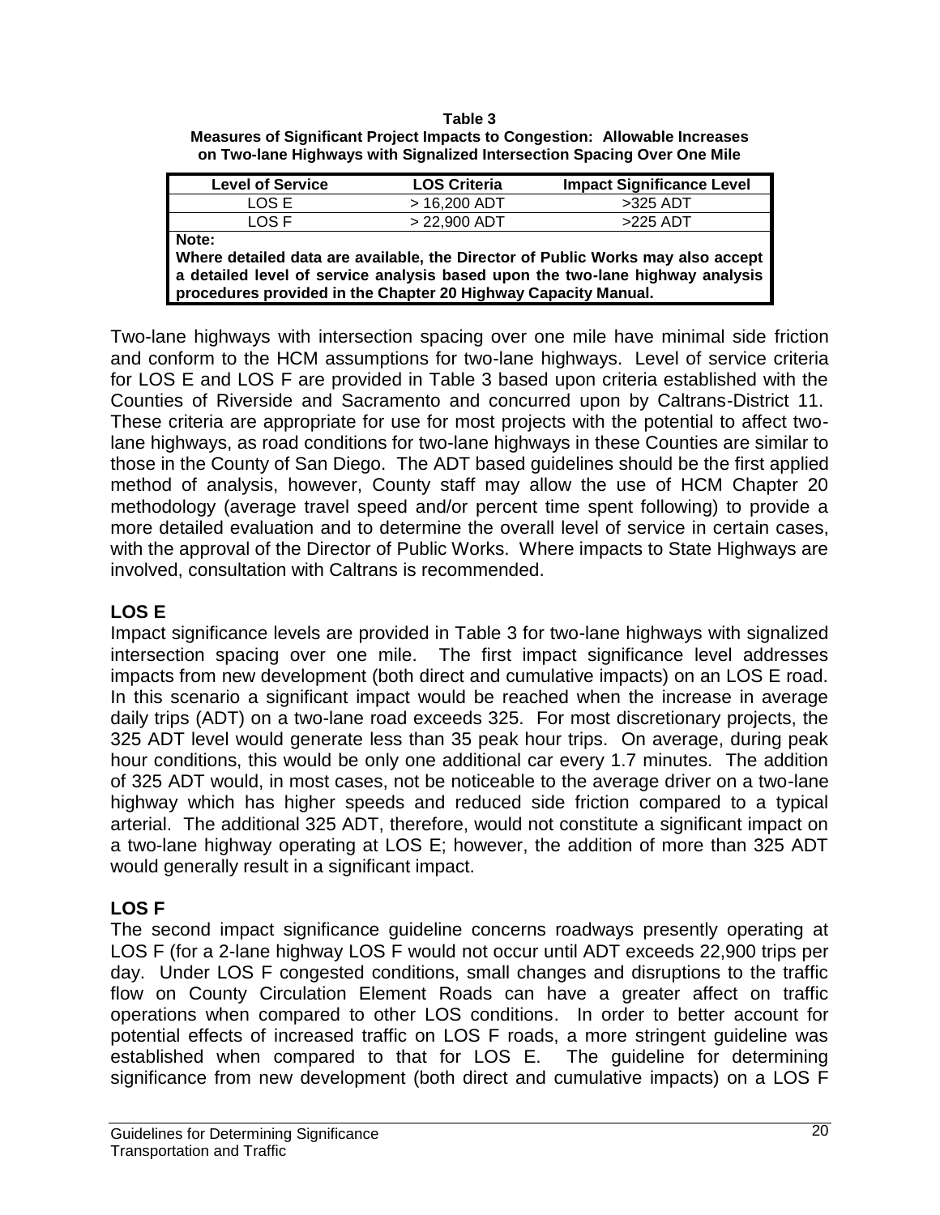**Table 3**
**Measures of Significant Project Impacts to Congestion: Allowable Increases on Two-lane Highways with Signalized Intersection Spacing Over One Mile**

| Level of Service | LOS Criteria | Impact Significance Level |
|---|---|---|
| LOS E | > 16,200 ADT | >325 ADT |
| LOS F | > 22,900 ADT | >225 ADT |

**Note:**
**Where detailed data are available, the Director of Public Works may also accept a detailed level of service analysis based upon the two-lane highway analysis procedures provided in the Chapter 20 Highway Capacity Manual.**

Two-lane highways with intersection spacing over one mile have minimal side friction and conform to the HCM assumptions for two-lane highways. Level of service criteria for LOS E and LOS F are provided in Table 3 based upon criteria established with the Counties of Riverside and Sacramento and concurred upon by Caltrans-District 11. These criteria are appropriate for use for most projects with the potential to affect two-lane highways, as road conditions for two-lane highways in these Counties are similar to those in the County of San Diego. The ADT based guidelines should be the first applied method of analysis, however, County staff may allow the use of HCM Chapter 20 methodology (average travel speed and/or percent time spent following) to provide a more detailed evaluation and to determine the overall level of service in certain cases, with the approval of the Director of Public Works. Where impacts to State Highways are involved, consultation with Caltrans is recommended.

## LOS E

Impact significance levels are provided in Table 3 for two-lane highways with signalized intersection spacing over one mile. The first impact significance level addresses impacts from new development (both direct and cumulative impacts) on an LOS E road. In this scenario a significant impact would be reached when the increase in average daily trips (ADT) on a two-lane road exceeds 325. For most discretionary projects, the 325 ADT level would generate less than 35 peak hour trips. On average, during peak hour conditions, this would be only one additional car every 1.7 minutes. The addition of 325 ADT would, in most cases, not be noticeable to the average driver on a two-lane highway which has higher speeds and reduced side friction compared to a typical arterial. The additional 325 ADT, therefore, would not constitute a significant impact on a two-lane highway operating at LOS E; however, the addition of more than 325 ADT would generally result in a significant impact.

## LOS F

The second impact significance guideline concerns roadways presently operating at LOS F (for a 2-lane highway LOS F would not occur until ADT exceeds 22,900 trips per day. Under LOS F congested conditions, small changes and disruptions to the traffic flow on County Circulation Element Roads can have a greater affect on traffic operations when compared to other LOS conditions. In order to better account for potential effects of increased traffic on LOS F roads, a more stringent guideline was established when compared to that for LOS E. The guideline for determining significance from new development (both direct and cumulative impacts) on a LOS F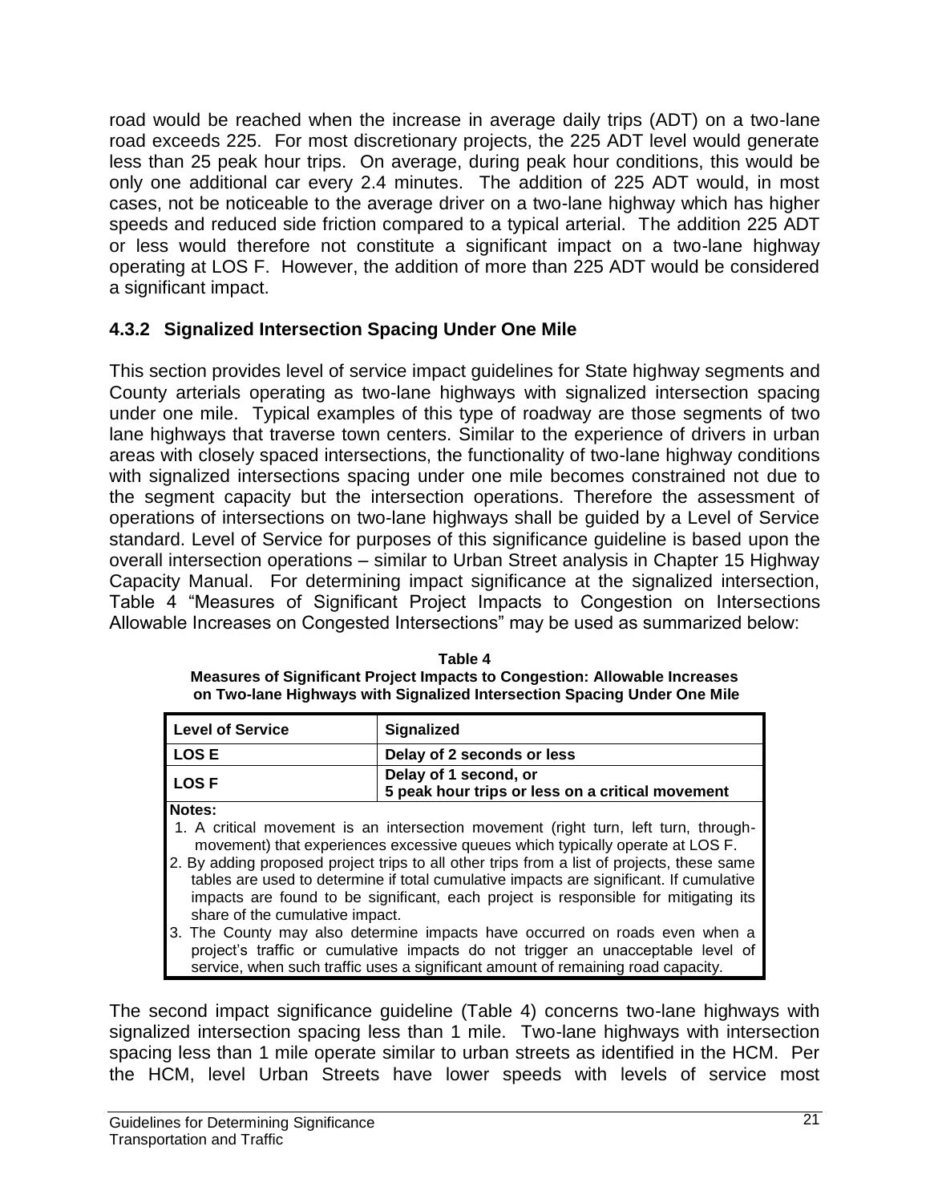road would be reached when the increase in average daily trips (ADT) on a two-lane road exceeds 225. For most discretionary projects, the 225 ADT level would generate less than 25 peak hour trips. On average, during peak hour conditions, this would be only one additional car every 2.4 minutes. The addition of 225 ADT would, in most cases, not be noticeable to the average driver on a two-lane highway which has higher speeds and reduced side friction compared to a typical arterial. The addition 225 ADT or less would therefore not constitute a significant impact on a two-lane highway operating at LOS F. However, the addition of more than 225 ADT would be considered a significant impact.

### 4.3.2 Signalized Intersection Spacing Under One Mile

This section provides level of service impact guidelines for State highway segments and County arterials operating as two-lane highways with signalized intersection spacing under one mile. Typical examples of this type of roadway are those segments of two lane highways that traverse town centers. Similar to the experience of drivers in urban areas with closely spaced intersections, the functionality of two-lane highway conditions with signalized intersections spacing under one mile becomes constrained not due to the segment capacity but the intersection operations. Therefore the assessment of operations of intersections on two-lane highways shall be guided by a Level of Service standard. Level of Service for purposes of this significance guideline is based upon the overall intersection operations – similar to Urban Street analysis in Chapter 15 Highway Capacity Manual. For determining impact significance at the signalized intersection, Table 4 "Measures of Significant Project Impacts to Congestion on Intersections Allowable Increases on Congested Intersections" may be used as summarized below:

**Table 4**
**Measures of Significant Project Impacts to Congestion: Allowable Increases on Two-lane Highways with Signalized Intersection Spacing Under One Mile**

| Level of Service | Signalized |
|---|---|
| LOS E | Delay of 2 seconds or less |
| LOS F | Delay of 1 second, or 5 peak hour trips or less on a critical movement |

**Notes:**

1. A critical movement is an intersection movement (right turn, left turn, through-movement) that experiences excessive queues which typically operate at LOS F.
2. By adding proposed project trips to all other trips from a list of projects, these same tables are used to determine if total cumulative impacts are significant. If cumulative impacts are found to be significant, each project is responsible for mitigating its share of the cumulative impact.
3. The County may also determine impacts have occurred on roads even when a project's traffic or cumulative impacts do not trigger an unacceptable level of service, when such traffic uses a significant amount of remaining road capacity.

The second impact significance guideline (Table 4) concerns two-lane highways with signalized intersection spacing less than 1 mile. Two-lane highways with intersection spacing less than 1 mile operate similar to urban streets as identified in the HCM. Per the HCM, level Urban Streets have lower speeds with levels of service most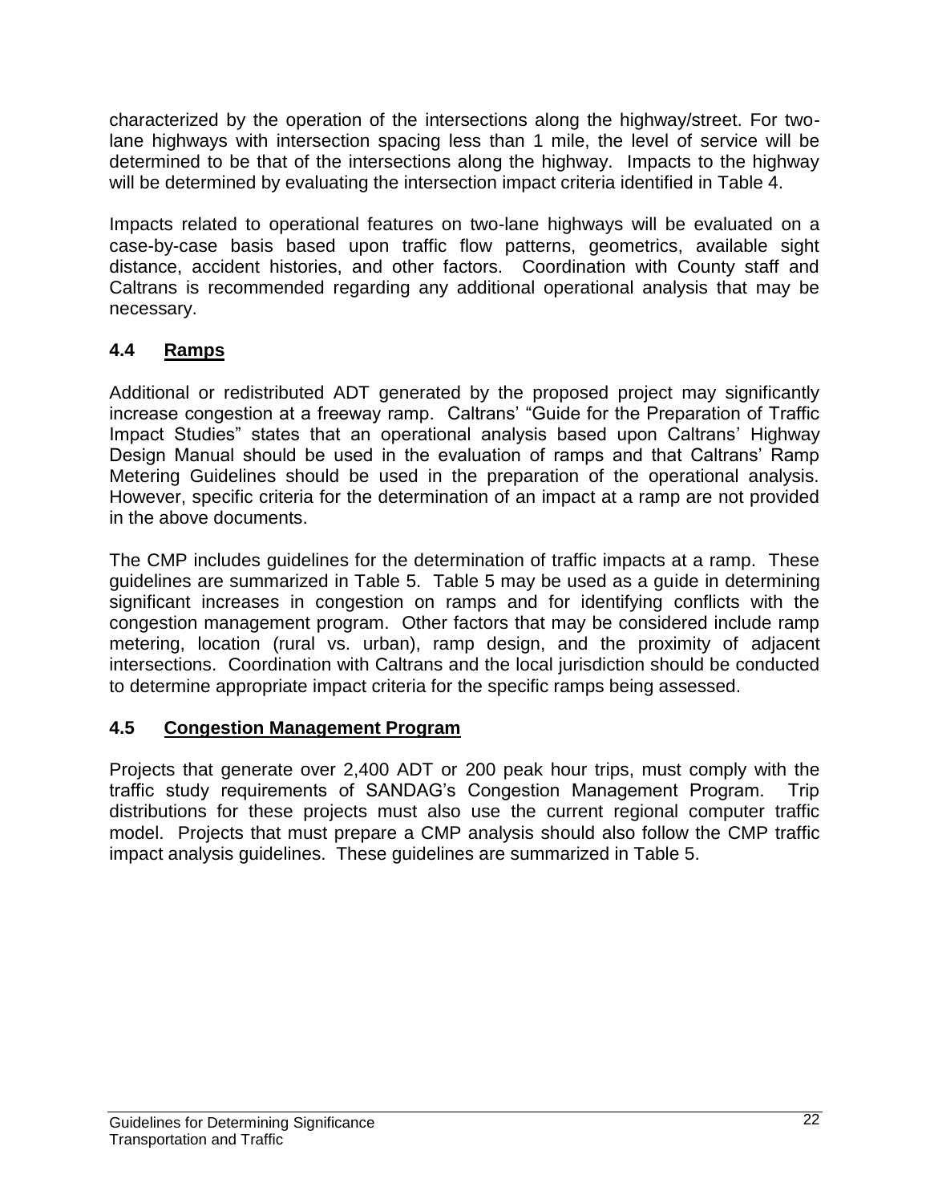characterized by the operation of the intersections along the highway/street. For two-lane highways with intersection spacing less than 1 mile, the level of service will be determined to be that of the intersections along the highway. Impacts to the highway will be determined by evaluating the intersection impact criteria identified in Table 4.

Impacts related to operational features on two-lane highways will be evaluated on a case-by-case basis based upon traffic flow patterns, geometrics, available sight distance, accident histories, and other factors. Coordination with County staff and Caltrans is recommended regarding any additional operational analysis that may be necessary.

### 4.4 Ramps

Additional or redistributed ADT generated by the proposed project may significantly increase congestion at a freeway ramp. Caltrans' "Guide for the Preparation of Traffic Impact Studies" states that an operational analysis based upon Caltrans' Highway Design Manual should be used in the evaluation of ramps and that Caltrans' Ramp Metering Guidelines should be used in the preparation of the operational analysis. However, specific criteria for the determination of an impact at a ramp are not provided in the above documents.

The CMP includes guidelines for the determination of traffic impacts at a ramp. These guidelines are summarized in Table 5. Table 5 may be used as a guide in determining significant increases in congestion on ramps and for identifying conflicts with the congestion management program. Other factors that may be considered include ramp metering, location (rural vs. urban), ramp design, and the proximity of adjacent intersections. Coordination with Caltrans and the local jurisdiction should be conducted to determine appropriate impact criteria for the specific ramps being assessed.

### 4.5 Congestion Management Program

Projects that generate over 2,400 ADT or 200 peak hour trips, must comply with the traffic study requirements of SANDAG's Congestion Management Program. Trip distributions for these projects must also use the current regional computer traffic model. Projects that must prepare a CMP analysis should also follow the CMP traffic impact analysis guidelines. These guidelines are summarized in Table 5.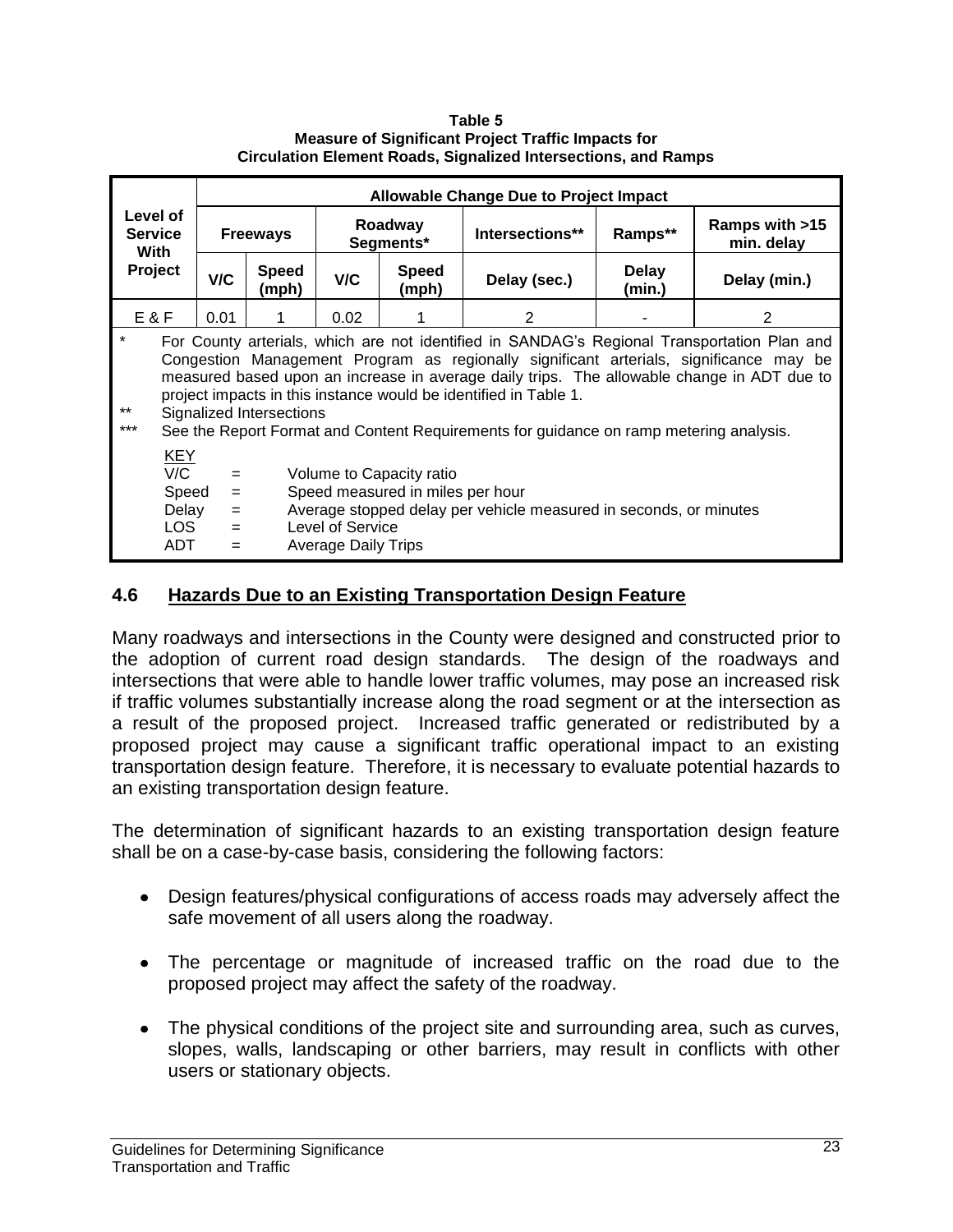**Table 5**
**Measure of Significant Project Traffic Impacts for Circulation Element Roads, Signalized Intersections, and Ramps**

| Level of Service With Project | Allowable Change Due to Project Impact | | | | | | |
|---|---|---|---|---|---|---|---|
| | Freeways | | Roadway Segments* | | Intersections** | Ramps** | Ramps with >15 min. delay |
| | V/C | Speed (mph) | V/C | Speed (mph) | Delay (sec.) | Delay (min.) | Delay (min.) |
| E & F | 0.01 | 1 | 0.02 | 1 | 2 | - | 2 |

\* For County arterials, which are not identified in SANDAG's Regional Transportation Plan and Congestion Management Program as regionally significant arterials, significance may be measured based upon an increase in average daily trips. The allowable change in ADT due to project impacts in this instance would be identified in Table 1.

\** Signalized Intersections

\*** See the Report Format and Content Requirements for guidance on ramp metering analysis.

KEY

- V/C = Volume to Capacity ratio
- Speed = Speed measured in miles per hour
- Delay = Average stopped delay per vehicle measured in seconds, or minutes
- LOS = Level of Service
- ADT = Average Daily Trips

## 4.6 Hazards Due to an Existing Transportation Design Feature

Many roadways and intersections in the County were designed and constructed prior to the adoption of current road design standards. The design of the roadways and intersections that were able to handle lower traffic volumes, may pose an increased risk if traffic volumes substantially increase along the road segment or at the intersection as a result of the proposed project. Increased traffic generated or redistributed by a proposed project may cause a significant traffic operational impact to an existing transportation design feature. Therefore, it is necessary to evaluate potential hazards to an existing transportation design feature.

The determination of significant hazards to an existing transportation design feature shall be on a case-by-case basis, considering the following factors:

- Design features/physical configurations of access roads may adversely affect the safe movement of all users along the roadway.
- The percentage or magnitude of increased traffic on the road due to the proposed project may affect the safety of the roadway.
- The physical conditions of the project site and surrounding area, such as curves, slopes, walls, landscaping or other barriers, may result in conflicts with other users or stationary objects.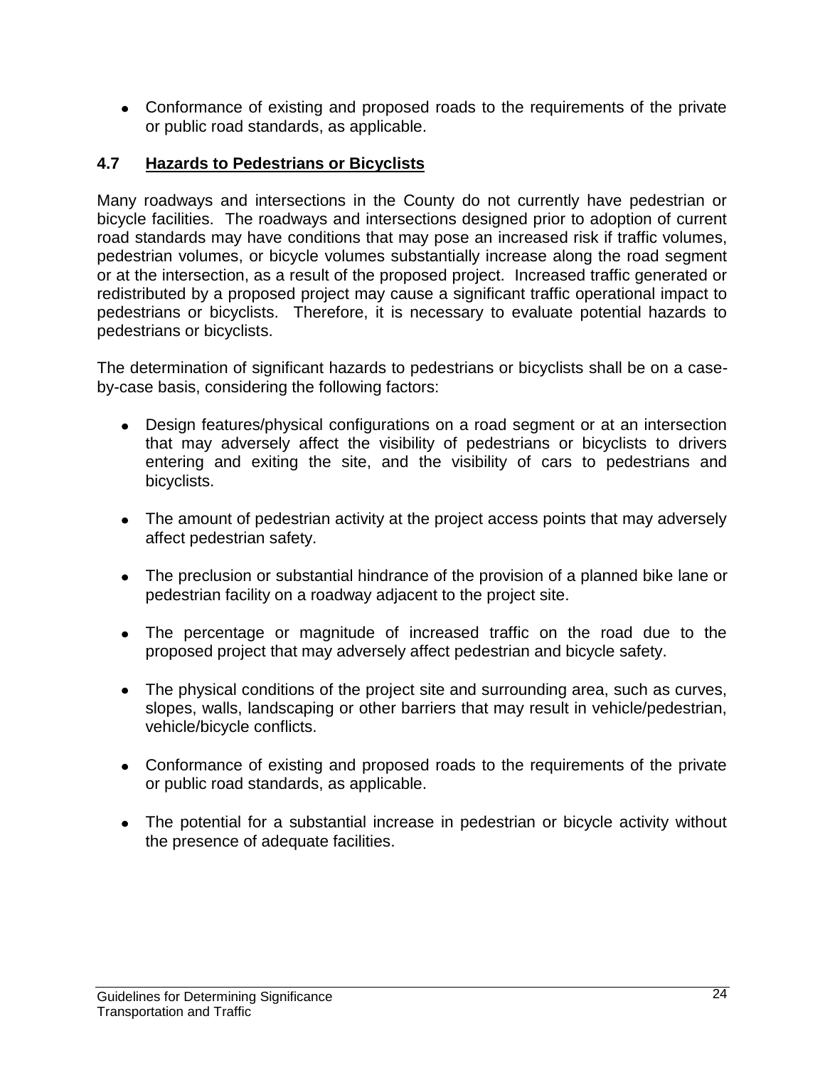- Conformance of existing and proposed roads to the requirements of the private or public road standards, as applicable.

## 4.7 Hazards to Pedestrians or Bicyclists

Many roadways and intersections in the County do not currently have pedestrian or bicycle facilities. The roadways and intersections designed prior to adoption of current road standards may have conditions that may pose an increased risk if traffic volumes, pedestrian volumes, or bicycle volumes substantially increase along the road segment or at the intersection, as a result of the proposed project. Increased traffic generated or redistributed by a proposed project may cause a significant traffic operational impact to pedestrians or bicyclists. Therefore, it is necessary to evaluate potential hazards to pedestrians or bicyclists.

The determination of significant hazards to pedestrians or bicyclists shall be on a case-by-case basis, considering the following factors:

- Design features/physical configurations on a road segment or at an intersection that may adversely affect the visibility of pedestrians or bicyclists to drivers entering and exiting the site, and the visibility of cars to pedestrians and bicyclists.

- The amount of pedestrian activity at the project access points that may adversely affect pedestrian safety.

- The preclusion or substantial hindrance of the provision of a planned bike lane or pedestrian facility on a roadway adjacent to the project site.

- The percentage or magnitude of increased traffic on the road due to the proposed project that may adversely affect pedestrian and bicycle safety.

- The physical conditions of the project site and surrounding area, such as curves, slopes, walls, landscaping or other barriers that may result in vehicle/pedestrian, vehicle/bicycle conflicts.

- Conformance of existing and proposed roads to the requirements of the private or public road standards, as applicable.

- The potential for a substantial increase in pedestrian or bicycle activity without the presence of adequate facilities.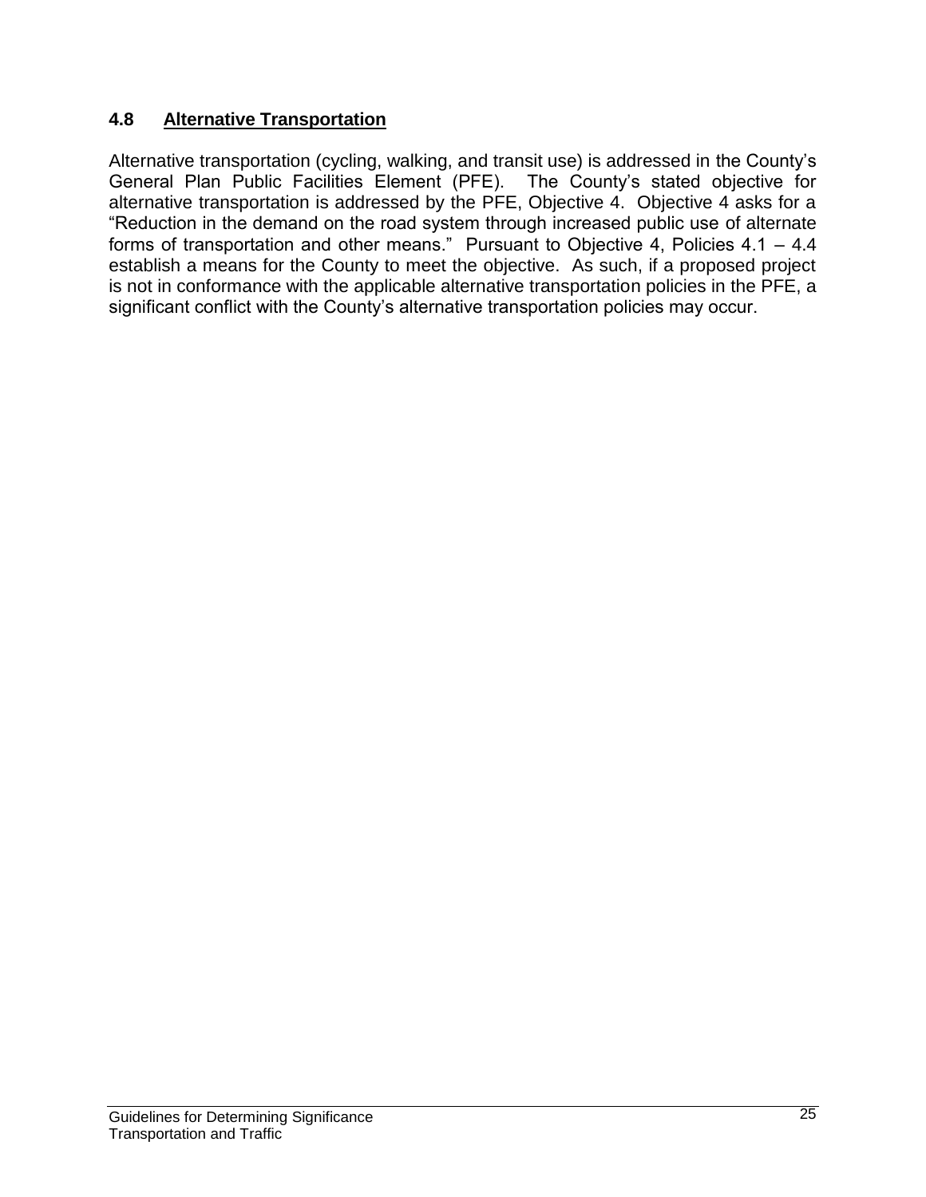## 4.8 Alternative Transportation

Alternative transportation (cycling, walking, and transit use) is addressed in the County's General Plan Public Facilities Element (PFE). The County's stated objective for alternative transportation is addressed by the PFE, Objective 4. Objective 4 asks for a "Reduction in the demand on the road system through increased public use of alternate forms of transportation and other means." Pursuant to Objective 4, Policies 4.1 – 4.4 establish a means for the County to meet the objective. As such, if a proposed project is not in conformance with the applicable alternative transportation policies in the PFE, a significant conflict with the County's alternative transportation policies may occur.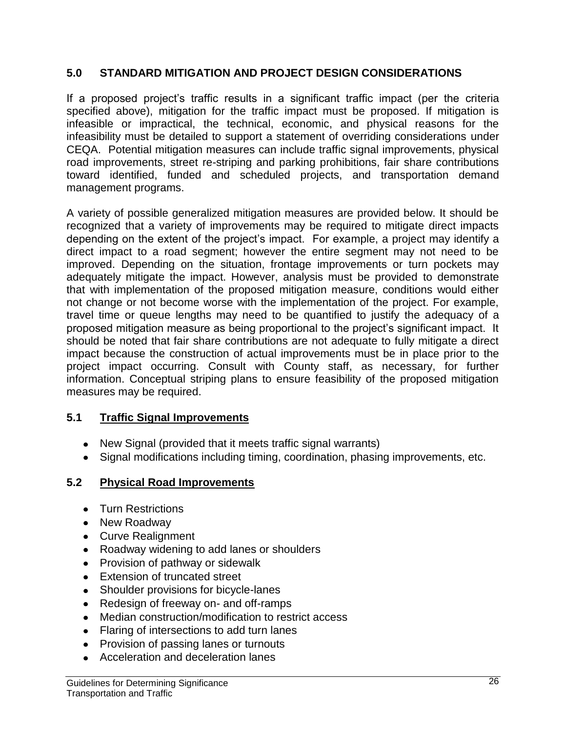## 5.0 STANDARD MITIGATION AND PROJECT DESIGN CONSIDERATIONS

If a proposed project's traffic results in a significant traffic impact (per the criteria specified above), mitigation for the traffic impact must be proposed. If mitigation is infeasible or impractical, the technical, economic, and physical reasons for the infeasibility must be detailed to support a statement of overriding considerations under CEQA. Potential mitigation measures can include traffic signal improvements, physical road improvements, street re-striping and parking prohibitions, fair share contributions toward identified, funded and scheduled projects, and transportation demand management programs.

A variety of possible generalized mitigation measures are provided below. It should be recognized that a variety of improvements may be required to mitigate direct impacts depending on the extent of the project's impact. For example, a project may identify a direct impact to a road segment; however the entire segment may not need to be improved. Depending on the situation, frontage improvements or turn pockets may adequately mitigate the impact. However, analysis must be provided to demonstrate that with implementation of the proposed mitigation measure, conditions would either not change or not become worse with the implementation of the project. For example, travel time or queue lengths may need to be quantified to justify the adequacy of a proposed mitigation measure as being proportional to the project's significant impact. It should be noted that fair share contributions are not adequate to fully mitigate a direct impact because the construction of actual improvements must be in place prior to the project impact occurring. Consult with County staff, as necessary, for further information. Conceptual striping plans to ensure feasibility of the proposed mitigation measures may be required.

### 5.1 Traffic Signal Improvements

- New Signal (provided that it meets traffic signal warrants)
- Signal modifications including timing, coordination, phasing improvements, etc.

### 5.2 Physical Road Improvements

- Turn Restrictions
- New Roadway
- Curve Realignment
- Roadway widening to add lanes or shoulders
- Provision of pathway or sidewalk
- Extension of truncated street
- Shoulder provisions for bicycle-lanes
- Redesign of freeway on- and off-ramps
- Median construction/modification to restrict access
- Flaring of intersections to add turn lanes
- Provision of passing lanes or turnouts
- Acceleration and deceleration lanes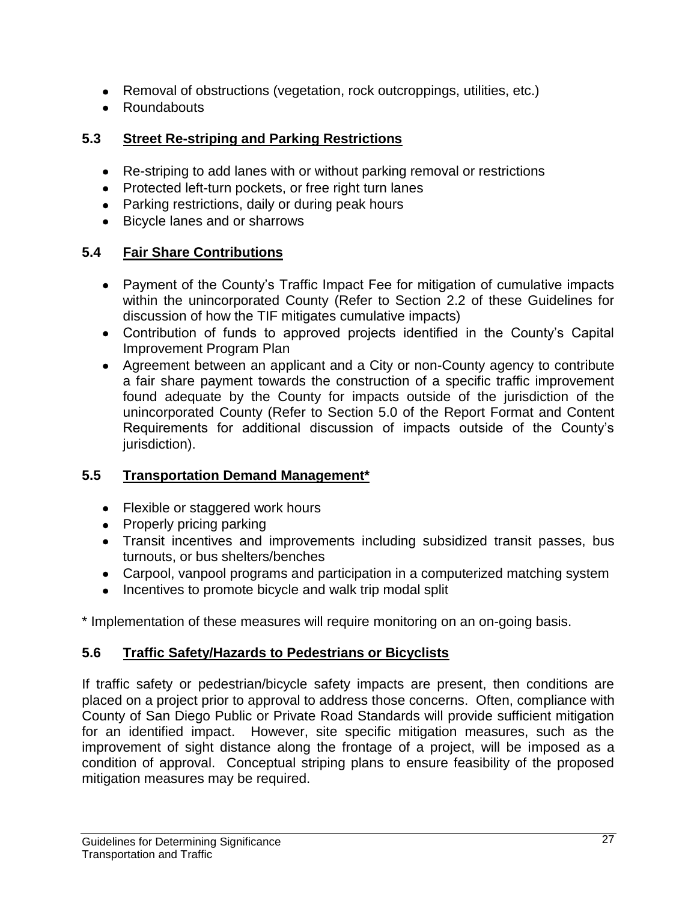- Removal of obstructions (vegetation, rock outcroppings, utilities, etc.)
- Roundabouts

### 5.3 Street Re-striping and Parking Restrictions

- Re-striping to add lanes with or without parking removal or restrictions
- Protected left-turn pockets, or free right turn lanes
- Parking restrictions, daily or during peak hours
- Bicycle lanes and or sharrows

### 5.4 Fair Share Contributions

- Payment of the County's Traffic Impact Fee for mitigation of cumulative impacts within the unincorporated County (Refer to Section 2.2 of these Guidelines for discussion of how the TIF mitigates cumulative impacts)
- Contribution of funds to approved projects identified in the County's Capital Improvement Program Plan
- Agreement between an applicant and a City or non-County agency to contribute a fair share payment towards the construction of a specific traffic improvement found adequate by the County for impacts outside of the jurisdiction of the unincorporated County (Refer to Section 5.0 of the Report Format and Content Requirements for additional discussion of impacts outside of the County's jurisdiction).

### 5.5 Transportation Demand Management*

- Flexible or staggered work hours
- Properly pricing parking
- Transit incentives and improvements including subsidized transit passes, bus turnouts, or bus shelters/benches
- Carpool, vanpool programs and participation in a computerized matching system
- Incentives to promote bicycle and walk trip modal split

* Implementation of these measures will require monitoring on an on-going basis.

### 5.6 Traffic Safety/Hazards to Pedestrians or Bicyclists

If traffic safety or pedestrian/bicycle safety impacts are present, then conditions are placed on a project prior to approval to address those concerns. Often, compliance with County of San Diego Public or Private Road Standards will provide sufficient mitigation for an identified impact. However, site specific mitigation measures, such as the improvement of sight distance along the frontage of a project, will be imposed as a condition of approval. Conceptual striping plans to ensure feasibility of the proposed mitigation measures may be required.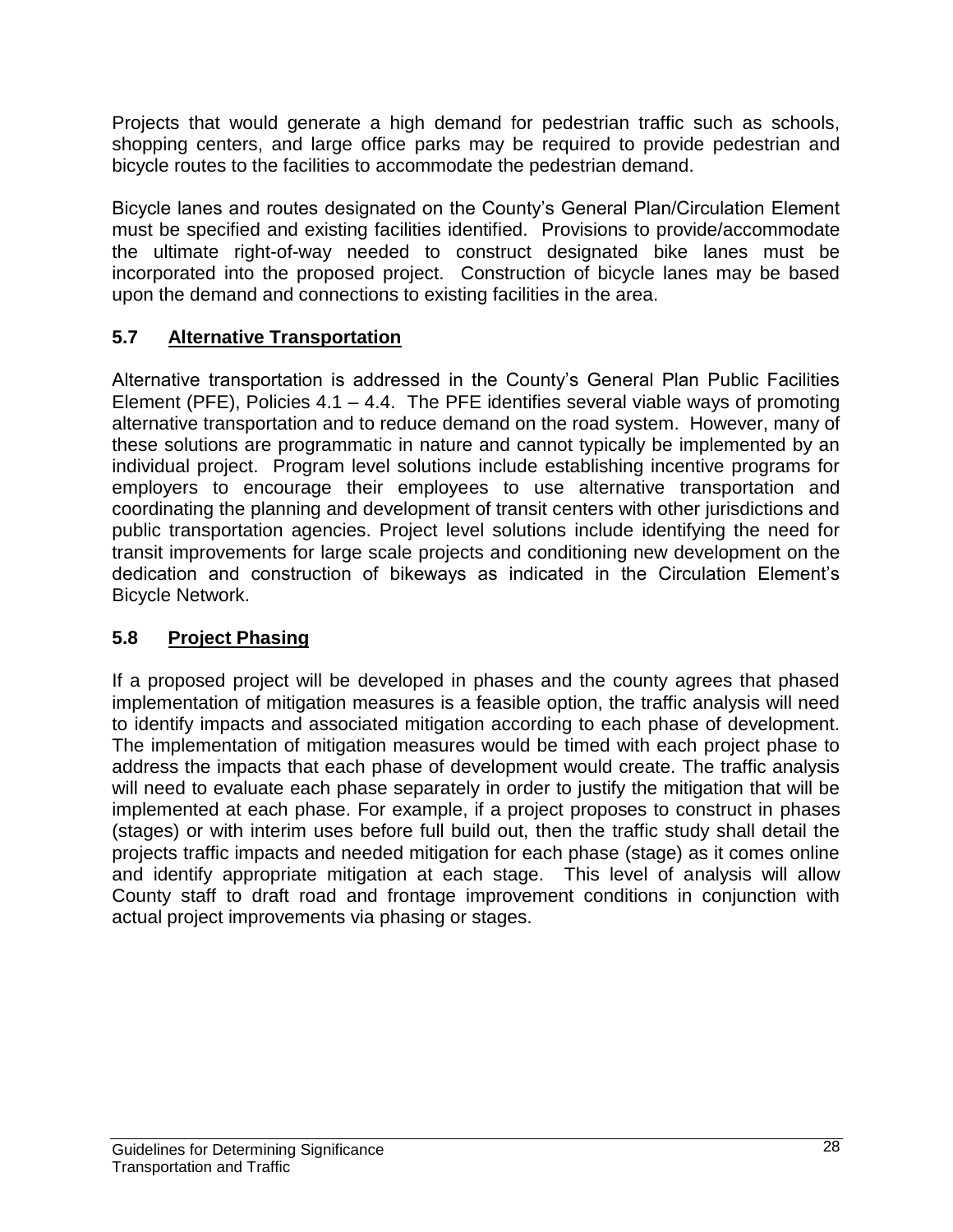Projects that would generate a high demand for pedestrian traffic such as schools, shopping centers, and large office parks may be required to provide pedestrian and bicycle routes to the facilities to accommodate the pedestrian demand.

Bicycle lanes and routes designated on the County's General Plan/Circulation Element must be specified and existing facilities identified. Provisions to provide/accommodate the ultimate right-of-way needed to construct designated bike lanes must be incorporated into the proposed project. Construction of bicycle lanes may be based upon the demand and connections to existing facilities in the area.

## 5.7 Alternative Transportation

Alternative transportation is addressed in the County's General Plan Public Facilities Element (PFE), Policies 4.1 – 4.4. The PFE identifies several viable ways of promoting alternative transportation and to reduce demand on the road system. However, many of these solutions are programmatic in nature and cannot typically be implemented by an individual project. Program level solutions include establishing incentive programs for employers to encourage their employees to use alternative transportation and coordinating the planning and development of transit centers with other jurisdictions and public transportation agencies. Project level solutions include identifying the need for transit improvements for large scale projects and conditioning new development on the dedication and construction of bikeways as indicated in the Circulation Element's Bicycle Network.

## 5.8 Project Phasing

If a proposed project will be developed in phases and the county agrees that phased implementation of mitigation measures is a feasible option, the traffic analysis will need to identify impacts and associated mitigation according to each phase of development. The implementation of mitigation measures would be timed with each project phase to address the impacts that each phase of development would create. The traffic analysis will need to evaluate each phase separately in order to justify the mitigation that will be implemented at each phase. For example, if a project proposes to construct in phases (stages) or with interim uses before full build out, then the traffic study shall detail the projects traffic impacts and needed mitigation for each phase (stage) as it comes online and identify appropriate mitigation at each stage. This level of analysis will allow County staff to draft road and frontage improvement conditions in conjunction with actual project improvements via phasing or stages.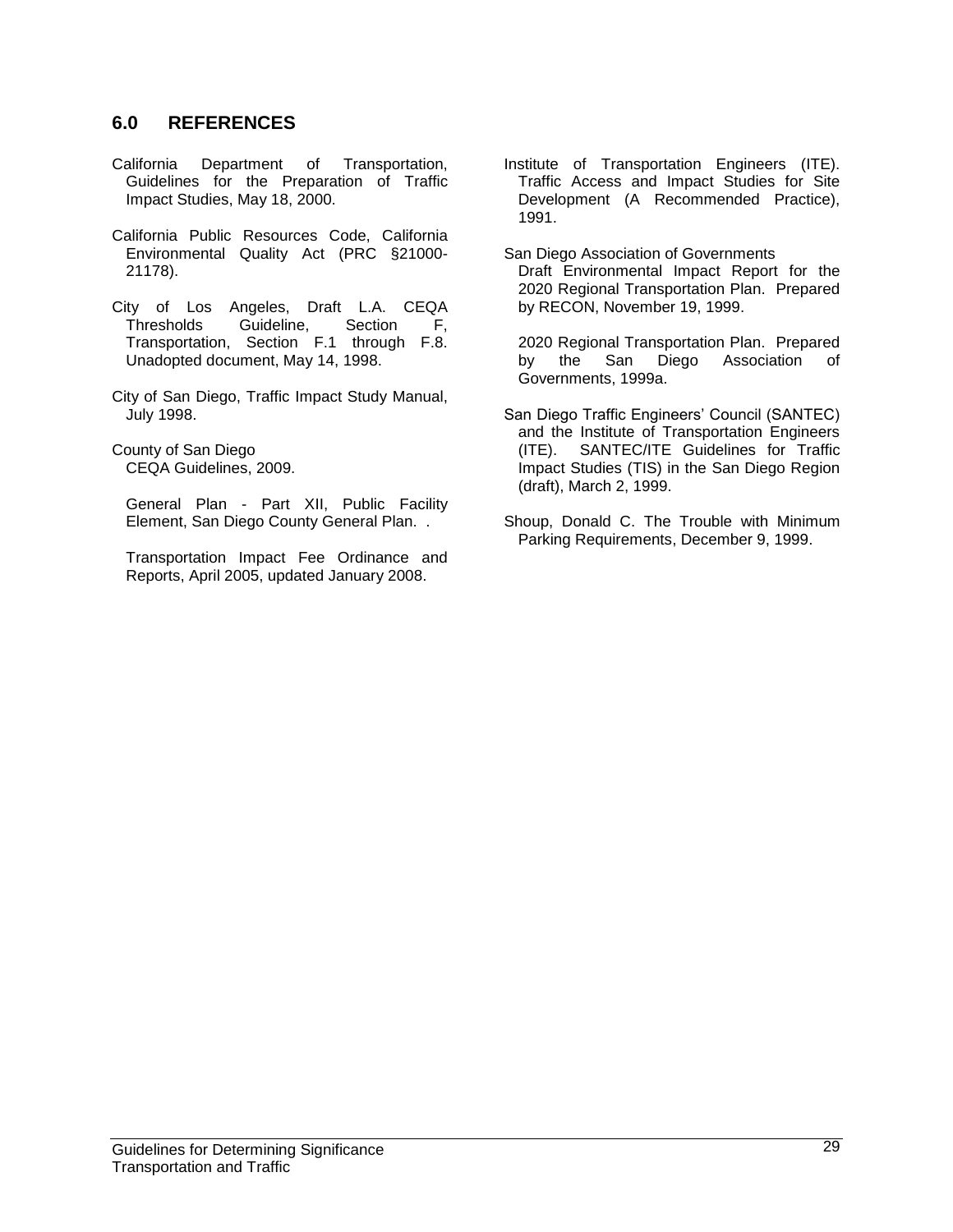## 6.0 REFERENCES

California Department of Transportation, Guidelines for the Preparation of Traffic Impact Studies, May 18, 2000.

California Public Resources Code, California Environmental Quality Act (PRC §21000-21178).

City of Los Angeles, Draft L.A. CEQA Thresholds Guideline, Section F, Transportation, Section F.1 through F.8. Unadopted document, May 14, 1998.

City of San Diego, Traffic Impact Study Manual, July 1998.

County of San Diego
CEQA Guidelines, 2009.

General Plan - Part XII, Public Facility Element, San Diego County General Plan. .

Transportation Impact Fee Ordinance and Reports, April 2005, updated January 2008.

Institute of Transportation Engineers (ITE). Traffic Access and Impact Studies for Site Development (A Recommended Practice), 1991.

San Diego Association of Governments
Draft Environmental Impact Report for the 2020 Regional Transportation Plan. Prepared by RECON, November 19, 1999.

2020 Regional Transportation Plan. Prepared by the San Diego Association of Governments, 1999a.

San Diego Traffic Engineers' Council (SANTEC) and the Institute of Transportation Engineers (ITE). SANTEC/ITE Guidelines for Traffic Impact Studies (TIS) in the San Diego Region (draft), March 2, 1999.

Shoup, Donald C. The Trouble with Minimum Parking Requirements, December 9, 1999.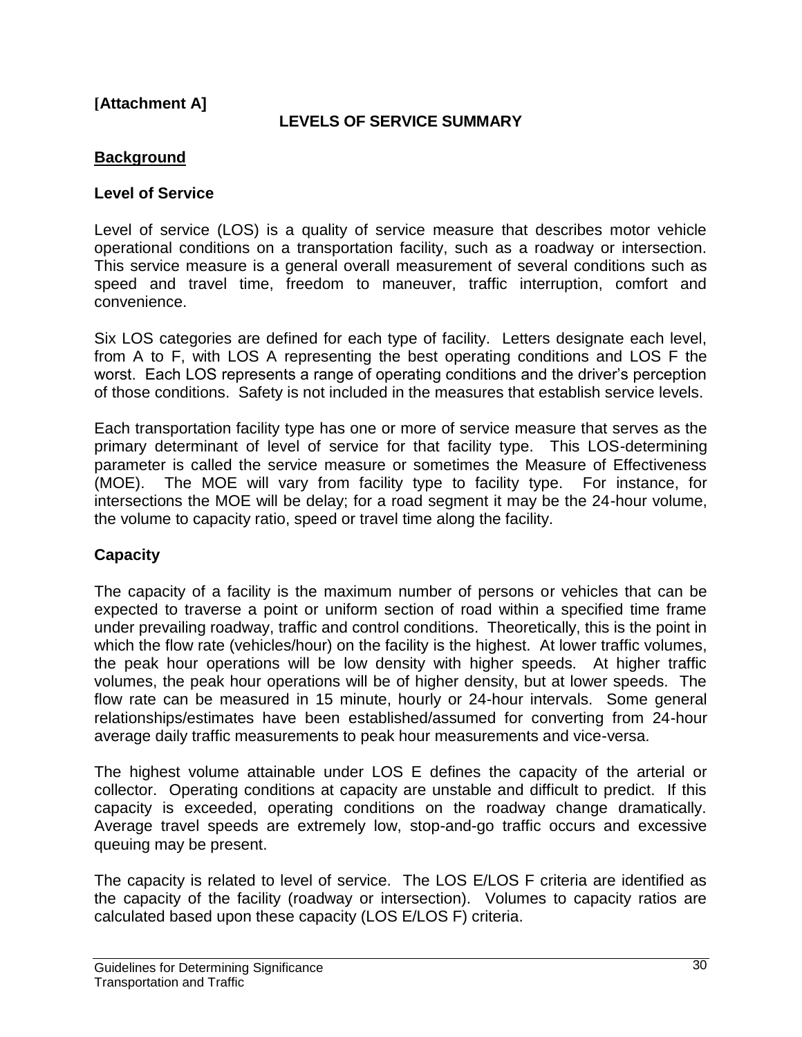**[Attachment A]**

## LEVELS OF SERVICE SUMMARY

### Background

#### Level of Service

Level of service (LOS) is a quality of service measure that describes motor vehicle operational conditions on a transportation facility, such as a roadway or intersection. This service measure is a general overall measurement of several conditions such as speed and travel time, freedom to maneuver, traffic interruption, comfort and convenience.

Six LOS categories are defined for each type of facility. Letters designate each level, from A to F, with LOS A representing the best operating conditions and LOS F the worst. Each LOS represents a range of operating conditions and the driver's perception of those conditions. Safety is not included in the measures that establish service levels.

Each transportation facility type has one or more of service measure that serves as the primary determinant of level of service for that facility type. This LOS-determining parameter is called the service measure or sometimes the Measure of Effectiveness (MOE). The MOE will vary from facility type to facility type. For instance, for intersections the MOE will be delay; for a road segment it may be the 24-hour volume, the volume to capacity ratio, speed or travel time along the facility.

#### Capacity

The capacity of a facility is the maximum number of persons or vehicles that can be expected to traverse a point or uniform section of road within a specified time frame under prevailing roadway, traffic and control conditions. Theoretically, this is the point in which the flow rate (vehicles/hour) on the facility is the highest. At lower traffic volumes, the peak hour operations will be low density with higher speeds. At higher traffic volumes, the peak hour operations will be of higher density, but at lower speeds. The flow rate can be measured in 15 minute, hourly or 24-hour intervals. Some general relationships/estimates have been established/assumed for converting from 24-hour average daily traffic measurements to peak hour measurements and vice-versa.

The highest volume attainable under LOS E defines the capacity of the arterial or collector. Operating conditions at capacity are unstable and difficult to predict. If this capacity is exceeded, operating conditions on the roadway change dramatically. Average travel speeds are extremely low, stop-and-go traffic occurs and excessive queuing may be present.

The capacity is related to level of service. The LOS E/LOS F criteria are identified as the capacity of the facility (roadway or intersection). Volumes to capacity ratios are calculated based upon these capacity (LOS E/LOS F) criteria.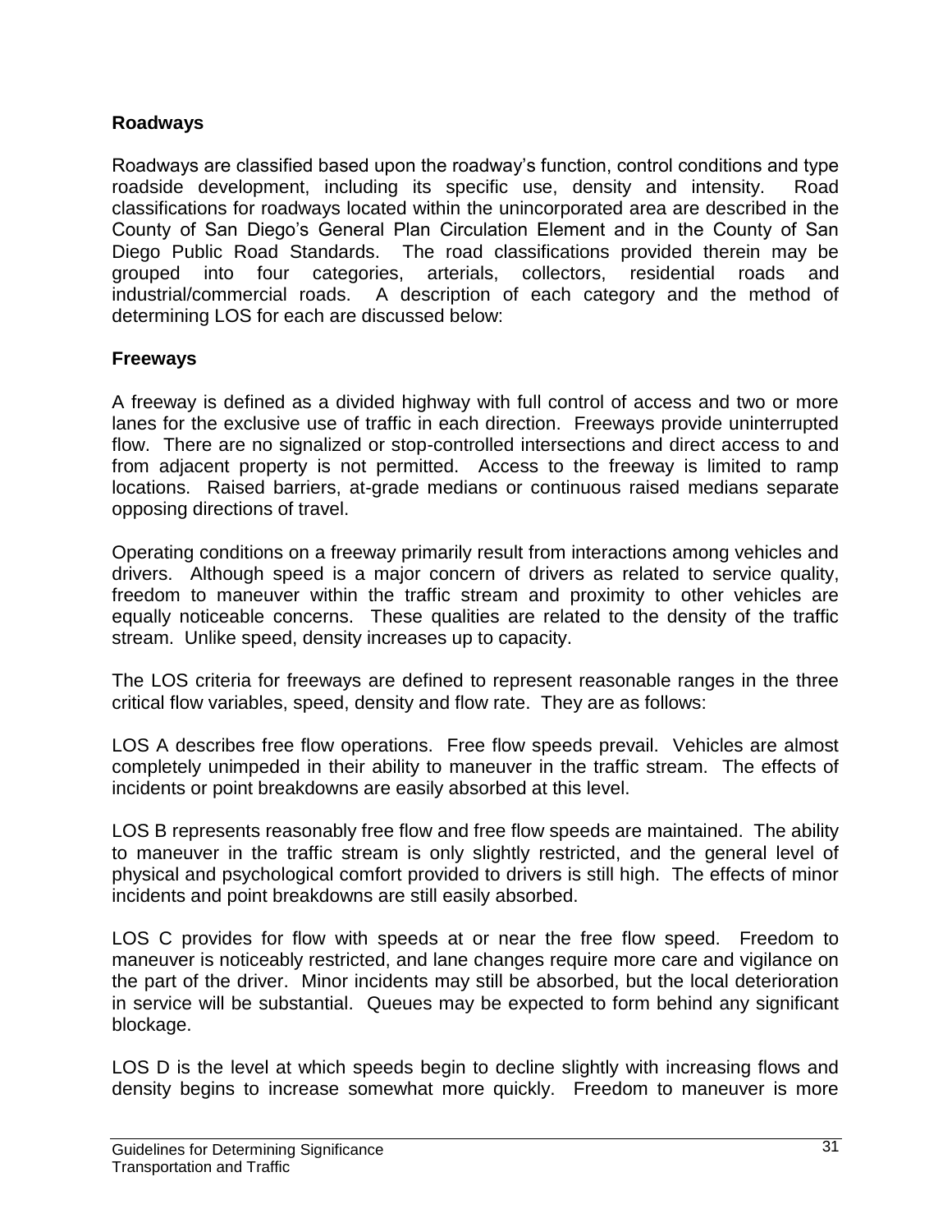**Roadways**

Roadways are classified based upon the roadway's function, control conditions and type roadside development, including its specific use, density and intensity. Road classifications for roadways located within the unincorporated area are described in the County of San Diego's General Plan Circulation Element and in the County of San Diego Public Road Standards. The road classifications provided therein may be grouped into four categories, arterials, collectors, residential roads and industrial/commercial roads. A description of each category and the method of determining LOS for each are discussed below:

**Freeways**

A freeway is defined as a divided highway with full control of access and two or more lanes for the exclusive use of traffic in each direction. Freeways provide uninterrupted flow. There are no signalized or stop-controlled intersections and direct access to and from adjacent property is not permitted. Access to the freeway is limited to ramp locations. Raised barriers, at-grade medians or continuous raised medians separate opposing directions of travel.

Operating conditions on a freeway primarily result from interactions among vehicles and drivers. Although speed is a major concern of drivers as related to service quality, freedom to maneuver within the traffic stream and proximity to other vehicles are equally noticeable concerns. These qualities are related to the density of the traffic stream. Unlike speed, density increases up to capacity.

The LOS criteria for freeways are defined to represent reasonable ranges in the three critical flow variables, speed, density and flow rate. They are as follows:

LOS A describes free flow operations. Free flow speeds prevail. Vehicles are almost completely unimpeded in their ability to maneuver in the traffic stream. The effects of incidents or point breakdowns are easily absorbed at this level.

LOS B represents reasonably free flow and free flow speeds are maintained. The ability to maneuver in the traffic stream is only slightly restricted, and the general level of physical and psychological comfort provided to drivers is still high. The effects of minor incidents and point breakdowns are still easily absorbed.

LOS C provides for flow with speeds at or near the free flow speed. Freedom to maneuver is noticeably restricted, and lane changes require more care and vigilance on the part of the driver. Minor incidents may still be absorbed, but the local deterioration in service will be substantial. Queues may be expected to form behind any significant blockage.

LOS D is the level at which speeds begin to decline slightly with increasing flows and density begins to increase somewhat more quickly. Freedom to maneuver is more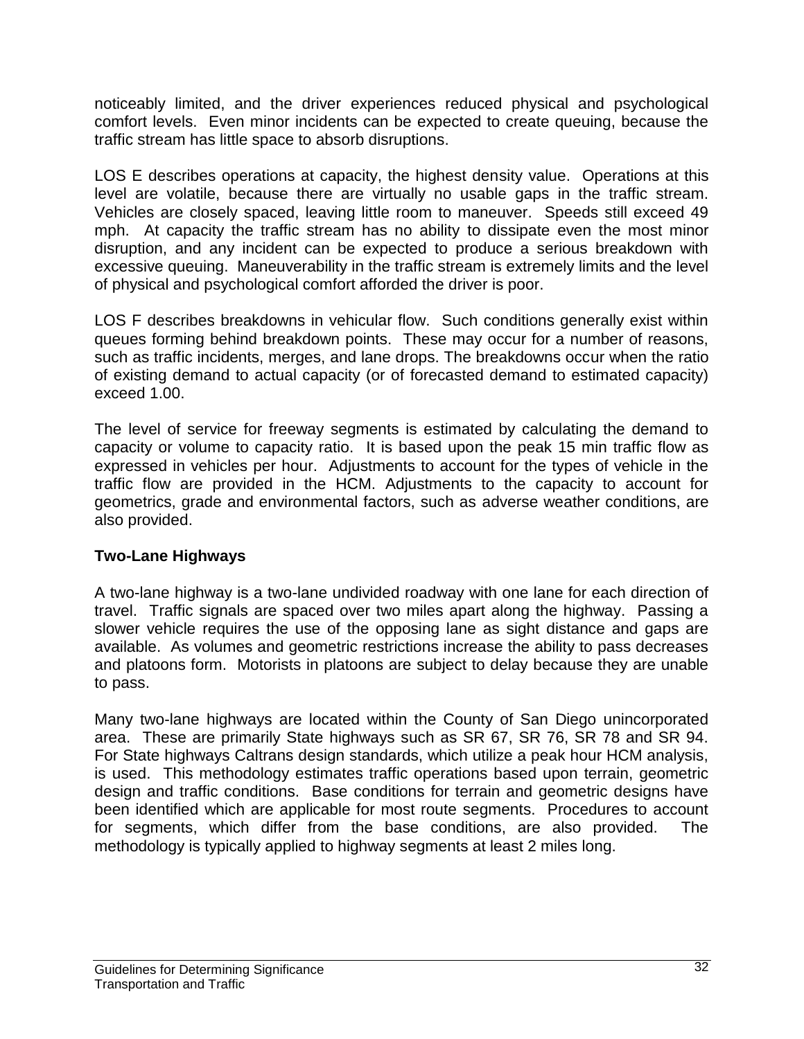noticeably limited, and the driver experiences reduced physical and psychological comfort levels. Even minor incidents can be expected to create queuing, because the traffic stream has little space to absorb disruptions.

LOS E describes operations at capacity, the highest density value. Operations at this level are volatile, because there are virtually no usable gaps in the traffic stream. Vehicles are closely spaced, leaving little room to maneuver. Speeds still exceed 49 mph. At capacity the traffic stream has no ability to dissipate even the most minor disruption, and any incident can be expected to produce a serious breakdown with excessive queuing. Maneuverability in the traffic stream is extremely limits and the level of physical and psychological comfort afforded the driver is poor.

LOS F describes breakdowns in vehicular flow. Such conditions generally exist within queues forming behind breakdown points. These may occur for a number of reasons, such as traffic incidents, merges, and lane drops. The breakdowns occur when the ratio of existing demand to actual capacity (or of forecasted demand to estimated capacity) exceed 1.00.

The level of service for freeway segments is estimated by calculating the demand to capacity or volume to capacity ratio. It is based upon the peak 15 min traffic flow as expressed in vehicles per hour. Adjustments to account for the types of vehicle in the traffic flow are provided in the HCM. Adjustments to the capacity to account for geometrics, grade and environmental factors, such as adverse weather conditions, are also provided.

**Two-Lane Highways**

A two-lane highway is a two-lane undivided roadway with one lane for each direction of travel. Traffic signals are spaced over two miles apart along the highway. Passing a slower vehicle requires the use of the opposing lane as sight distance and gaps are available. As volumes and geometric restrictions increase the ability to pass decreases and platoons form. Motorists in platoons are subject to delay because they are unable to pass.

Many two-lane highways are located within the County of San Diego unincorporated area. These are primarily State highways such as SR 67, SR 76, SR 78 and SR 94. For State highways Caltrans design standards, which utilize a peak hour HCM analysis, is used. This methodology estimates traffic operations based upon terrain, geometric design and traffic conditions. Base conditions for terrain and geometric designs have been identified which are applicable for most route segments. Procedures to account for segments, which differ from the base conditions, are also provided. The methodology is typically applied to highway segments at least 2 miles long.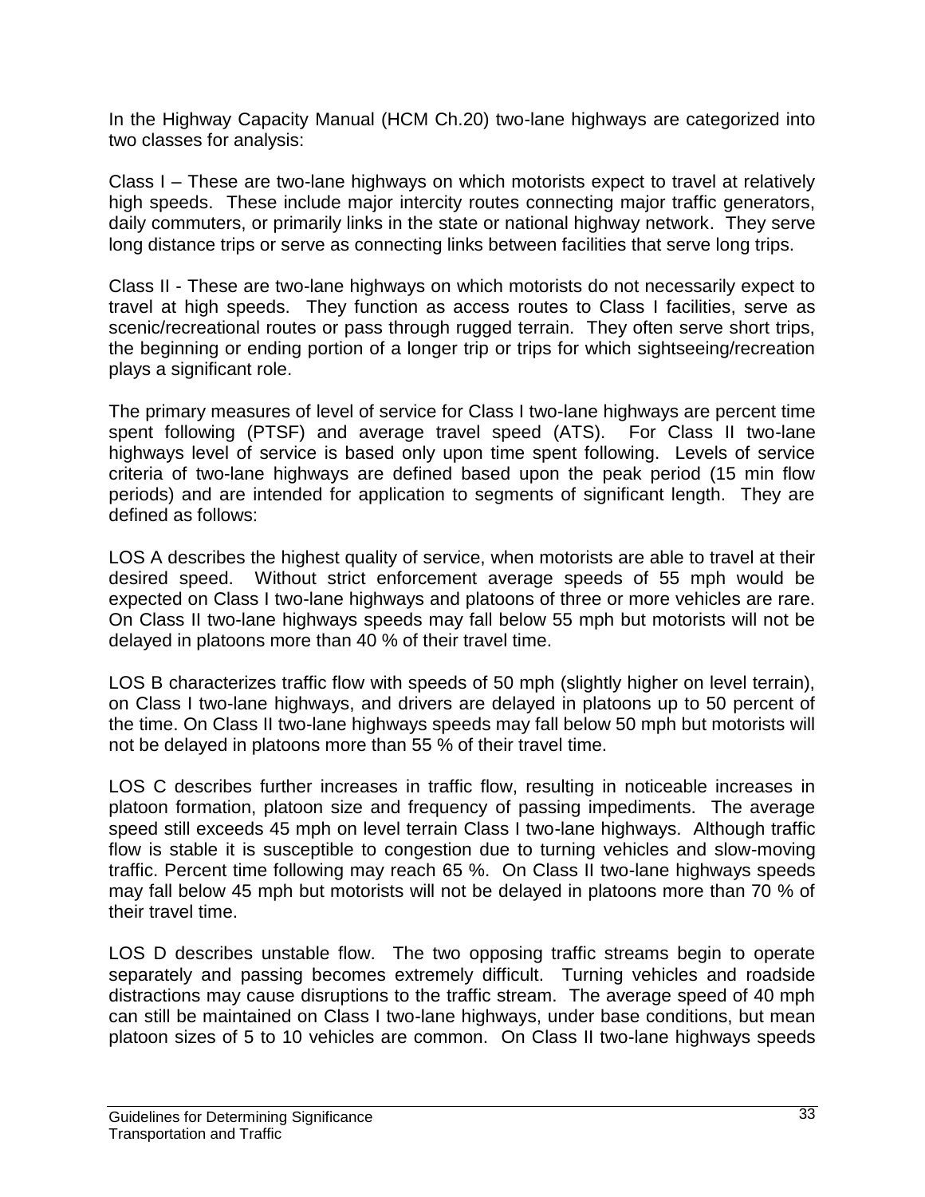In the Highway Capacity Manual (HCM Ch.20) two-lane highways are categorized into two classes for analysis:

Class I – These are two-lane highways on which motorists expect to travel at relatively high speeds. These include major intercity routes connecting major traffic generators, daily commuters, or primarily links in the state or national highway network. They serve long distance trips or serve as connecting links between facilities that serve long trips.

Class II - These are two-lane highways on which motorists do not necessarily expect to travel at high speeds. They function as access routes to Class I facilities, serve as scenic/recreational routes or pass through rugged terrain. They often serve short trips, the beginning or ending portion of a longer trip or trips for which sightseeing/recreation plays a significant role.

The primary measures of level of service for Class I two-lane highways are percent time spent following (PTSF) and average travel speed (ATS). For Class II two-lane highways level of service is based only upon time spent following. Levels of service criteria of two-lane highways are defined based upon the peak period (15 min flow periods) and are intended for application to segments of significant length. They are defined as follows:

LOS A describes the highest quality of service, when motorists are able to travel at their desired speed. Without strict enforcement average speeds of 55 mph would be expected on Class I two-lane highways and platoons of three or more vehicles are rare. On Class II two-lane highways speeds may fall below 55 mph but motorists will not be delayed in platoons more than 40 % of their travel time.

LOS B characterizes traffic flow with speeds of 50 mph (slightly higher on level terrain), on Class I two-lane highways, and drivers are delayed in platoons up to 50 percent of the time. On Class II two-lane highways speeds may fall below 50 mph but motorists will not be delayed in platoons more than 55 % of their travel time.

LOS C describes further increases in traffic flow, resulting in noticeable increases in platoon formation, platoon size and frequency of passing impediments. The average speed still exceeds 45 mph on level terrain Class I two-lane highways. Although traffic flow is stable it is susceptible to congestion due to turning vehicles and slow-moving traffic. Percent time following may reach 65 %. On Class II two-lane highways speeds may fall below 45 mph but motorists will not be delayed in platoons more than 70 % of their travel time.

LOS D describes unstable flow. The two opposing traffic streams begin to operate separately and passing becomes extremely difficult. Turning vehicles and roadside distractions may cause disruptions to the traffic stream. The average speed of 40 mph can still be maintained on Class I two-lane highways, under base conditions, but mean platoon sizes of 5 to 10 vehicles are common. On Class II two-lane highways speeds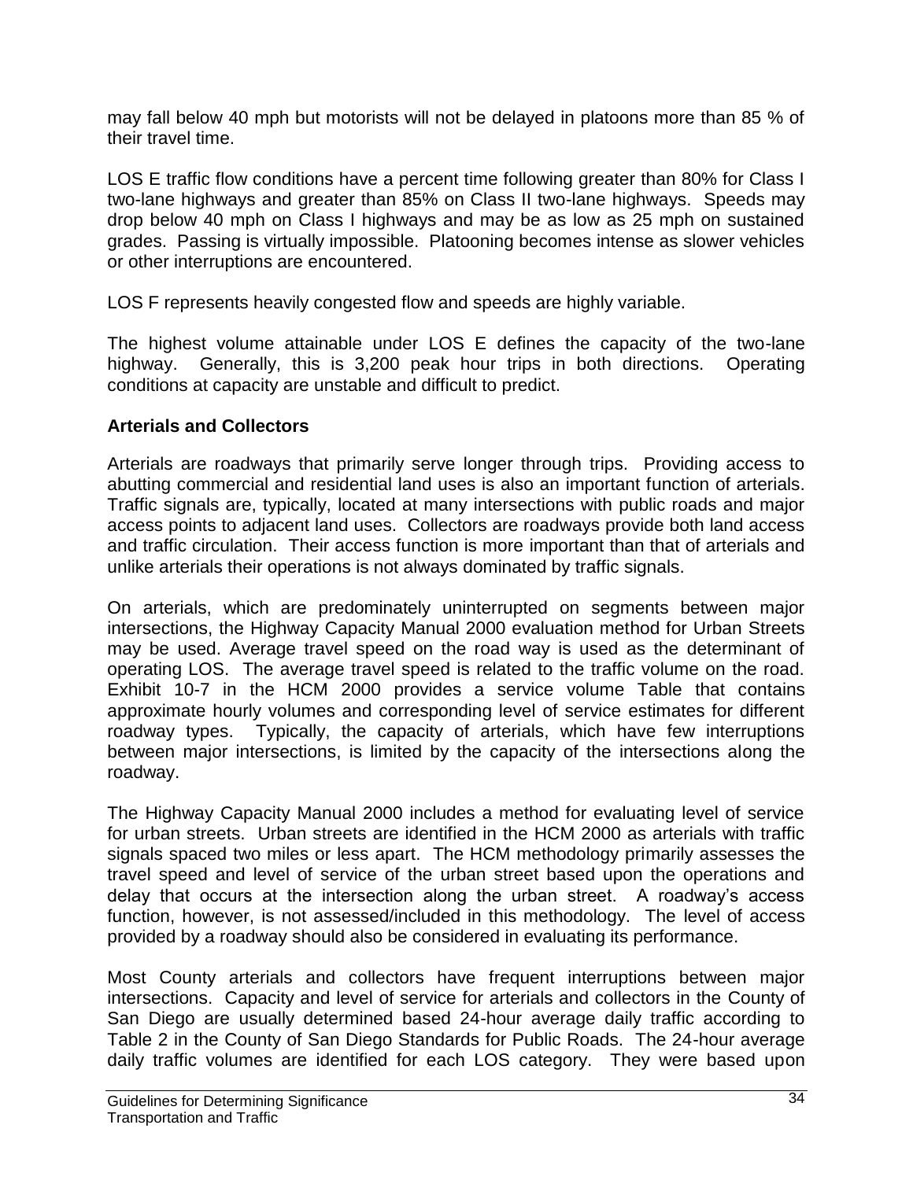may fall below 40 mph but motorists will not be delayed in platoons more than 85 % of their travel time.

LOS E traffic flow conditions have a percent time following greater than 80% for Class I two-lane highways and greater than 85% on Class II two-lane highways. Speeds may drop below 40 mph on Class I highways and may be as low as 25 mph on sustained grades. Passing is virtually impossible. Platooning becomes intense as slower vehicles or other interruptions are encountered.

LOS F represents heavily congested flow and speeds are highly variable.

The highest volume attainable under LOS E defines the capacity of the two-lane highway. Generally, this is 3,200 peak hour trips in both directions. Operating conditions at capacity are unstable and difficult to predict.

**Arterials and Collectors**

Arterials are roadways that primarily serve longer through trips. Providing access to abutting commercial and residential land uses is also an important function of arterials. Traffic signals are, typically, located at many intersections with public roads and major access points to adjacent land uses. Collectors are roadways provide both land access and traffic circulation. Their access function is more important than that of arterials and unlike arterials their operations is not always dominated by traffic signals.

On arterials, which are predominately uninterrupted on segments between major intersections, the Highway Capacity Manual 2000 evaluation method for Urban Streets may be used. Average travel speed on the road way is used as the determinant of operating LOS. The average travel speed is related to the traffic volume on the road. Exhibit 10-7 in the HCM 2000 provides a service volume Table that contains approximate hourly volumes and corresponding level of service estimates for different roadway types. Typically, the capacity of arterials, which have few interruptions between major intersections, is limited by the capacity of the intersections along the roadway.

The Highway Capacity Manual 2000 includes a method for evaluating level of service for urban streets. Urban streets are identified in the HCM 2000 as arterials with traffic signals spaced two miles or less apart. The HCM methodology primarily assesses the travel speed and level of service of the urban street based upon the operations and delay that occurs at the intersection along the urban street. A roadway's access function, however, is not assessed/included in this methodology. The level of access provided by a roadway should also be considered in evaluating its performance.

Most County arterials and collectors have frequent interruptions between major intersections. Capacity and level of service for arterials and collectors in the County of San Diego are usually determined based 24-hour average daily traffic according to Table 2 in the County of San Diego Standards for Public Roads. The 24-hour average daily traffic volumes are identified for each LOS category. They were based upon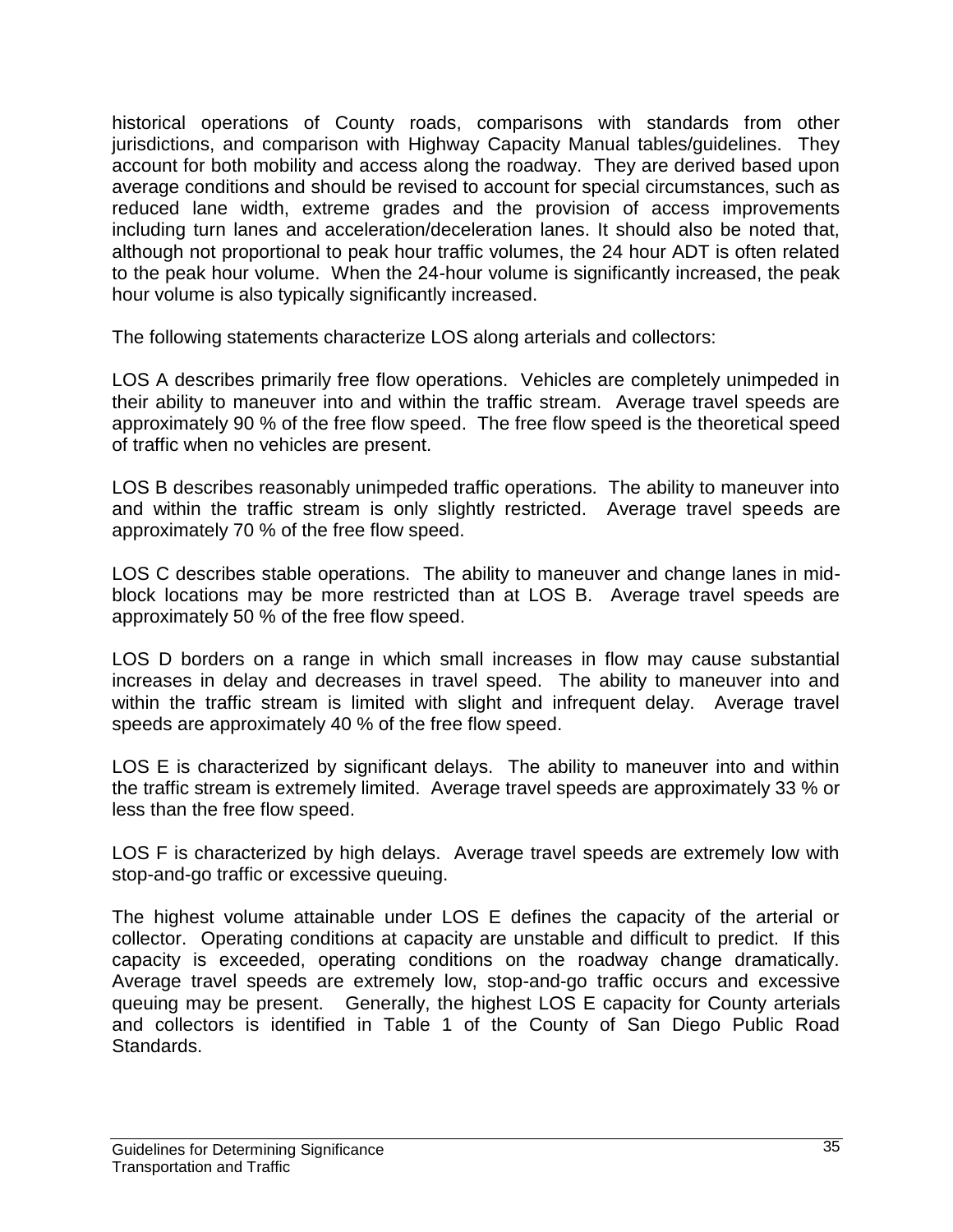historical operations of County roads, comparisons with standards from other jurisdictions, and comparison with Highway Capacity Manual tables/guidelines. They account for both mobility and access along the roadway. They are derived based upon average conditions and should be revised to account for special circumstances, such as reduced lane width, extreme grades and the provision of access improvements including turn lanes and acceleration/deceleration lanes. It should also be noted that, although not proportional to peak hour traffic volumes, the 24 hour ADT is often related to the peak hour volume. When the 24-hour volume is significantly increased, the peak hour volume is also typically significantly increased.

The following statements characterize LOS along arterials and collectors:

LOS A describes primarily free flow operations. Vehicles are completely unimpeded in their ability to maneuver into and within the traffic stream. Average travel speeds are approximately 90 % of the free flow speed. The free flow speed is the theoretical speed of traffic when no vehicles are present.

LOS B describes reasonably unimpeded traffic operations. The ability to maneuver into and within the traffic stream is only slightly restricted. Average travel speeds are approximately 70 % of the free flow speed.

LOS C describes stable operations. The ability to maneuver and change lanes in mid-block locations may be more restricted than at LOS B. Average travel speeds are approximately 50 % of the free flow speed.

LOS D borders on a range in which small increases in flow may cause substantial increases in delay and decreases in travel speed. The ability to maneuver into and within the traffic stream is limited with slight and infrequent delay. Average travel speeds are approximately 40 % of the free flow speed.

LOS E is characterized by significant delays. The ability to maneuver into and within the traffic stream is extremely limited. Average travel speeds are approximately 33 % or less than the free flow speed.

LOS F is characterized by high delays. Average travel speeds are extremely low with stop-and-go traffic or excessive queuing.

The highest volume attainable under LOS E defines the capacity of the arterial or collector. Operating conditions at capacity are unstable and difficult to predict. If this capacity is exceeded, operating conditions on the roadway change dramatically. Average travel speeds are extremely low, stop-and-go traffic occurs and excessive queuing may be present. Generally, the highest LOS E capacity for County arterials and collectors is identified in Table 1 of the County of San Diego Public Road Standards.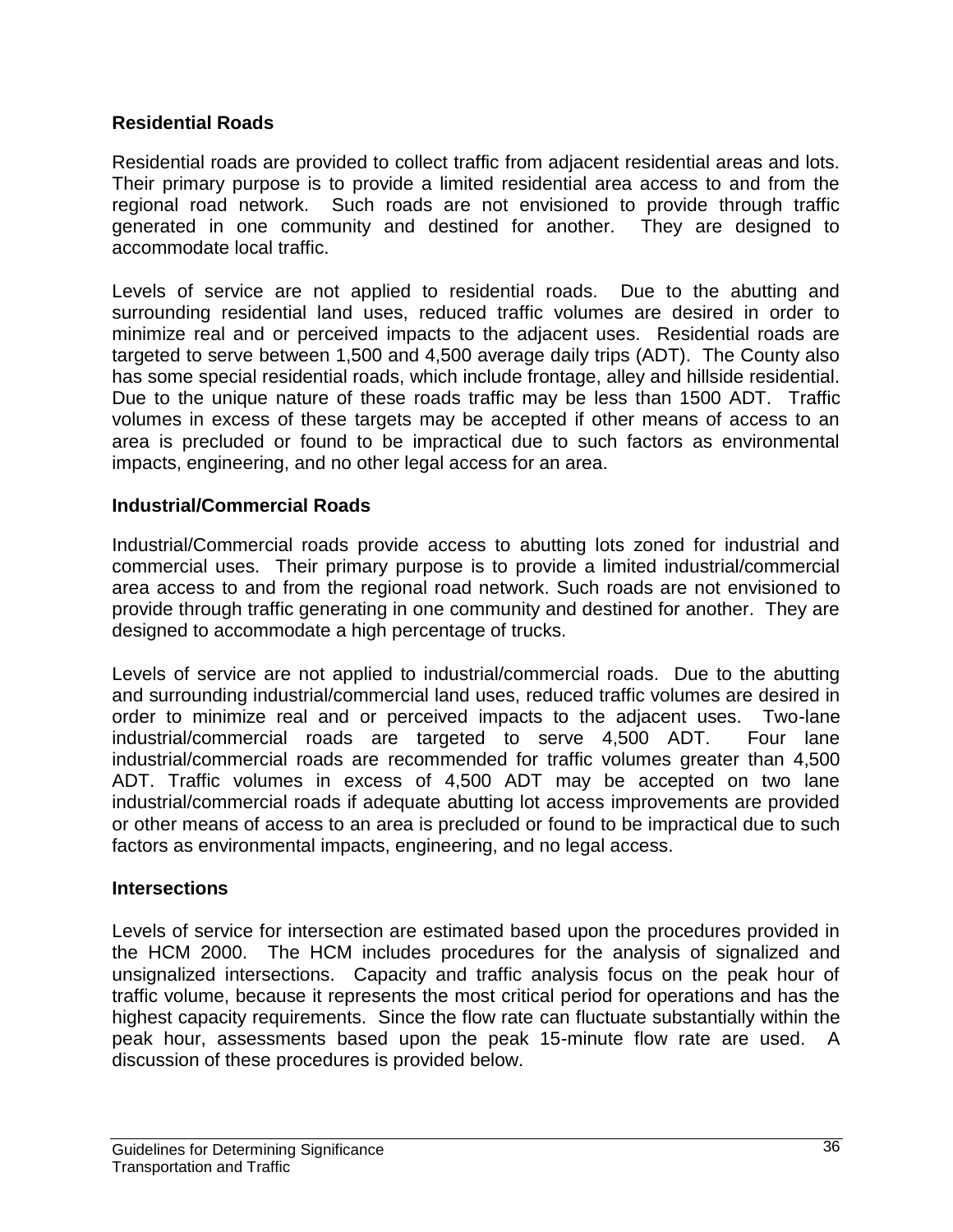### Residential Roads

Residential roads are provided to collect traffic from adjacent residential areas and lots. Their primary purpose is to provide a limited residential area access to and from the regional road network. Such roads are not envisioned to provide through traffic generated in one community and destined for another. They are designed to accommodate local traffic.

Levels of service are not applied to residential roads. Due to the abutting and surrounding residential land uses, reduced traffic volumes are desired in order to minimize real and or perceived impacts to the adjacent uses. Residential roads are targeted to serve between 1,500 and 4,500 average daily trips (ADT). The County also has some special residential roads, which include frontage, alley and hillside residential. Due to the unique nature of these roads traffic may be less than 1500 ADT. Traffic volumes in excess of these targets may be accepted if other means of access to an area is precluded or found to be impractical due to such factors as environmental impacts, engineering, and no other legal access for an area.

### Industrial/Commercial Roads

Industrial/Commercial roads provide access to abutting lots zoned for industrial and commercial uses. Their primary purpose is to provide a limited industrial/commercial area access to and from the regional road network. Such roads are not envisioned to provide through traffic generating in one community and destined for another. They are designed to accommodate a high percentage of trucks.

Levels of service are not applied to industrial/commercial roads. Due to the abutting and surrounding industrial/commercial land uses, reduced traffic volumes are desired in order to minimize real and or perceived impacts to the adjacent uses. Two-lane industrial/commercial roads are targeted to serve 4,500 ADT. Four lane industrial/commercial roads are recommended for traffic volumes greater than 4,500 ADT. Traffic volumes in excess of 4,500 ADT may be accepted on two lane industrial/commercial roads if adequate abutting lot access improvements are provided or other means of access to an area is precluded or found to be impractical due to such factors as environmental impacts, engineering, and no legal access.

### Intersections

Levels of service for intersection are estimated based upon the procedures provided in the HCM 2000. The HCM includes procedures for the analysis of signalized and unsignalized intersections. Capacity and traffic analysis focus on the peak hour of traffic volume, because it represents the most critical period for operations and has the highest capacity requirements. Since the flow rate can fluctuate substantially within the peak hour, assessments based upon the peak 15-minute flow rate are used. A discussion of these procedures is provided below.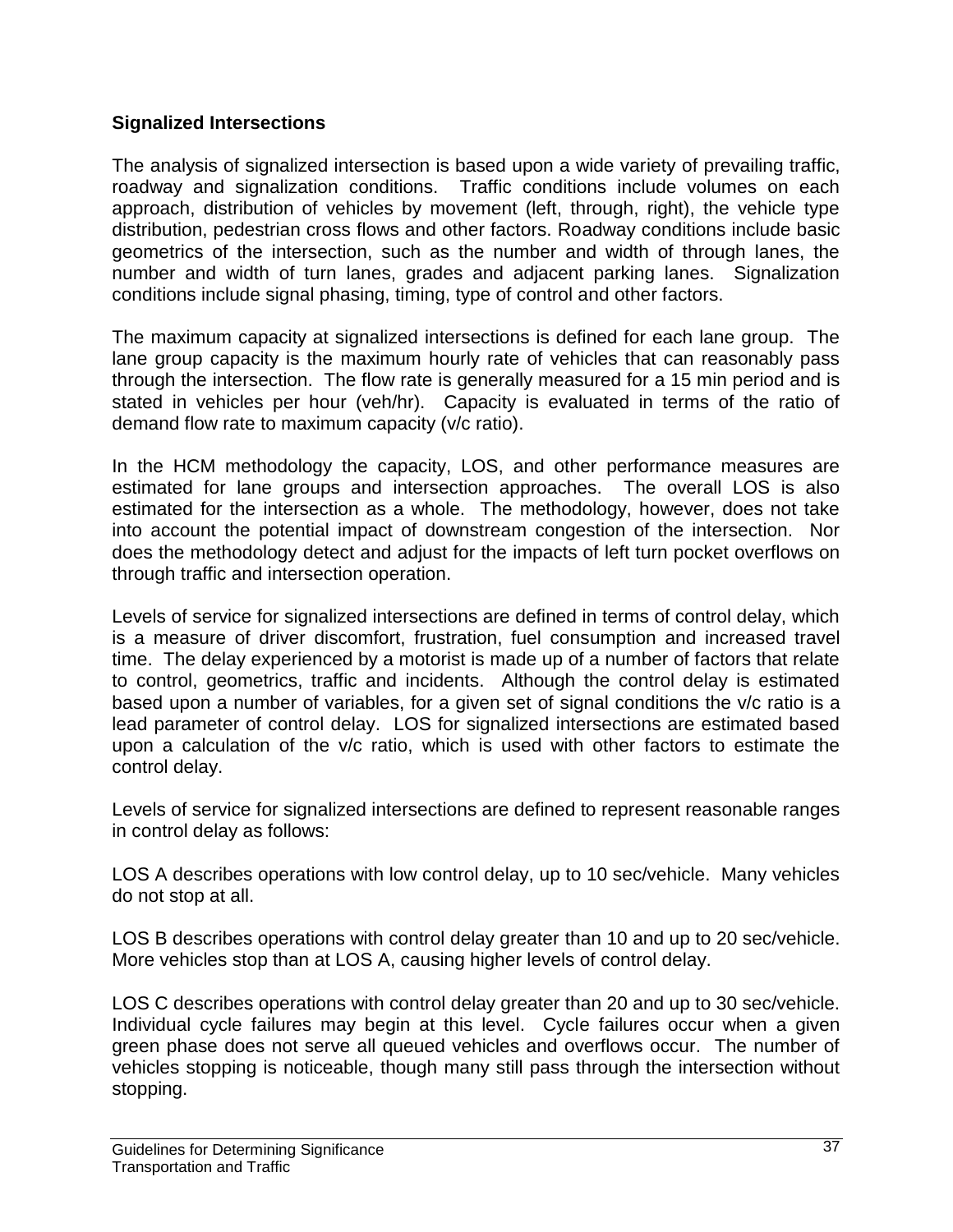### Signalized Intersections

The analysis of signalized intersection is based upon a wide variety of prevailing traffic, roadway and signalization conditions. Traffic conditions include volumes on each approach, distribution of vehicles by movement (left, through, right), the vehicle type distribution, pedestrian cross flows and other factors. Roadway conditions include basic geometrics of the intersection, such as the number and width of through lanes, the number and width of turn lanes, grades and adjacent parking lanes. Signalization conditions include signal phasing, timing, type of control and other factors.

The maximum capacity at signalized intersections is defined for each lane group. The lane group capacity is the maximum hourly rate of vehicles that can reasonably pass through the intersection. The flow rate is generally measured for a 15 min period and is stated in vehicles per hour (veh/hr). Capacity is evaluated in terms of the ratio of demand flow rate to maximum capacity (v/c ratio).

In the HCM methodology the capacity, LOS, and other performance measures are estimated for lane groups and intersection approaches. The overall LOS is also estimated for the intersection as a whole. The methodology, however, does not take into account the potential impact of downstream congestion of the intersection. Nor does the methodology detect and adjust for the impacts of left turn pocket overflows on through traffic and intersection operation.

Levels of service for signalized intersections are defined in terms of control delay, which is a measure of driver discomfort, frustration, fuel consumption and increased travel time. The delay experienced by a motorist is made up of a number of factors that relate to control, geometrics, traffic and incidents. Although the control delay is estimated based upon a number of variables, for a given set of signal conditions the v/c ratio is a lead parameter of control delay. LOS for signalized intersections are estimated based upon a calculation of the v/c ratio, which is used with other factors to estimate the control delay.

Levels of service for signalized intersections are defined to represent reasonable ranges in control delay as follows:

LOS A describes operations with low control delay, up to 10 sec/vehicle. Many vehicles do not stop at all.

LOS B describes operations with control delay greater than 10 and up to 20 sec/vehicle. More vehicles stop than at LOS A, causing higher levels of control delay.

LOS C describes operations with control delay greater than 20 and up to 30 sec/vehicle. Individual cycle failures may begin at this level. Cycle failures occur when a given green phase does not serve all queued vehicles and overflows occur. The number of vehicles stopping is noticeable, though many still pass through the intersection without stopping.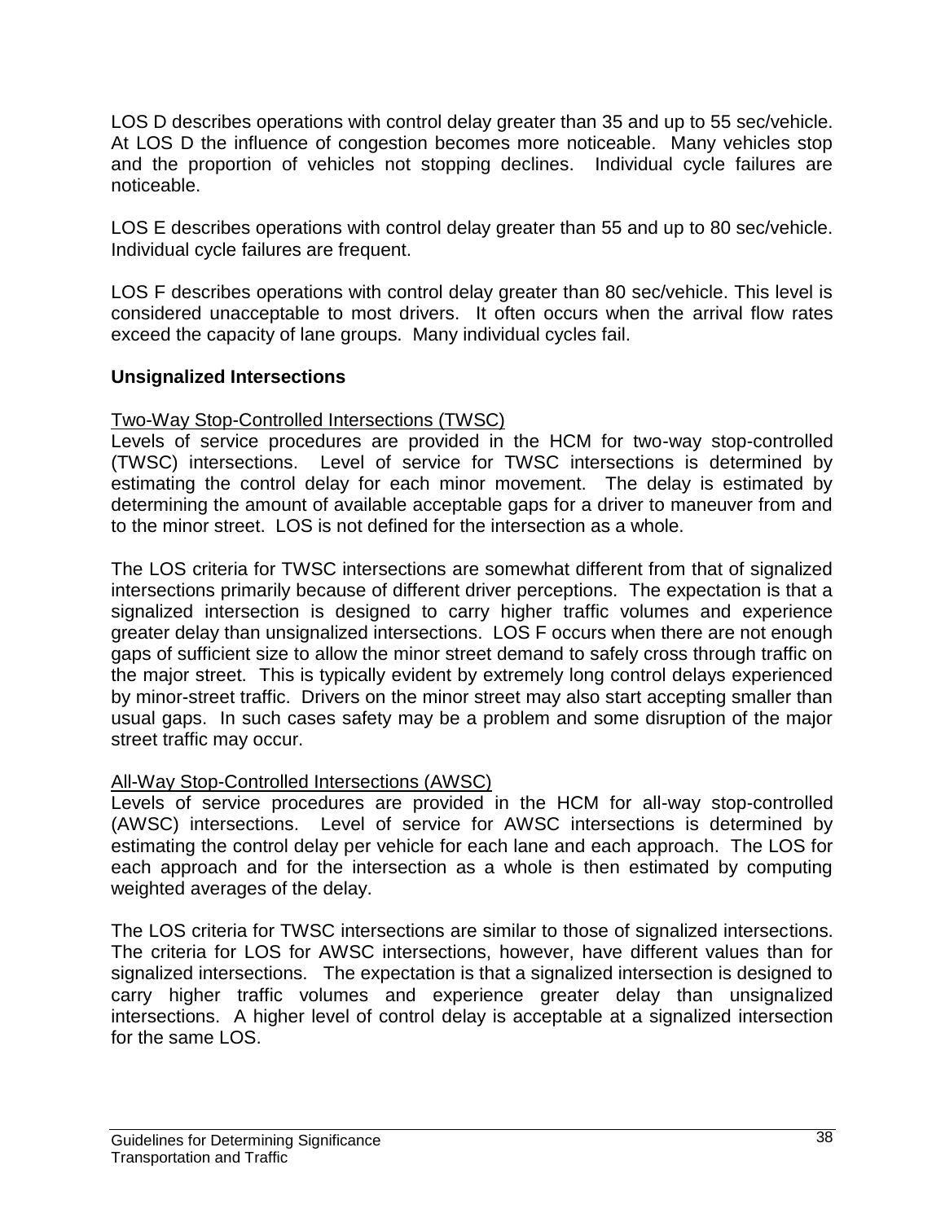LOS D describes operations with control delay greater than 35 and up to 55 sec/vehicle. At LOS D the influence of congestion becomes more noticeable. Many vehicles stop and the proportion of vehicles not stopping declines. Individual cycle failures are noticeable.

LOS E describes operations with control delay greater than 55 and up to 80 sec/vehicle. Individual cycle failures are frequent.

LOS F describes operations with control delay greater than 80 sec/vehicle. This level is considered unacceptable to most drivers. It often occurs when the arrival flow rates exceed the capacity of lane groups. Many individual cycles fail.

**Unsignalized Intersections**

Two-Way Stop-Controlled Intersections (TWSC)

Levels of service procedures are provided in the HCM for two-way stop-controlled (TWSC) intersections. Level of service for TWSC intersections is determined by estimating the control delay for each minor movement. The delay is estimated by determining the amount of available acceptable gaps for a driver to maneuver from and to the minor street. LOS is not defined for the intersection as a whole.

The LOS criteria for TWSC intersections are somewhat different from that of signalized intersections primarily because of different driver perceptions. The expectation is that a signalized intersection is designed to carry higher traffic volumes and experience greater delay than unsignalized intersections. LOS F occurs when there are not enough gaps of sufficient size to allow the minor street demand to safely cross through traffic on the major street. This is typically evident by extremely long control delays experienced by minor-street traffic. Drivers on the minor street may also start accepting smaller than usual gaps. In such cases safety may be a problem and some disruption of the major street traffic may occur.

All-Way Stop-Controlled Intersections (AWSC)

Levels of service procedures are provided in the HCM for all-way stop-controlled (AWSC) intersections. Level of service for AWSC intersections is determined by estimating the control delay per vehicle for each lane and each approach. The LOS for each approach and for the intersection as a whole is then estimated by computing weighted averages of the delay.

The LOS criteria for TWSC intersections are similar to those of signalized intersections. The criteria for LOS for AWSC intersections, however, have different values than for signalized intersections. The expectation is that a signalized intersection is designed to carry higher traffic volumes and experience greater delay than unsignalized intersections. A higher level of control delay is acceptable at a signalized intersection for the same LOS.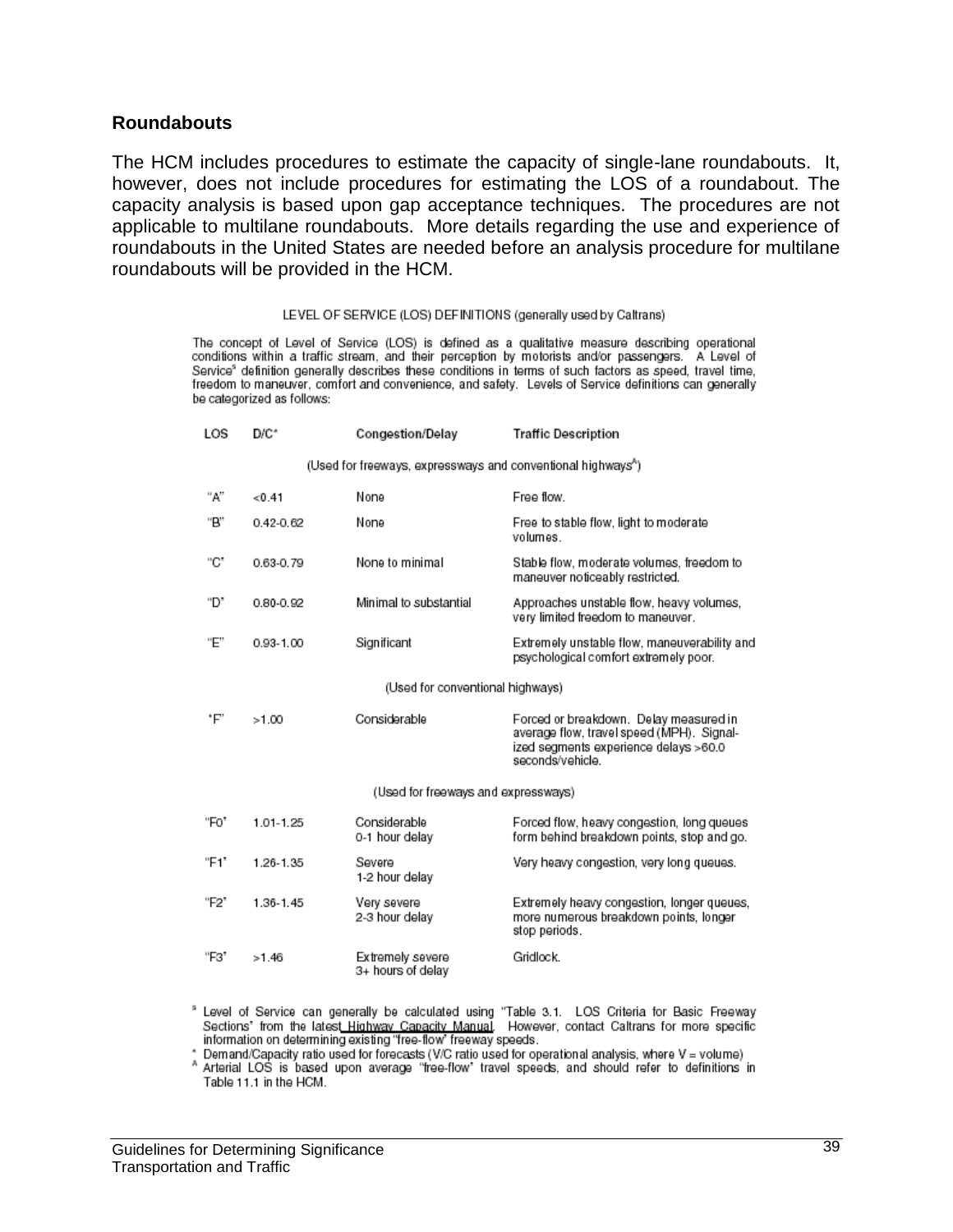**Roundabouts**

The HCM includes procedures to estimate the capacity of single-lane roundabouts. It, however, does not include procedures for estimating the LOS of a roundabout. The capacity analysis is based upon gap acceptance techniques. The procedures are not applicable to multilane roundabouts. More details regarding the use and experience of roundabouts in the United States are needed before an analysis procedure for multilane roundabouts will be provided in the HCM.

LEVEL OF SERVICE (LOS) DEFINITIONS (generally used by Caltrans)

The concept of Level of Service (LOS) is defined as a qualitative measure describing operational conditions within a traffic stream, and their perception by motorists and/or passengers. A Level of Service[a] definition generally describes these conditions in terms of such factors as speed, travel time, freedom to maneuver, comfort and convenience, and safety. Levels of Service definitions can generally be categorized as follows:

| LOS | D/C* | Congestion/Delay | Traffic Description |
|---|---|---|---|
| (Used for freeways, expressways and conventional highways[A]) | | | |
| "A" | <0.41 | None | Free flow. |
| "B" | 0.42-0.62 | None | Free to stable flow, light to moderate volumes. |
| "C" | 0.63-0.79 | None to minimal | Stable flow, moderate volumes, freedom to maneuver noticeably restricted. |
| "D" | 0.80-0.92 | Minimal to substantial | Approaches unstable flow, heavy volumes, very limited freedom to maneuver. |
| "E" | 0.93-1.00 | Significant | Extremely unstable flow, maneuverability and psychological comfort extremely poor. |
| (Used for conventional highways) | | | |
| "F" | >1.00 | Considerable | Forced or breakdown. Delay measured in average flow, travel speed (MPH). Signalized segments experience delays >60.0 seconds/vehicle. |
| (Used for freeways and expressways) | | | |
| "F0" | 1.01-1.25 | Considerable 0-1 hour delay | Forced flow, heavy congestion, long queues form behind breakdown points, stop and go. |
| "F1" | 1.26-1.35 | Severe 1-2 hour delay | Very heavy congestion, very long queues. |
| "F2" | 1.36-1.45 | Very severe 2-3 hour delay | Extremely heavy congestion, longer queues, more numerous breakdown points, longer stop periods. |
| "F3" | >1.46 | Extremely severe 3+ hours of delay | Gridlock. |

[a] Level of Service can generally be calculated using "Table 3.1. LOS Criteria for Basic Freeway Sections" from the latest Highway Capacity Manual. However, contact Caltrans for more specific information on determining existing "free-flow" freeway speeds.

\* Demand/Capacity ratio used for forecasts (V/C ratio used for operational analysis, where V = volume)

[A] Arterial LOS is based upon average "free-flow" travel speeds, and should refer to definitions in Table 11.1 in the HCM.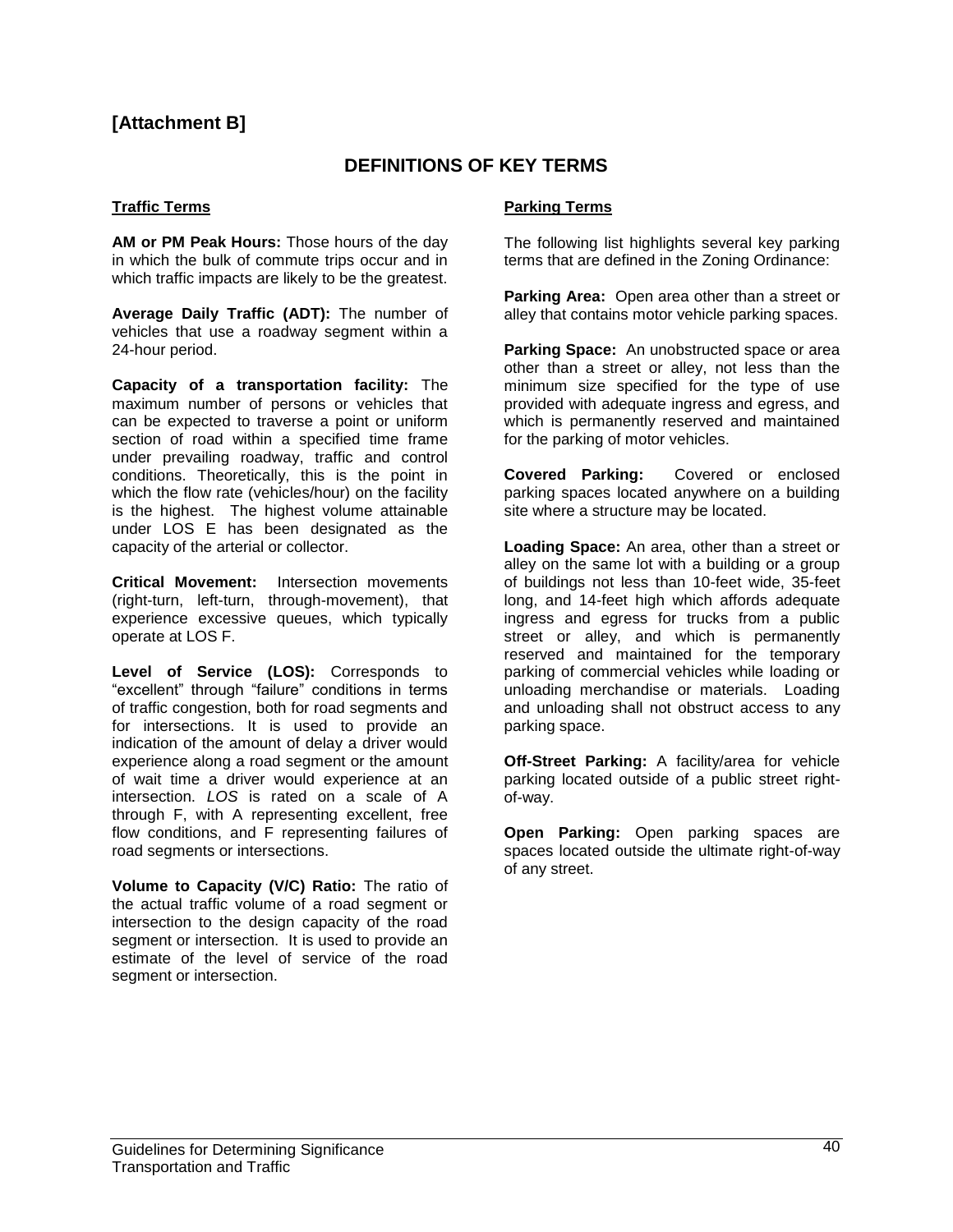# [Attachment B]

## DEFINITIONS OF KEY TERMS

### Traffic Terms

**AM or PM Peak Hours:** Those hours of the day in which the bulk of commute trips occur and in which traffic impacts are likely to be the greatest.

**Average Daily Traffic (ADT):** The number of vehicles that use a roadway segment within a 24-hour period.

**Capacity of a transportation facility:** The maximum number of persons or vehicles that can be expected to traverse a point or uniform section of road within a specified time frame under prevailing roadway, traffic and control conditions. Theoretically, this is the point in which the flow rate (vehicles/hour) on the facility is the highest. The highest volume attainable under LOS E has been designated as the capacity of the arterial or collector.

**Critical Movement:** Intersection movements (right-turn, left-turn, through-movement), that experience excessive queues, which typically operate at LOS F.

**Level of Service (LOS):** Corresponds to "excellent" through "failure" conditions in terms of traffic congestion, both for road segments and for intersections. It is used to provide an indication of the amount of delay a driver would experience along a road segment or the amount of wait time a driver would experience at an intersection. *LOS* is rated on a scale of A through F, with A representing excellent, free flow conditions, and F representing failures of road segments or intersections.

**Volume to Capacity (V/C) Ratio:** The ratio of the actual traffic volume of a road segment or intersection to the design capacity of the road segment or intersection. It is used to provide an estimate of the level of service of the road segment or intersection.

### Parking Terms

The following list highlights several key parking terms that are defined in the Zoning Ordinance:

**Parking Area:** Open area other than a street or alley that contains motor vehicle parking spaces.

**Parking Space:** An unobstructed space or area other than a street or alley, not less than the minimum size specified for the type of use provided with adequate ingress and egress, and which is permanently reserved and maintained for the parking of motor vehicles.

**Covered Parking:** Covered or enclosed parking spaces located anywhere on a building site where a structure may be located.

**Loading Space:** An area, other than a street or alley on the same lot with a building or a group of buildings not less than 10-feet wide, 35-feet long, and 14-feet high which affords adequate ingress and egress for trucks from a public street or alley, and which is permanently reserved and maintained for the temporary parking of commercial vehicles while loading or unloading merchandise or materials. Loading and unloading shall not obstruct access to any parking space.

**Off-Street Parking:** A facility/area for vehicle parking located outside of a public street right-of-way.

**Open Parking:** Open parking spaces are spaces located outside the ultimate right-of-way of any street.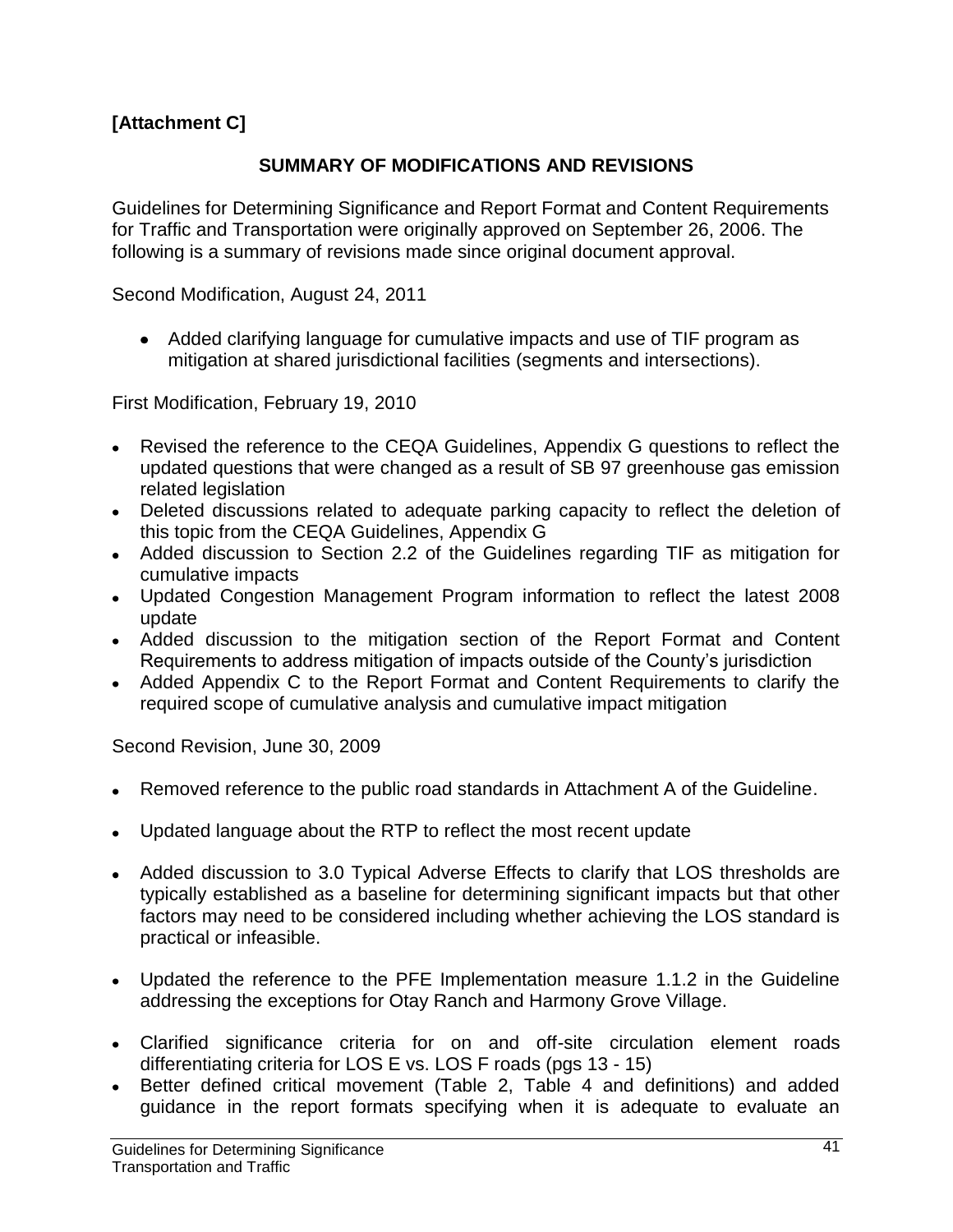**[Attachment C]**

## SUMMARY OF MODIFICATIONS AND REVISIONS

Guidelines for Determining Significance and Report Format and Content Requirements for Traffic and Transportation were originally approved on September 26, 2006. The following is a summary of revisions made since original document approval.

Second Modification, August 24, 2011

- Added clarifying language for cumulative impacts and use of TIF program as mitigation at shared jurisdictional facilities (segments and intersections).

First Modification, February 19, 2010

- Revised the reference to the CEQA Guidelines, Appendix G questions to reflect the updated questions that were changed as a result of SB 97 greenhouse gas emission related legislation
- Deleted discussions related to adequate parking capacity to reflect the deletion of this topic from the CEQA Guidelines, Appendix G
- Added discussion to Section 2.2 of the Guidelines regarding TIF as mitigation for cumulative impacts
- Updated Congestion Management Program information to reflect the latest 2008 update
- Added discussion to the mitigation section of the Report Format and Content Requirements to address mitigation of impacts outside of the County's jurisdiction
- Added Appendix C to the Report Format and Content Requirements to clarify the required scope of cumulative analysis and cumulative impact mitigation

Second Revision, June 30, 2009

- Removed reference to the public road standards in Attachment A of the Guideline.
- Updated language about the RTP to reflect the most recent update
- Added discussion to 3.0 Typical Adverse Effects to clarify that LOS thresholds are typically established as a baseline for determining significant impacts but that other factors may need to be considered including whether achieving the LOS standard is practical or infeasible.
- Updated the reference to the PFE Implementation measure 1.1.2 in the Guideline addressing the exceptions for Otay Ranch and Harmony Grove Village.
- Clarified significance criteria for on and off-site circulation element roads differentiating criteria for LOS E vs. LOS F roads (pgs 13 - 15)
- Better defined critical movement (Table 2, Table 4 and definitions) and added guidance in the report formats specifying when it is adequate to evaluate an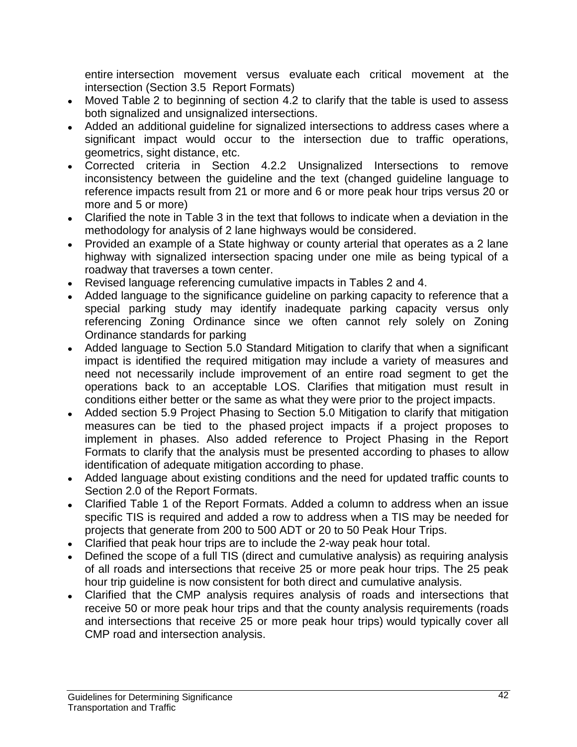entire intersection movement versus evaluate each critical movement at the intersection (Section 3.5 Report Formats)

- Moved Table 2 to beginning of section 4.2 to clarify that the table is used to assess both signalized and unsignalized intersections.
- Added an additional guideline for signalized intersections to address cases where a significant impact would occur to the intersection due to traffic operations, geometrics, sight distance, etc.
- Corrected criteria in Section 4.2.2 Unsignalized Intersections to remove inconsistency between the guideline and the text (changed guideline language to reference impacts result from 21 or more and 6 or more peak hour trips versus 20 or more and 5 or more)
- Clarified the note in Table 3 in the text that follows to indicate when a deviation in the methodology for analysis of 2 lane highways would be considered.
- Provided an example of a State highway or county arterial that operates as a 2 lane highway with signalized intersection spacing under one mile as being typical of a roadway that traverses a town center.
- Revised language referencing cumulative impacts in Tables 2 and 4.
- Added language to the significance guideline on parking capacity to reference that a special parking study may identify inadequate parking capacity versus only referencing Zoning Ordinance since we often cannot rely solely on Zoning Ordinance standards for parking
- Added language to Section 5.0 Standard Mitigation to clarify that when a significant impact is identified the required mitigation may include a variety of measures and need not necessarily include improvement of an entire road segment to get the operations back to an acceptable LOS. Clarifies that mitigation must result in conditions either better or the same as what they were prior to the project impacts.
- Added section 5.9 Project Phasing to Section 5.0 Mitigation to clarify that mitigation measures can be tied to the phased project impacts if a project proposes to implement in phases. Also added reference to Project Phasing in the Report Formats to clarify that the analysis must be presented according to phases to allow identification of adequate mitigation according to phase.
- Added language about existing conditions and the need for updated traffic counts to Section 2.0 of the Report Formats.
- Clarified Table 1 of the Report Formats. Added a column to address when an issue specific TIS is required and added a row to address when a TIS may be needed for projects that generate from 200 to 500 ADT or 20 to 50 Peak Hour Trips.
- Clarified that peak hour trips are to include the 2-way peak hour total.
- Defined the scope of a full TIS (direct and cumulative analysis) as requiring analysis of all roads and intersections that receive 25 or more peak hour trips. The 25 peak hour trip guideline is now consistent for both direct and cumulative analysis.
- Clarified that the CMP analysis requires analysis of roads and intersections that receive 50 or more peak hour trips and that the county analysis requirements (roads and intersections that receive 25 or more peak hour trips) would typically cover all CMP road and intersection analysis.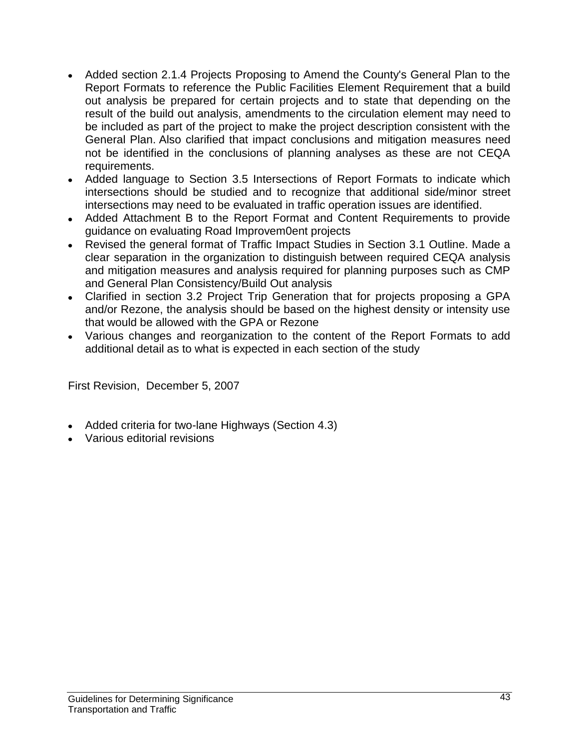- Added section 2.1.4 Projects Proposing to Amend the County's General Plan to the Report Formats to reference the Public Facilities Element Requirement that a build out analysis be prepared for certain projects and to state that depending on the result of the build out analysis, amendments to the circulation element may need to be included as part of the project to make the project description consistent with the General Plan. Also clarified that impact conclusions and mitigation measures need not be identified in the conclusions of planning analyses as these are not CEQA requirements.
- Added language to Section 3.5 Intersections of Report Formats to indicate which intersections should be studied and to recognize that additional side/minor street intersections may need to be evaluated in traffic operation issues are identified.
- Added Attachment B to the Report Format and Content Requirements to provide guidance on evaluating Road Improvem0ent projects
- Revised the general format of Traffic Impact Studies in Section 3.1 Outline. Made a clear separation in the organization to distinguish between required CEQA analysis and mitigation measures and analysis required for planning purposes such as CMP and General Plan Consistency/Build Out analysis
- Clarified in section 3.2 Project Trip Generation that for projects proposing a GPA and/or Rezone, the analysis should be based on the highest density or intensity use that would be allowed with the GPA or Rezone
- Various changes and reorganization to the content of the Report Formats to add additional detail as to what is expected in each section of the study

First Revision, December 5, 2007

- Added criteria for two-lane Highways (Section 4.3)
- Various editorial revisions